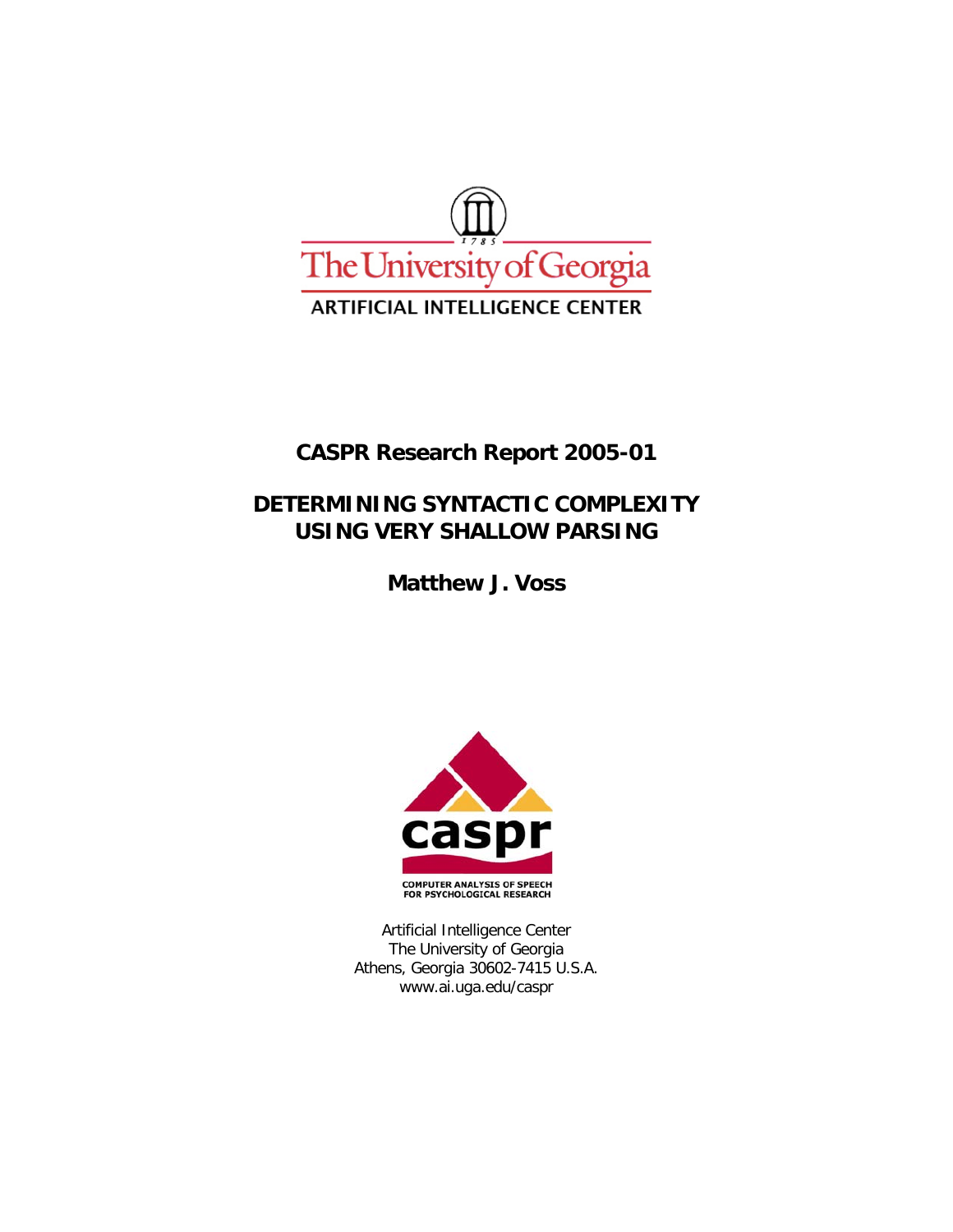The University of Georgia

ARTIFICIAL INTELLIGENCE CENTER

**CASPR Research Report 2005-01**

# DETERMINING SYNTACTIC COMPLEXITY USING VERY SHALLOW PARSING

**Matthew J. Voss**

caspr

COMPUTER ANALYSIS OF SPEECH FOR PSYCHOLOGICAL RESEARCH

Artificial Intelligence Center
The University of Georgia
Athens, Georgia 30602-7415 U.S.A.
www.ai.uga.edu/caspr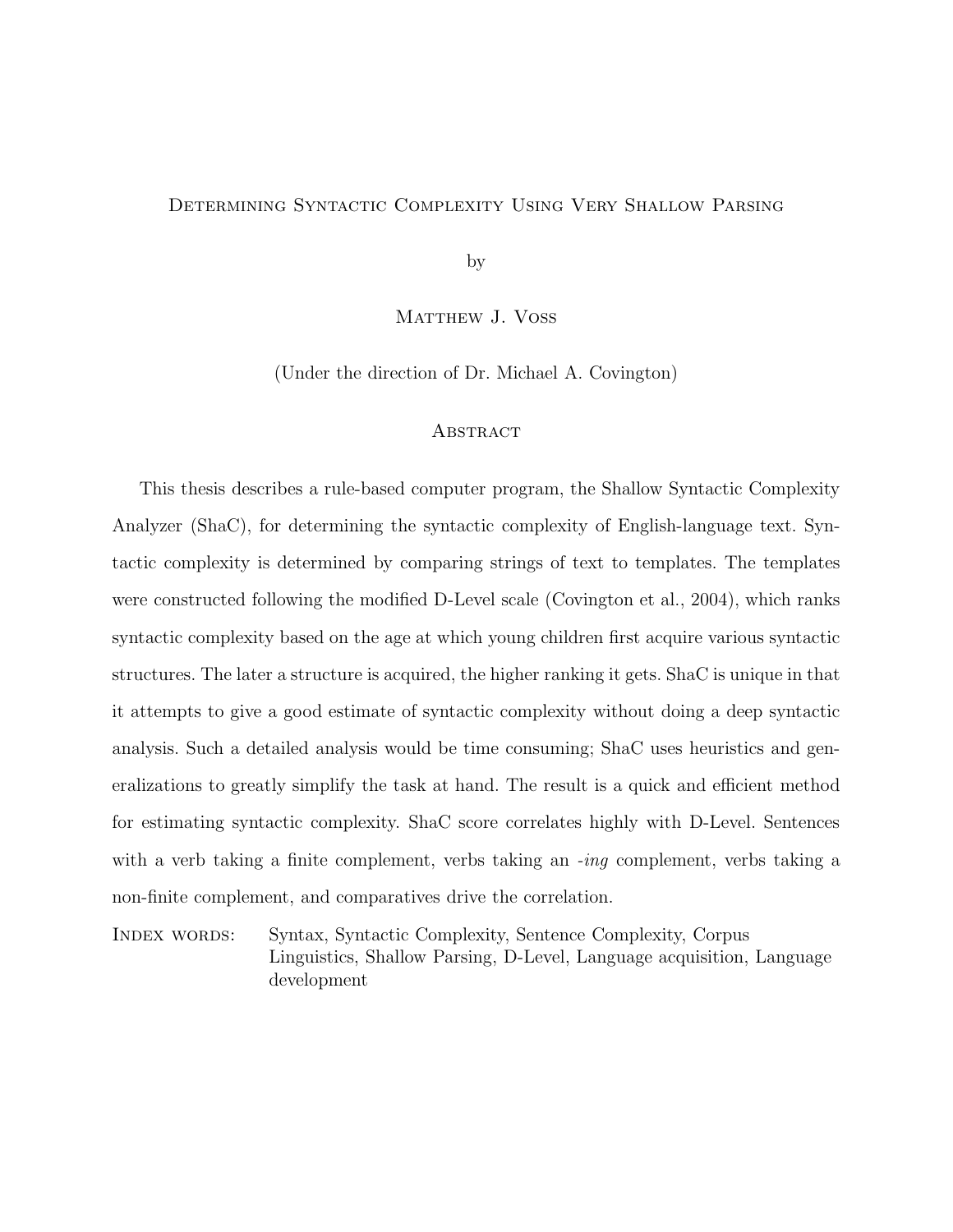# Determining Syntactic Complexity Using Very Shallow Parsing

by

Matthew J. Voss

(Under the direction of Dr. Michael A. Covington)

## Abstract

This thesis describes a rule-based computer program, the Shallow Syntactic Complexity Analyzer (ShaC), for determining the syntactic complexity of English-language text. Syntactic complexity is determined by comparing strings of text to templates. The templates were constructed following the modified D-Level scale (Covington et al., 2004), which ranks syntactic complexity based on the age at which young children first acquire various syntactic structures. The later a structure is acquired, the higher ranking it gets. ShaC is unique in that it attempts to give a good estimate of syntactic complexity without doing a deep syntactic analysis. Such a detailed analysis would be time consuming; ShaC uses heuristics and generalizations to greatly simplify the task at hand. The result is a quick and efficient method for estimating syntactic complexity. ShaC score correlates highly with D-Level. Sentences with a verb taking a finite complement, verbs taking an *-ing* complement, verbs taking a non-finite complement, and comparatives drive the correlation.

Index words: Syntax, Syntactic Complexity, Sentence Complexity, Corpus Linguistics, Shallow Parsing, D-Level, Language acquisition, Language development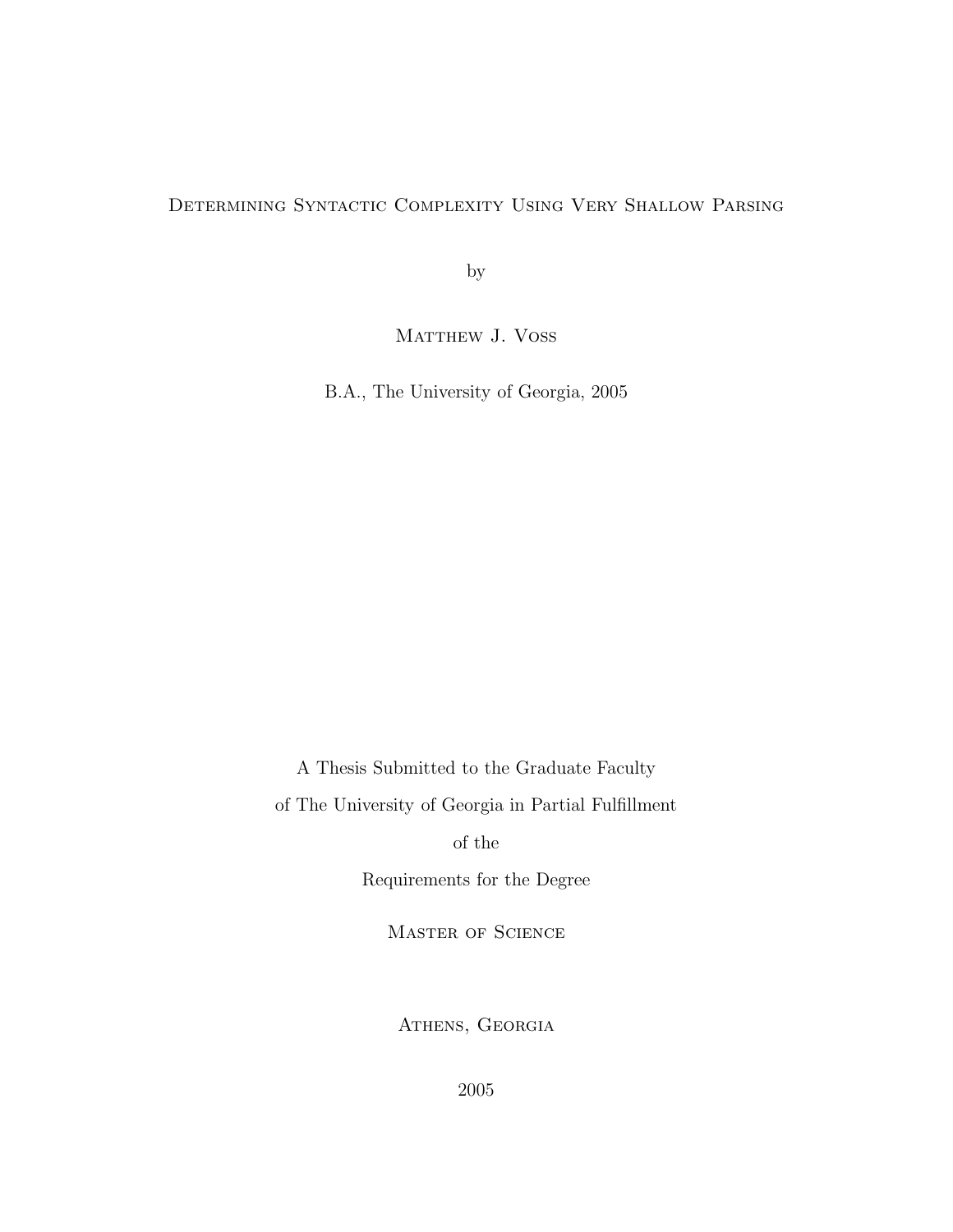# Determining Syntactic Complexity Using Very Shallow Parsing

by

Matthew J. Voss

B.A., The University of Georgia, 2005

A Thesis Submitted to the Graduate Faculty

of The University of Georgia in Partial Fulfillment

of the

Requirements for the Degree

Master of Science

Athens, Georgia

2005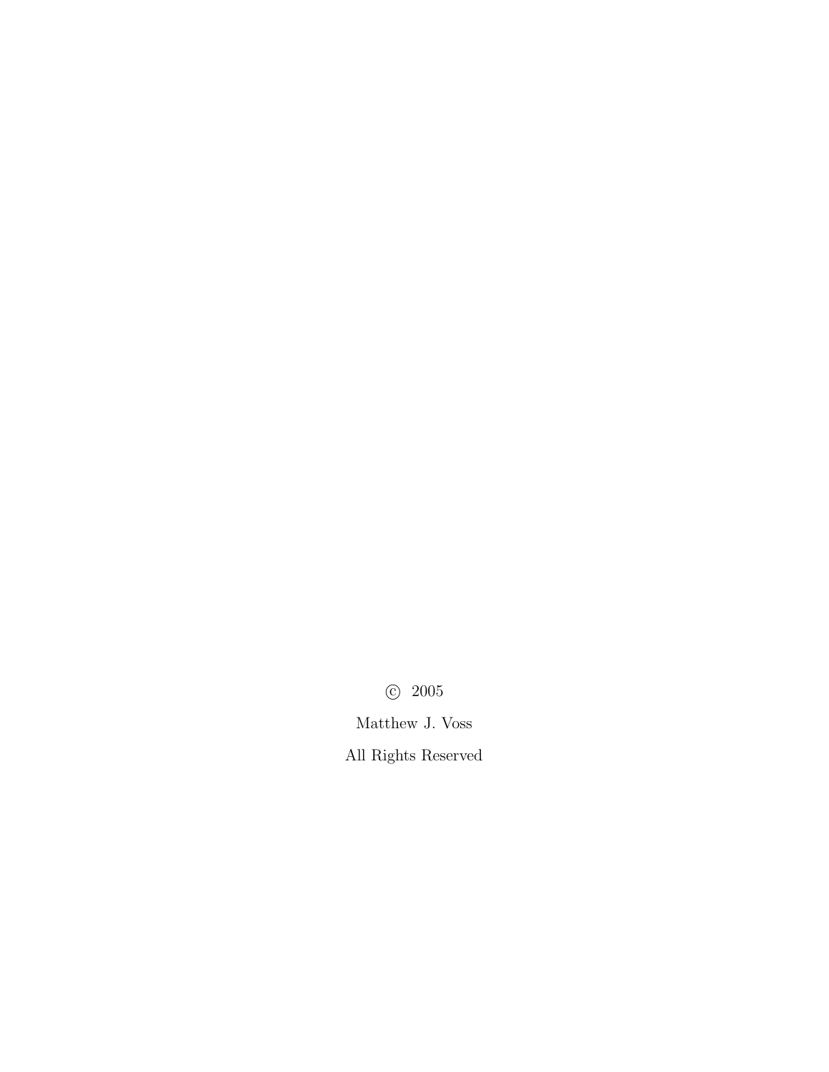© 2005

Matthew J. Voss

All Rights Reserved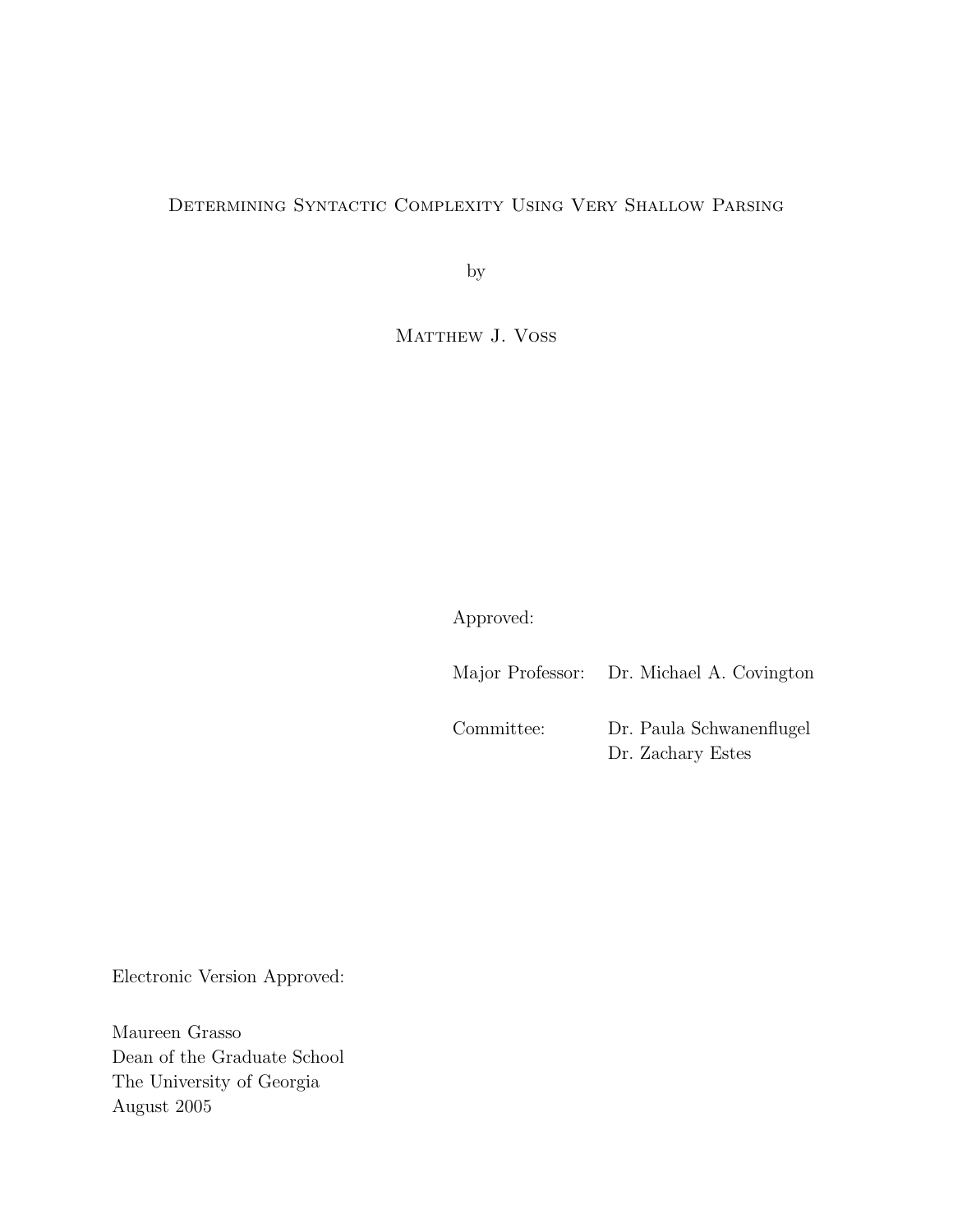Determining Syntactic Complexity Using Very Shallow Parsing

by

Matthew J. Voss

Approved:

Major Professor: Dr. Michael A. Covington

Committee: Dr. Paula Schwanenflugel
Dr. Zachary Estes

Electronic Version Approved:

Maureen Grasso
Dean of the Graduate School
The University of Georgia
August 2005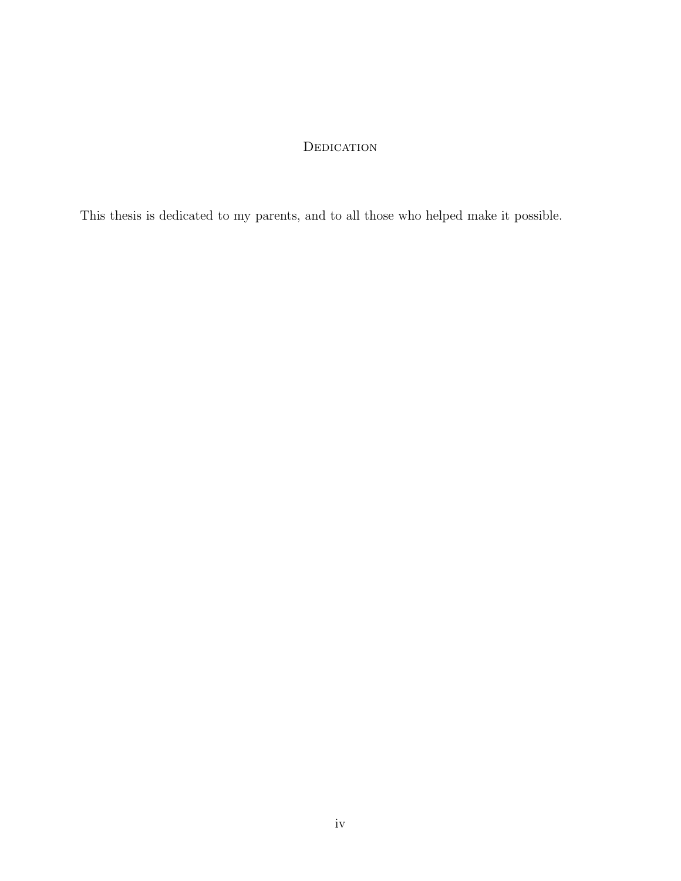# Dedication

This thesis is dedicated to my parents, and to all those who helped make it possible.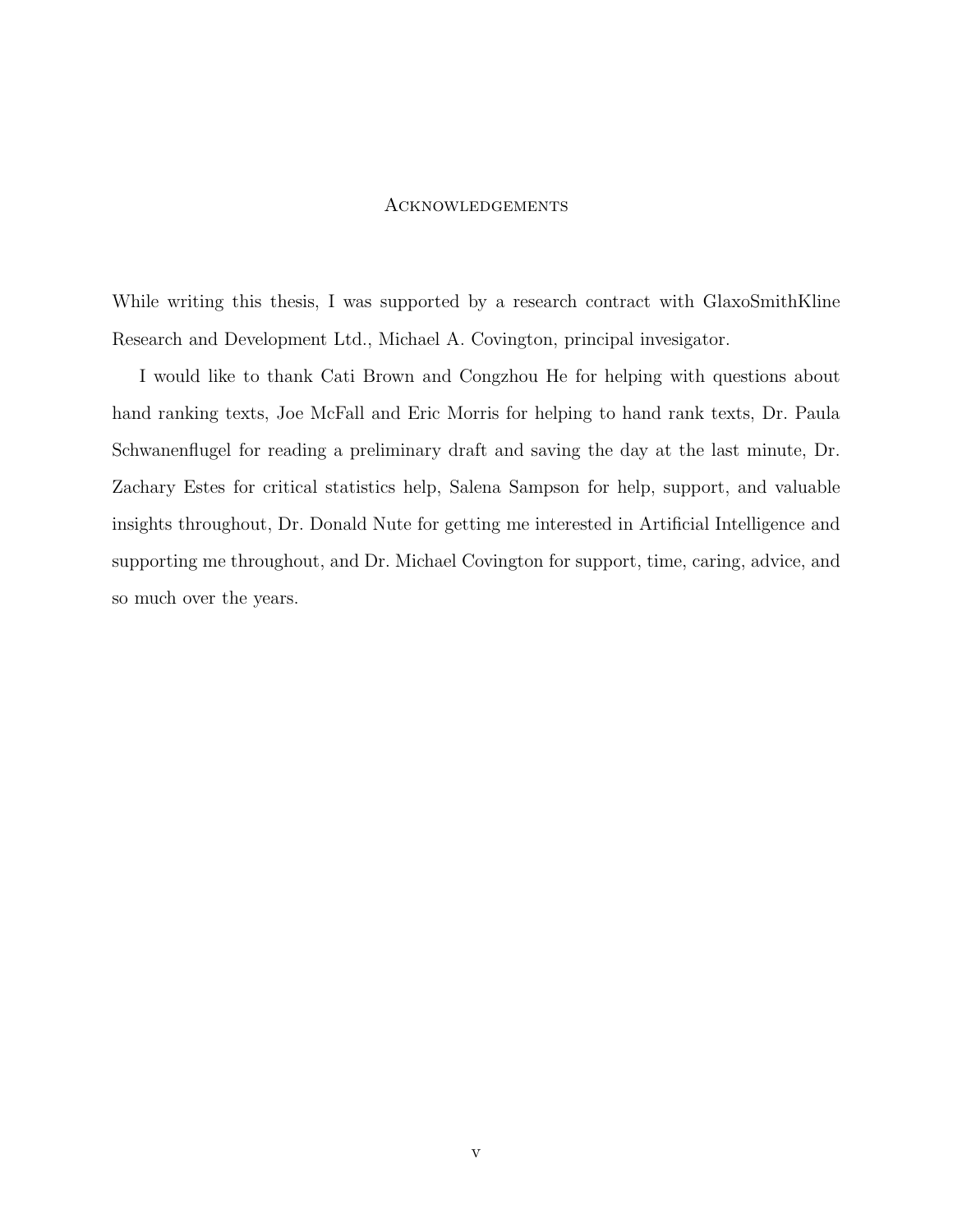# Acknowledgements

While writing this thesis, I was supported by a research contract with GlaxoSmithKline Research and Development Ltd., Michael A. Covington, principal invesigator.

I would like to thank Cati Brown and Congzhou He for helping with questions about hand ranking texts, Joe McFall and Eric Morris for helping to hand rank texts, Dr. Paula Schwanenflugel for reading a preliminary draft and saving the day at the last minute, Dr. Zachary Estes for critical statistics help, Salena Sampson for help, support, and valuable insights throughout, Dr. Donald Nute for getting me interested in Artificial Intelligence and supporting me throughout, and Dr. Michael Covington for support, time, caring, advice, and so much over the years.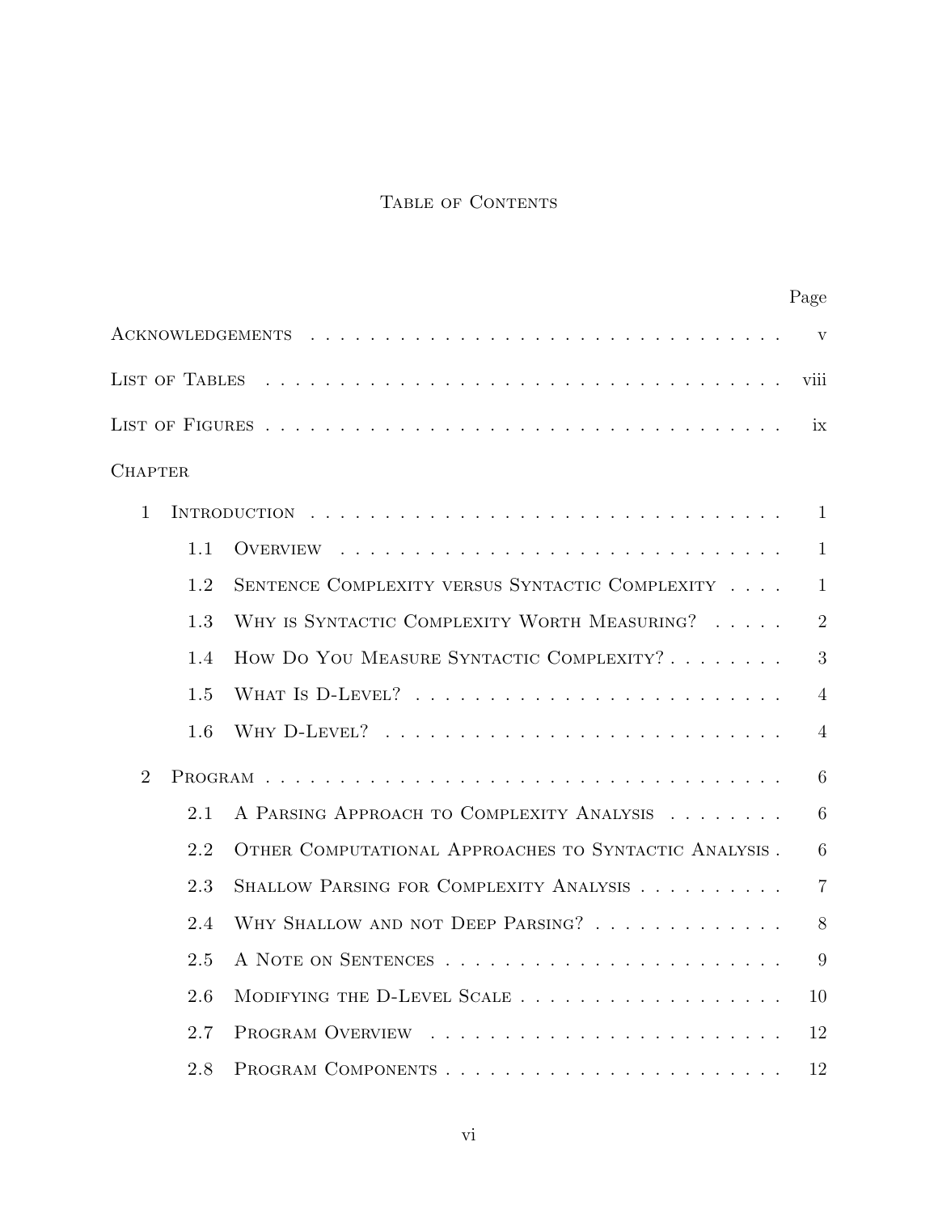# Table of Contents

| | | Page |
|---|---|---|
| Acknowledgements | | v |
| List of Tables | | viii |
| List of Figures | | ix |
| Chapter | | |
| 1 | Introduction | 1 |
| 1.1 | Overview | 1 |
| 1.2 | Sentence Complexity versus Syntactic Complexity | 1 |
| 1.3 | Why is Syntactic Complexity Worth Measuring? | 2 |
| 1.4 | How Do You Measure Syntactic Complexity? | 3 |
| 1.5 | What Is D-Level? | 4 |
| 1.6 | Why D-Level? | 4 |
| 2 | Program | 6 |
| 2.1 | A Parsing Approach to Complexity Analysis | 6 |
| 2.2 | Other Computational Approaches to Syntactic Analysis | 6 |
| 2.3 | Shallow Parsing for Complexity Analysis | 7 |
| 2.4 | Why Shallow and not Deep Parsing? | 8 |
| 2.5 | A Note on Sentences | 9 |
| 2.6 | Modifying the D-Level Scale | 10 |
| 2.7 | Program Overview | 12 |
| 2.8 | Program Components | 12 |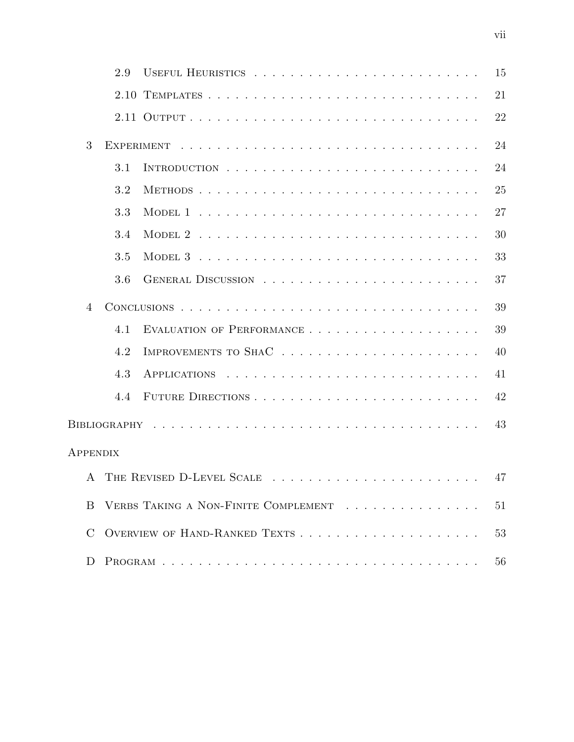| | | |
|---|---|---|
| 2.9 | Useful Heuristics | 15 |
| 2.10 | Templates | 21 |
| 2.11 | Output | 22 |
| **3** | **Experiment** | **24** |
| 3.1 | Introduction | 24 |
| 3.2 | Methods | 25 |
| 3.3 | Model 1 | 27 |
| 3.4 | Model 2 | 30 |
| 3.5 | Model 3 | 33 |
| 3.6 | General Discussion | 37 |
| **4** | **Conclusions** | **39** |
| 4.1 | Evaluation of Performance | 39 |
| 4.2 | Improvements to ShaC | 40 |
| 4.3 | Applications | 41 |
| 4.4 | Future Directions | 42 |
| | **Bibliography** | **43** |
| | **Appendix** | |
| A | The Revised D-Level Scale | 47 |
| B | Verbs Taking a Non-Finite Complement | 51 |
| C | Overview of Hand-Ranked Texts | 53 |
| D | Program | 56 |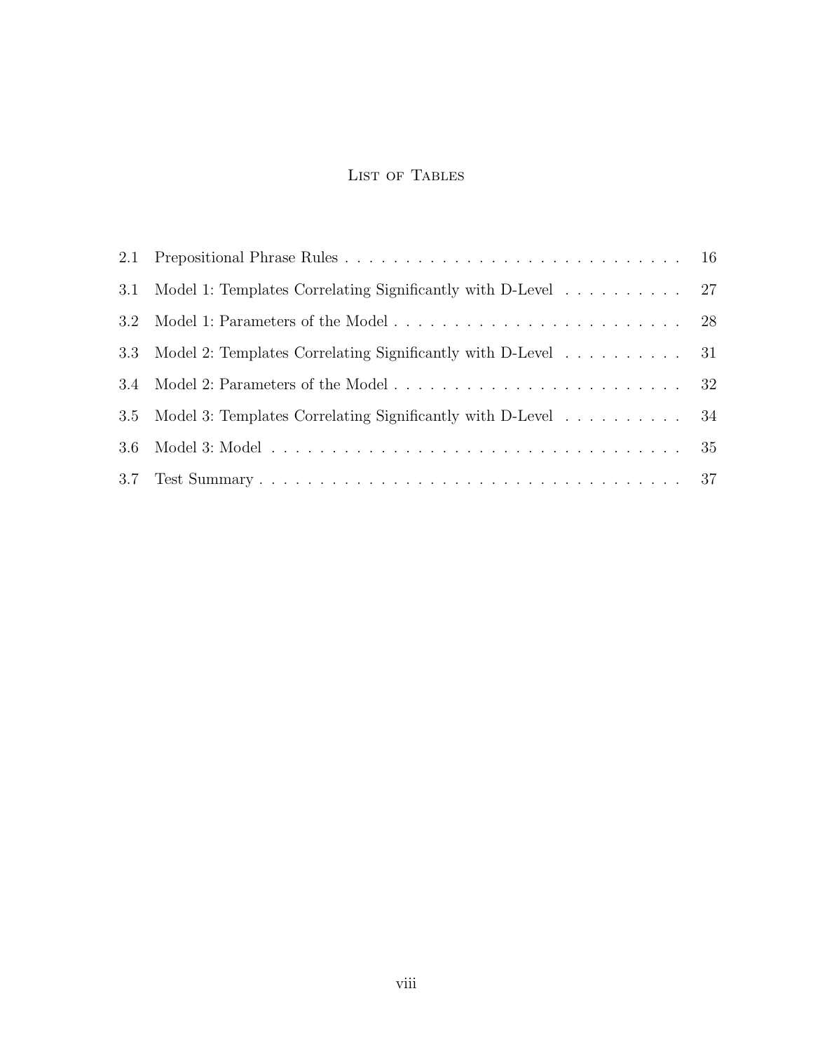# List of Tables

| | | |
|---|---|---|
| 2.1 | Prepositional Phrase Rules | 16 |
| 3.1 | Model 1: Templates Correlating Significantly with D-Level | 27 |
| 3.2 | Model 1: Parameters of the Model | 28 |
| 3.3 | Model 2: Templates Correlating Significantly with D-Level | 31 |
| 3.4 | Model 2: Parameters of the Model | 32 |
| 3.5 | Model 3: Templates Correlating Significantly with D-Level | 34 |
| 3.6 | Model 3: Model | 35 |
| 3.7 | Test Summary | 37 |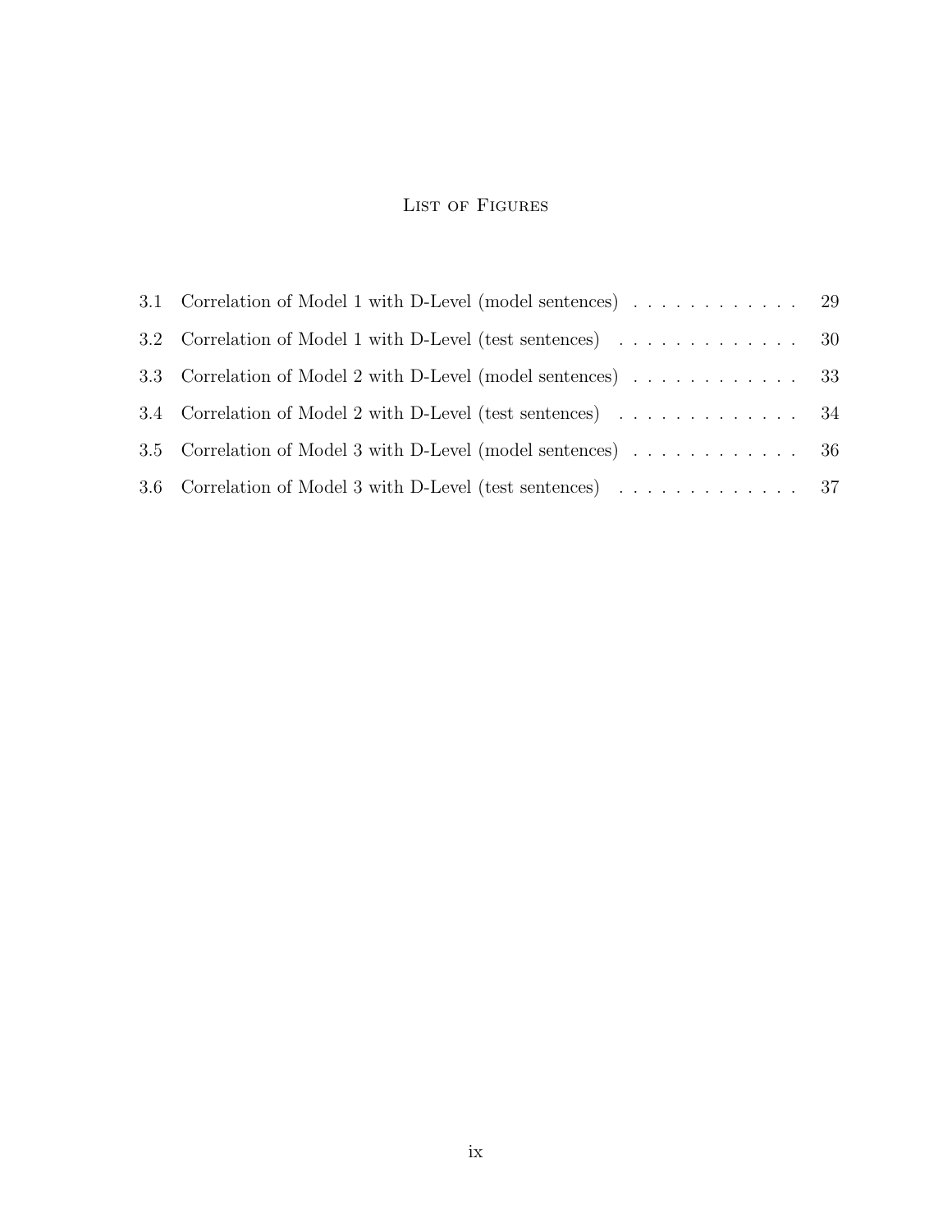# List of Figures

3.1 Correlation of Model 1 with D-Level (model sentences) . . . . . . . . . . . . 29

3.2 Correlation of Model 1 with D-Level (test sentences) . . . . . . . . . . . . . 30

3.3 Correlation of Model 2 with D-Level (model sentences) . . . . . . . . . . . . 33

3.4 Correlation of Model 2 with D-Level (test sentences) . . . . . . . . . . . . . 34

3.5 Correlation of Model 3 with D-Level (model sentences) . . . . . . . . . . . . 36

3.6 Correlation of Model 3 with D-Level (test sentences) . . . . . . . . . . . . . 37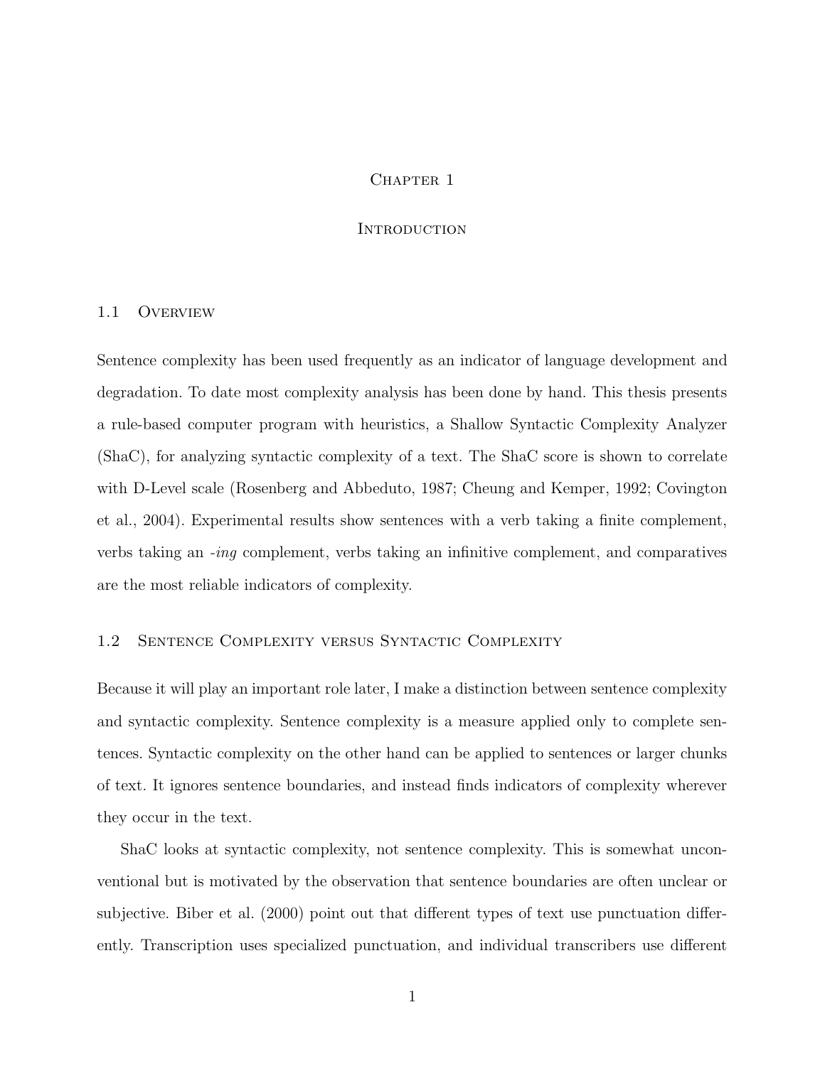# Chapter 1

# Introduction

## 1.1 Overview

Sentence complexity has been used frequently as an indicator of language development and degradation. To date most complexity analysis has been done by hand. This thesis presents a rule-based computer program with heuristics, a Shallow Syntactic Complexity Analyzer (ShaC), for analyzing syntactic complexity of a text. The ShaC score is shown to correlate with D-Level scale (Rosenberg and Abbeduto, 1987; Cheung and Kemper, 1992; Covington et al., 2004). Experimental results show sentences with a verb taking a finite complement, verbs taking an *-ing* complement, verbs taking an infinitive complement, and comparatives are the most reliable indicators of complexity.

## 1.2 Sentence Complexity versus Syntactic Complexity

Because it will play an important role later, I make a distinction between sentence complexity and syntactic complexity. Sentence complexity is a measure applied only to complete sentences. Syntactic complexity on the other hand can be applied to sentences or larger chunks of text. It ignores sentence boundaries, and instead finds indicators of complexity wherever they occur in the text.

ShaC looks at syntactic complexity, not sentence complexity. This is somewhat unconventional but is motivated by the observation that sentence boundaries are often unclear or subjective. Biber et al. (2000) point out that different types of text use punctuation differently. Transcription uses specialized punctuation, and individual transcribers use different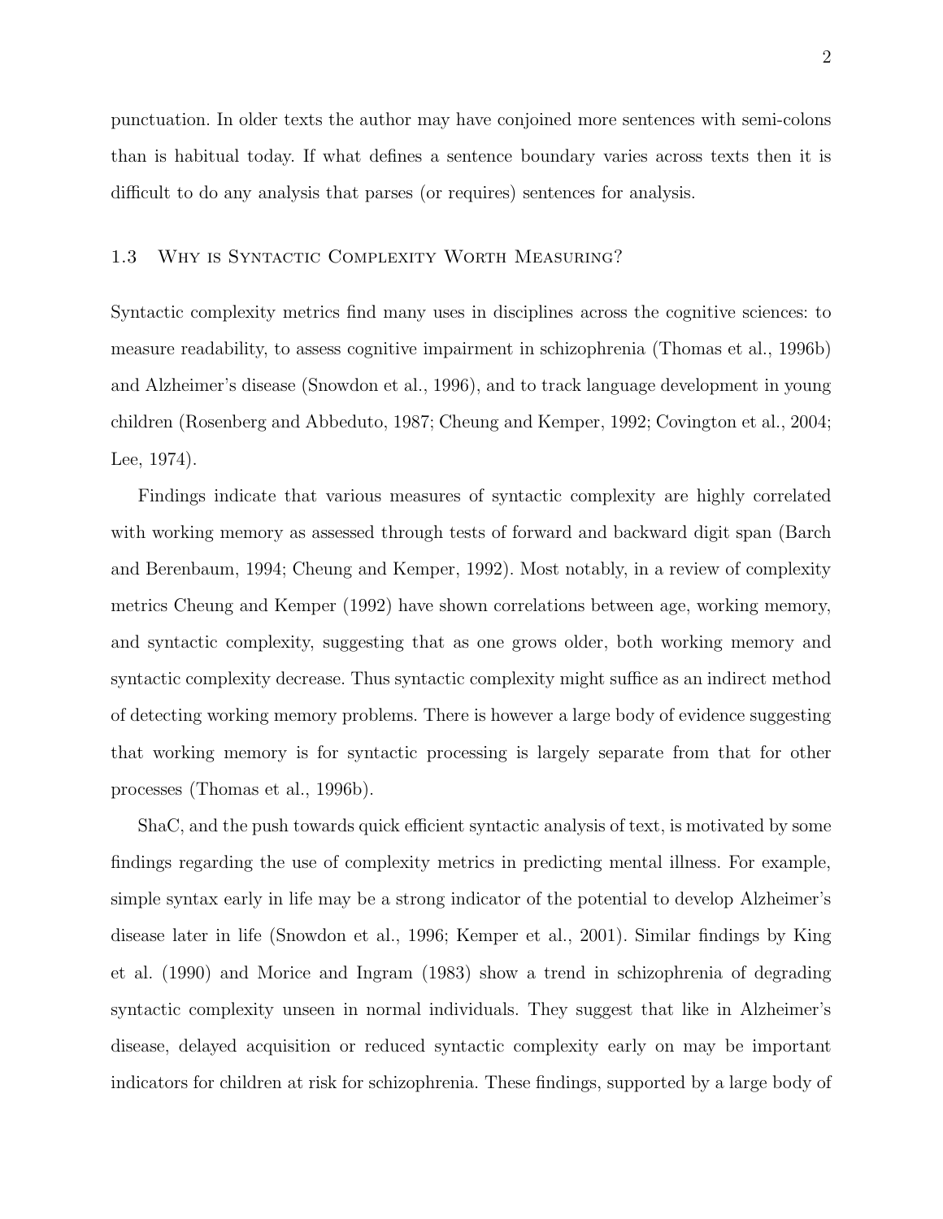punctuation. In older texts the author may have conjoined more sentences with semi-colons than is habitual today. If what defines a sentence boundary varies across texts then it is difficult to do any analysis that parses (or requires) sentences for analysis.

### 1.3 Why is Syntactic Complexity Worth Measuring?

Syntactic complexity metrics find many uses in disciplines across the cognitive sciences: to measure readability, to assess cognitive impairment in schizophrenia (Thomas et al., 1996b) and Alzheimer's disease (Snowdon et al., 1996), and to track language development in young children (Rosenberg and Abbeduto, 1987; Cheung and Kemper, 1992; Covington et al., 2004; Lee, 1974).

Findings indicate that various measures of syntactic complexity are highly correlated with working memory as assessed through tests of forward and backward digit span (Barch and Berenbaum, 1994; Cheung and Kemper, 1992). Most notably, in a review of complexity metrics Cheung and Kemper (1992) have shown correlations between age, working memory, and syntactic complexity, suggesting that as one grows older, both working memory and syntactic complexity decrease. Thus syntactic complexity might suffice as an indirect method of detecting working memory problems. There is however a large body of evidence suggesting that working memory is for syntactic processing is largely separate from that for other processes (Thomas et al., 1996b).

ShaC, and the push towards quick efficient syntactic analysis of text, is motivated by some findings regarding the use of complexity metrics in predicting mental illness. For example, simple syntax early in life may be a strong indicator of the potential to develop Alzheimer's disease later in life (Snowdon et al., 1996; Kemper et al., 2001). Similar findings by King et al. (1990) and Morice and Ingram (1983) show a trend in schizophrenia of degrading syntactic complexity unseen in normal individuals. They suggest that like in Alzheimer's disease, delayed acquisition or reduced syntactic complexity early on may be important indicators for children at risk for schizophrenia. These findings, supported by a large body of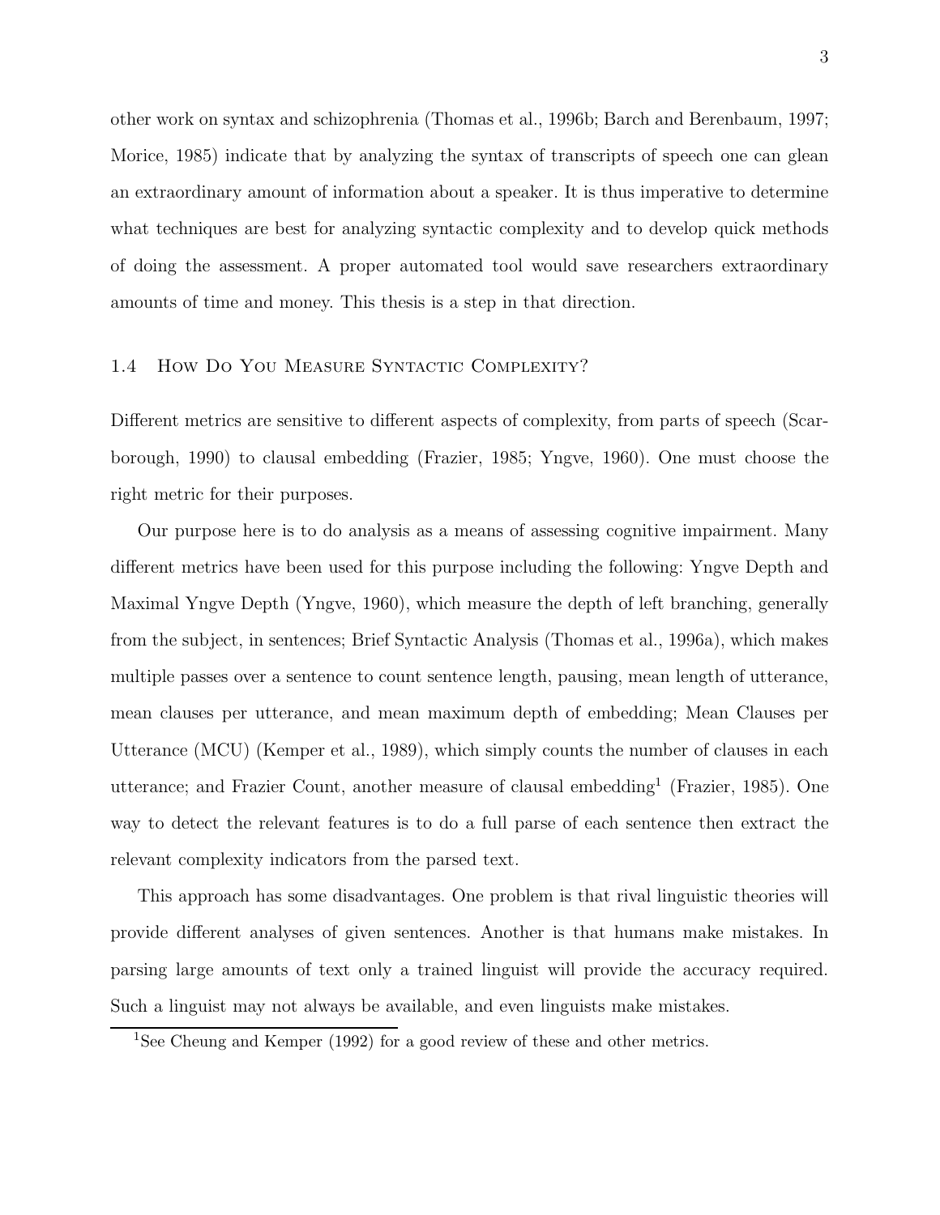other work on syntax and schizophrenia (Thomas et al., 1996b; Barch and Berenbaum, 1997; Morice, 1985) indicate that by analyzing the syntax of transcripts of speech one can glean an extraordinary amount of information about a speaker. It is thus imperative to determine what techniques are best for analyzing syntactic complexity and to develop quick methods of doing the assessment. A proper automated tool would save researchers extraordinary amounts of time and money. This thesis is a step in that direction.

## 1.4 How Do You Measure Syntactic Complexity?

Different metrics are sensitive to different aspects of complexity, from parts of speech (Scarborough, 1990) to clausal embedding (Frazier, 1985; Yngve, 1960). One must choose the right metric for their purposes.

Our purpose here is to do analysis as a means of assessing cognitive impairment. Many different metrics have been used for this purpose including the following: Yngve Depth and Maximal Yngve Depth (Yngve, 1960), which measure the depth of left branching, generally from the subject, in sentences; Brief Syntactic Analysis (Thomas et al., 1996a), which makes multiple passes over a sentence to count sentence length, pausing, mean length of utterance, mean clauses per utterance, and mean maximum depth of embedding; Mean Clauses per Utterance (MCU) (Kemper et al., 1989), which simply counts the number of clauses in each utterance; and Frazier Count, another measure of clausal embedding[1] (Frazier, 1985). One way to detect the relevant features is to do a full parse of each sentence then extract the relevant complexity indicators from the parsed text.

This approach has some disadvantages. One problem is that rival linguistic theories will provide different analyses of given sentences. Another is that humans make mistakes. In parsing large amounts of text only a trained linguist will provide the accuracy required. Such a linguist may not always be available, and even linguists make mistakes.

[1] See Cheung and Kemper (1992) for a good review of these and other metrics.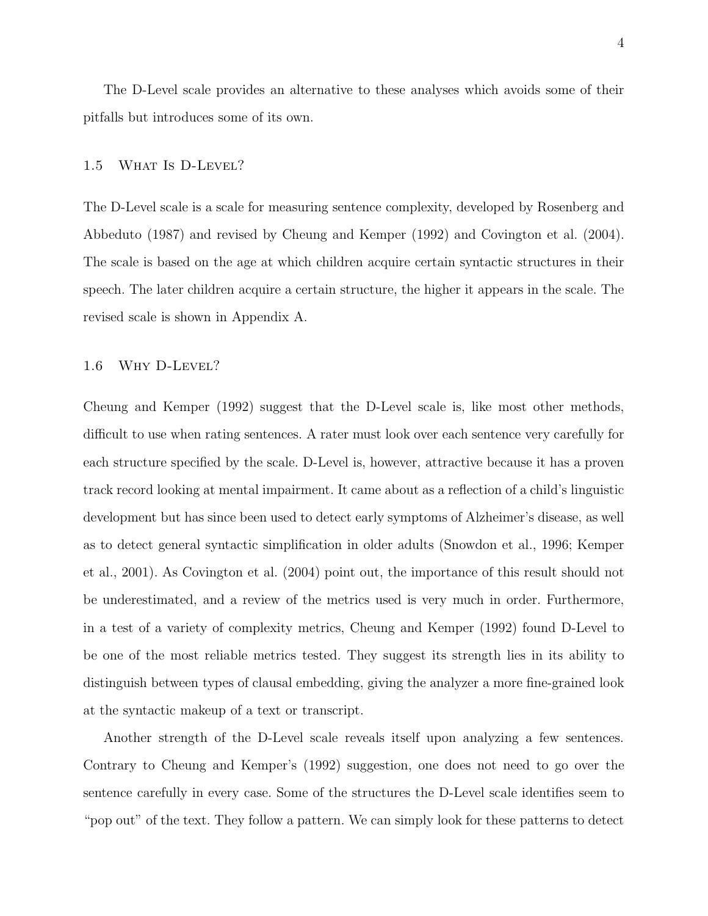The D-Level scale provides an alternative to these analyses which avoids some of their pitfalls but introduces some of its own.

### 1.5 What Is D-Level?

The D-Level scale is a scale for measuring sentence complexity, developed by Rosenberg and Abbeduto (1987) and revised by Cheung and Kemper (1992) and Covington et al. (2004). The scale is based on the age at which children acquire certain syntactic structures in their speech. The later children acquire a certain structure, the higher it appears in the scale. The revised scale is shown in Appendix A.

### 1.6 Why D-Level?

Cheung and Kemper (1992) suggest that the D-Level scale is, like most other methods, difficult to use when rating sentences. A rater must look over each sentence very carefully for each structure specified by the scale. D-Level is, however, attractive because it has a proven track record looking at mental impairment. It came about as a reflection of a child's linguistic development but has since been used to detect early symptoms of Alzheimer's disease, as well as to detect general syntactic simplification in older adults (Snowdon et al., 1996; Kemper et al., 2001). As Covington et al. (2004) point out, the importance of this result should not be underestimated, and a review of the metrics used is very much in order. Furthermore, in a test of a variety of complexity metrics, Cheung and Kemper (1992) found D-Level to be one of the most reliable metrics tested. They suggest its strength lies in its ability to distinguish between types of clausal embedding, giving the analyzer a more fine-grained look at the syntactic makeup of a text or transcript.

Another strength of the D-Level scale reveals itself upon analyzing a few sentences. Contrary to Cheung and Kemper's (1992) suggestion, one does not need to go over the sentence carefully in every case. Some of the structures the D-Level scale identifies seem to "pop out" of the text. They follow a pattern. We can simply look for these patterns to detect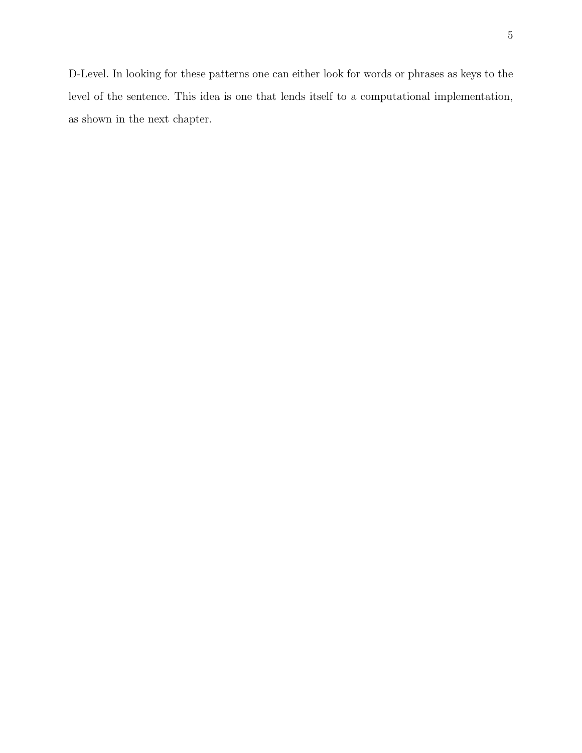D-Level. In looking for these patterns one can either look for words or phrases as keys to the level of the sentence. This idea is one that lends itself to a computational implementation, as shown in the next chapter.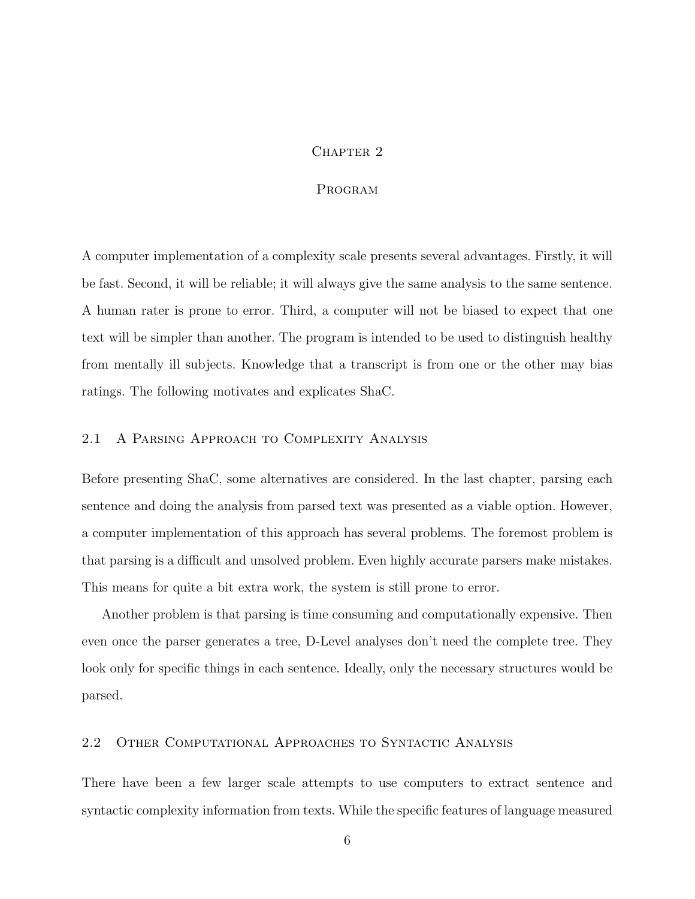# Chapter 2

# Program

A computer implementation of a complexity scale presents several advantages. Firstly, it will be fast. Second, it will be reliable; it will always give the same analysis to the same sentence. A human rater is prone to error. Third, a computer will not be biased to expect that one text will be simpler than another. The program is intended to be used to distinguish healthy from mentally ill subjects. Knowledge that a transcript is from one or the other may bias ratings. The following motivates and explicates ShaC.

## 2.1 A Parsing Approach to Complexity Analysis

Before presenting ShaC, some alternatives are considered. In the last chapter, parsing each sentence and doing the analysis from parsed text was presented as a viable option. However, a computer implementation of this approach has several problems. The foremost problem is that parsing is a difficult and unsolved problem. Even highly accurate parsers make mistakes. This means for quite a bit extra work, the system is still prone to error.

Another problem is that parsing is time consuming and computationally expensive. Then even once the parser generates a tree, D-Level analyses don't need the complete tree. They look only for specific things in each sentence. Ideally, only the necessary structures would be parsed.

## 2.2 Other Computational Approaches to Syntactic Analysis

There have been a few larger scale attempts to use computers to extract sentence and syntactic complexity information from texts. While the specific features of language measured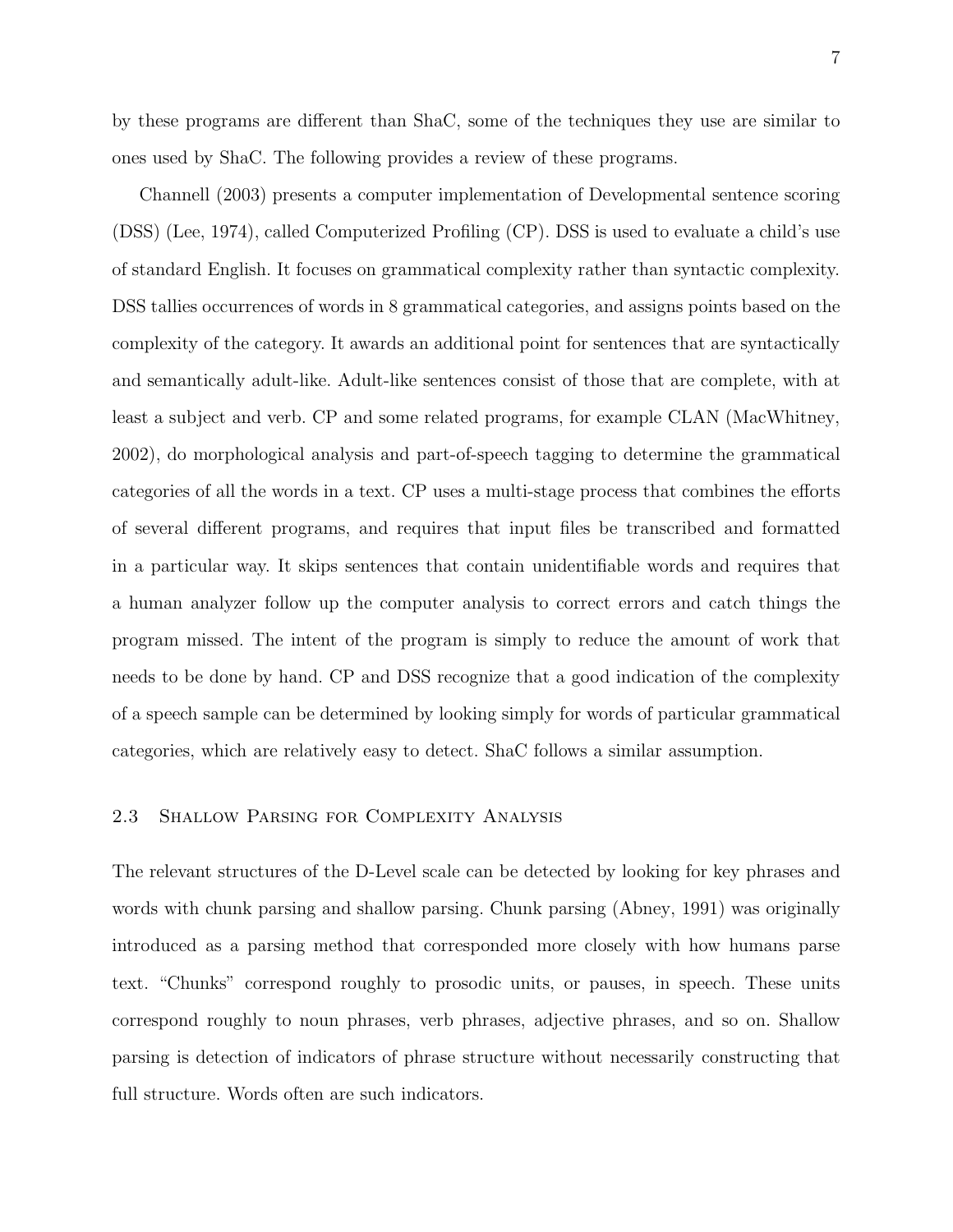by these programs are different than ShaC, some of the techniques they use are similar to ones used by ShaC. The following provides a review of these programs.

Channell (2003) presents a computer implementation of Developmental sentence scoring (DSS) (Lee, 1974), called Computerized Profiling (CP). DSS is used to evaluate a child's use of standard English. It focuses on grammatical complexity rather than syntactic complexity. DSS tallies occurrences of words in 8 grammatical categories, and assigns points based on the complexity of the category. It awards an additional point for sentences that are syntactically and semantically adult-like. Adult-like sentences consist of those that are complete, with at least a subject and verb. CP and some related programs, for example CLAN (MacWhitney, 2002), do morphological analysis and part-of-speech tagging to determine the grammatical categories of all the words in a text. CP uses a multi-stage process that combines the efforts of several different programs, and requires that input files be transcribed and formatted in a particular way. It skips sentences that contain unidentifiable words and requires that a human analyzer follow up the computer analysis to correct errors and catch things the program missed. The intent of the program is simply to reduce the amount of work that needs to be done by hand. CP and DSS recognize that a good indication of the complexity of a speech sample can be determined by looking simply for words of particular grammatical categories, which are relatively easy to detect. ShaC follows a similar assumption.

## 2.3 Shallow Parsing for Complexity Analysis

The relevant structures of the D-Level scale can be detected by looking for key phrases and words with chunk parsing and shallow parsing. Chunk parsing (Abney, 1991) was originally introduced as a parsing method that corresponded more closely with how humans parse text. "Chunks" correspond roughly to prosodic units, or pauses, in speech. These units correspond roughly to noun phrases, verb phrases, adjective phrases, and so on. Shallow parsing is detection of indicators of phrase structure without necessarily constructing that full structure. Words often are such indicators.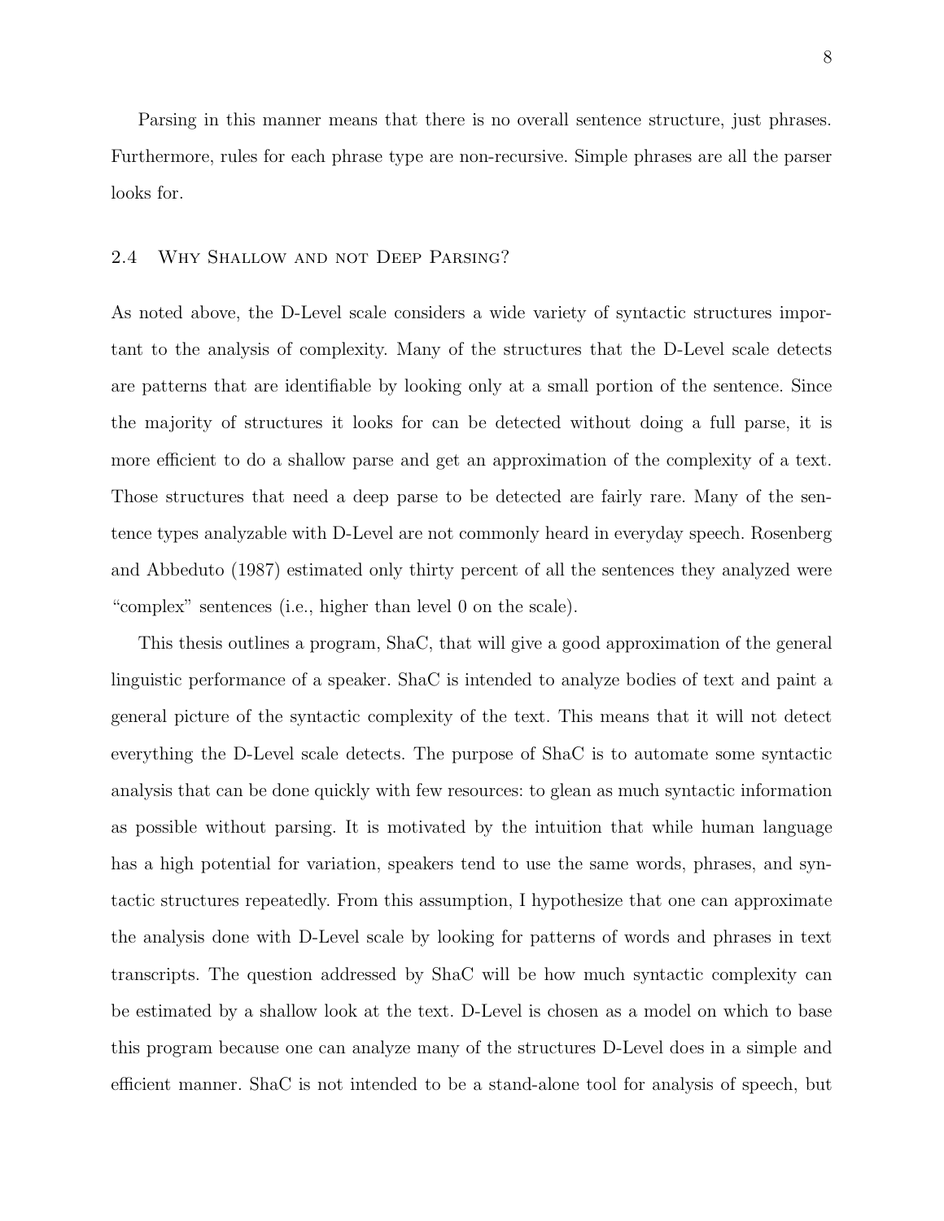Parsing in this manner means that there is no overall sentence structure, just phrases. Furthermore, rules for each phrase type are non-recursive. Simple phrases are all the parser looks for.

## 2.4 Why Shallow and not Deep Parsing?

As noted above, the D-Level scale considers a wide variety of syntactic structures important to the analysis of complexity. Many of the structures that the D-Level scale detects are patterns that are identifiable by looking only at a small portion of the sentence. Since the majority of structures it looks for can be detected without doing a full parse, it is more efficient to do a shallow parse and get an approximation of the complexity of a text. Those structures that need a deep parse to be detected are fairly rare. Many of the sentence types analyzable with D-Level are not commonly heard in everyday speech. Rosenberg and Abbeduto (1987) estimated only thirty percent of all the sentences they analyzed were "complex" sentences (i.e., higher than level 0 on the scale).

This thesis outlines a program, ShaC, that will give a good approximation of the general linguistic performance of a speaker. ShaC is intended to analyze bodies of text and paint a general picture of the syntactic complexity of the text. This means that it will not detect everything the D-Level scale detects. The purpose of ShaC is to automate some syntactic analysis that can be done quickly with few resources: to glean as much syntactic information as possible without parsing. It is motivated by the intuition that while human language has a high potential for variation, speakers tend to use the same words, phrases, and syntactic structures repeatedly. From this assumption, I hypothesize that one can approximate the analysis done with D-Level scale by looking for patterns of words and phrases in text transcripts. The question addressed by ShaC will be how much syntactic complexity can be estimated by a shallow look at the text. D-Level is chosen as a model on which to base this program because one can analyze many of the structures D-Level does in a simple and efficient manner. ShaC is not intended to be a stand-alone tool for analysis of speech, but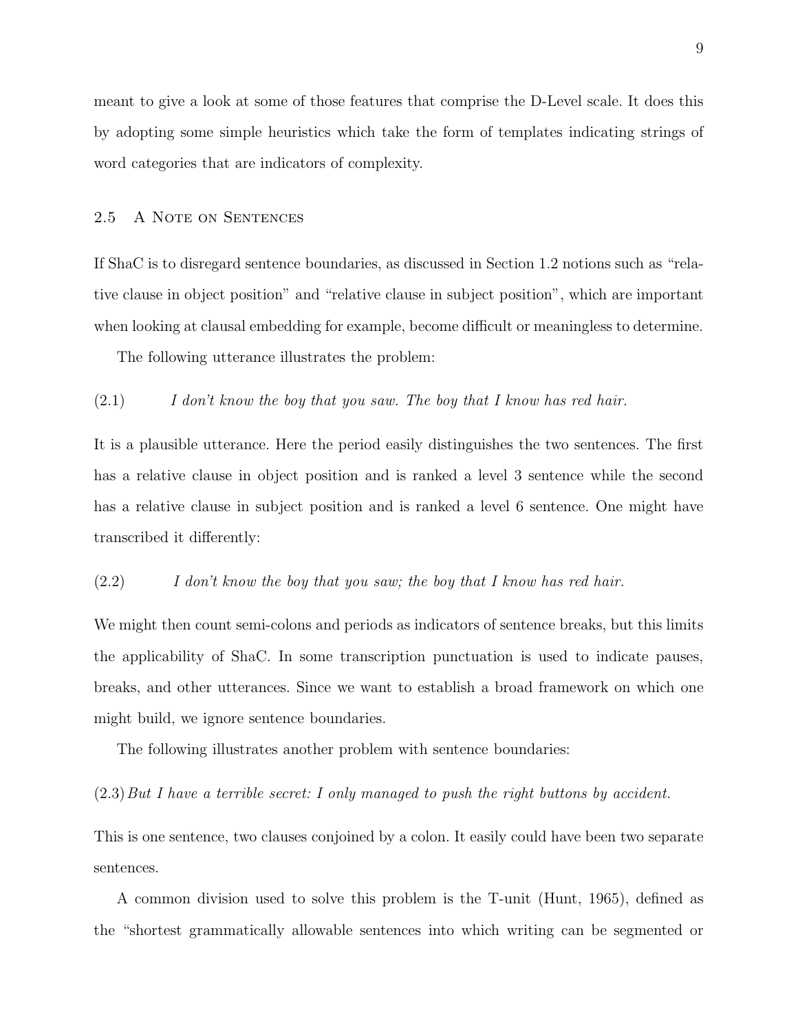meant to give a look at some of those features that comprise the D-Level scale. It does this by adopting some simple heuristics which take the form of templates indicating strings of word categories that are indicators of complexity.

## 2.5 A Note on Sentences

If ShaC is to disregard sentence boundaries, as discussed in Section 1.2 notions such as "relative clause in object position" and "relative clause in subject position", which are important when looking at clausal embedding for example, become difficult or meaningless to determine.

The following utterance illustrates the problem:

(2.1) *I don't know the boy that you saw. The boy that I know has red hair.*

It is a plausible utterance. Here the period easily distinguishes the two sentences. The first has a relative clause in object position and is ranked a level 3 sentence while the second has a relative clause in subject position and is ranked a level 6 sentence. One might have transcribed it differently:

(2.2) *I don't know the boy that you saw; the boy that I know has red hair.*

We might then count semi-colons and periods as indicators of sentence breaks, but this limits the applicability of ShaC. In some transcription punctuation is used to indicate pauses, breaks, and other utterances. Since we want to establish a broad framework on which one might build, we ignore sentence boundaries.

The following illustrates another problem with sentence boundaries:

(2.3) *But I have a terrible secret: I only managed to push the right buttons by accident.*

This is one sentence, two clauses conjoined by a colon. It easily could have been two separate sentences.

A common division used to solve this problem is the T-unit (Hunt, 1965), defined as the "shortest grammatically allowable sentences into which writing can be segmented or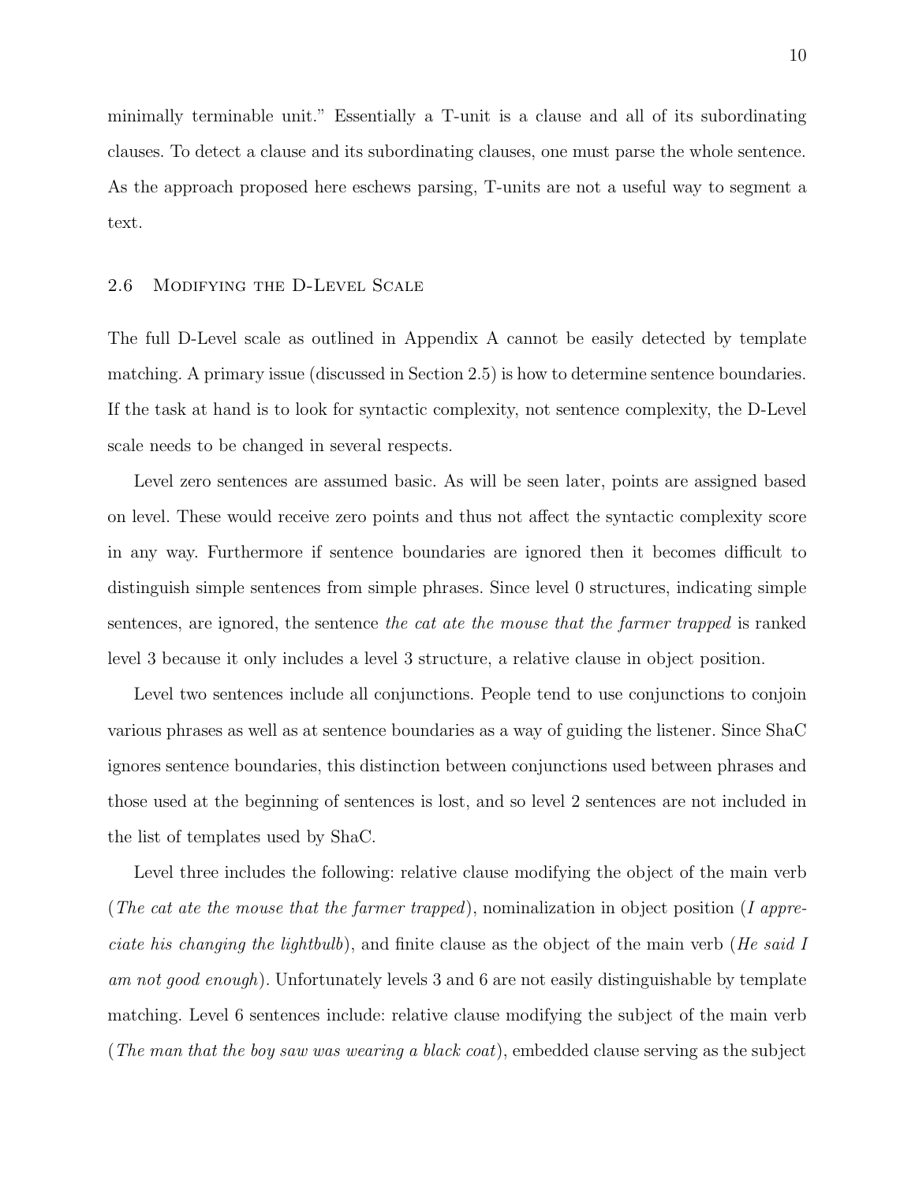minimally terminable unit." Essentially a T-unit is a clause and all of its subordinating clauses. To detect a clause and its subordinating clauses, one must parse the whole sentence. As the approach proposed here eschews parsing, T-units are not a useful way to segment a text.

## 2.6 Modifying the D-Level Scale

The full D-Level scale as outlined in Appendix A cannot be easily detected by template matching. A primary issue (discussed in Section 2.5) is how to determine sentence boundaries. If the task at hand is to look for syntactic complexity, not sentence complexity, the D-Level scale needs to be changed in several respects.

Level zero sentences are assumed basic. As will be seen later, points are assigned based on level. These would receive zero points and thus not affect the syntactic complexity score in any way. Furthermore if sentence boundaries are ignored then it becomes difficult to distinguish simple sentences from simple phrases. Since level 0 structures, indicating simple sentences, are ignored, the sentence *the cat ate the mouse that the farmer trapped* is ranked level 3 because it only includes a level 3 structure, a relative clause in object position.

Level two sentences include all conjunctions. People tend to use conjunctions to conjoin various phrases as well as at sentence boundaries as a way of guiding the listener. Since ShaC ignores sentence boundaries, this distinction between conjunctions used between phrases and those used at the beginning of sentences is lost, and so level 2 sentences are not included in the list of templates used by ShaC.

Level three includes the following: relative clause modifying the object of the main verb (*The cat ate the mouse that the farmer trapped*), nominalization in object position (*I appreciate his changing the lightbulb*), and finite clause as the object of the main verb (*He said I am not good enough*). Unfortunately levels 3 and 6 are not easily distinguishable by template matching. Level 6 sentences include: relative clause modifying the subject of the main verb (*The man that the boy saw was wearing a black coat*), embedded clause serving as the subject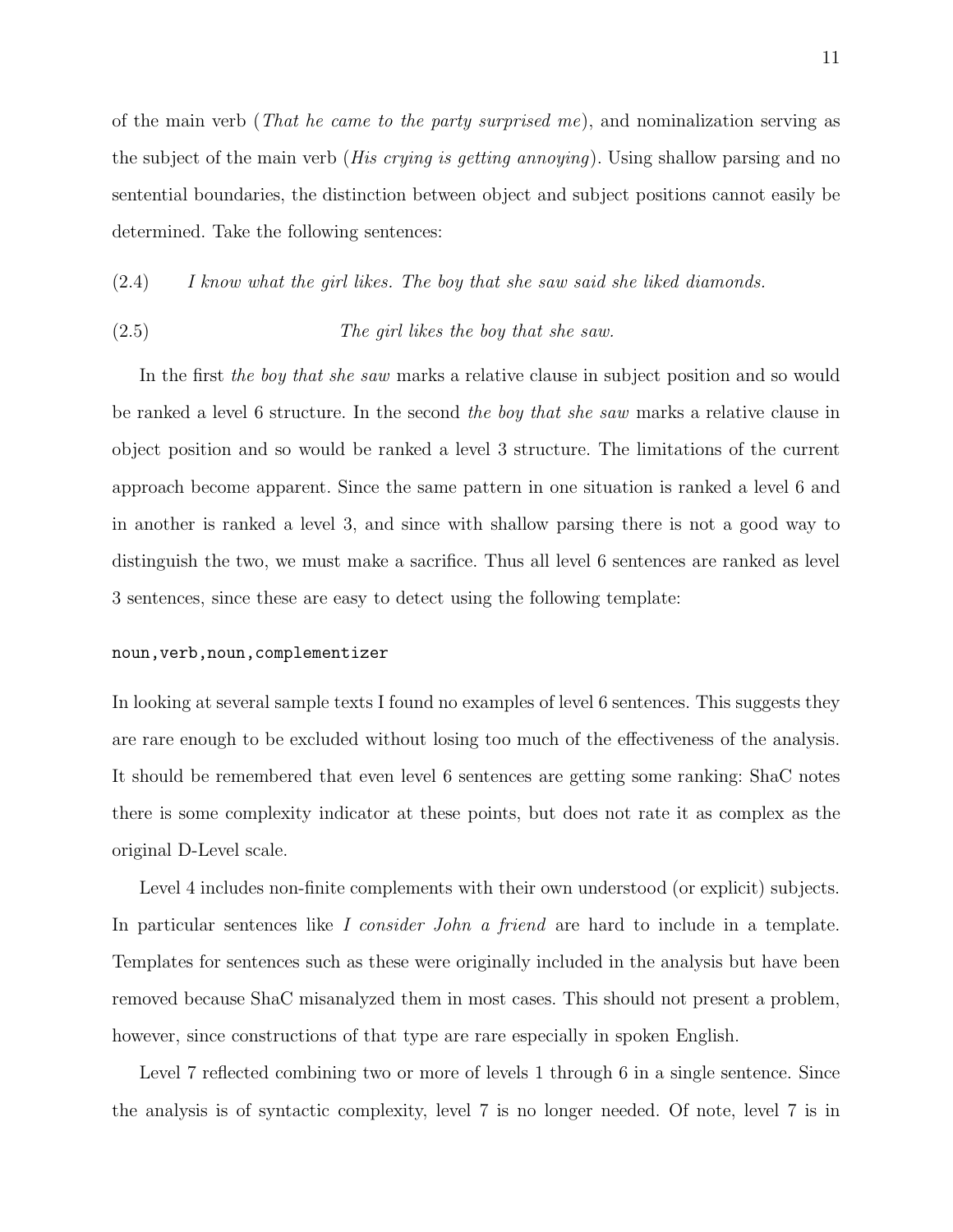of the main verb (*That he came to the party surprised me*), and nominalization serving as the subject of the main verb (*His crying is getting annoying*). Using shallow parsing and no sentential boundaries, the distinction between object and subject positions cannot easily be determined. Take the following sentences:

(2.4) *I know what the girl likes. The boy that she saw said she liked diamonds.*

(2.5) *The girl likes the boy that she saw.*

In the first *the boy that she saw* marks a relative clause in subject position and so would be ranked a level 6 structure. In the second *the boy that she saw* marks a relative clause in object position and so would be ranked a level 3 structure. The limitations of the current approach become apparent. Since the same pattern in one situation is ranked a level 6 and in another is ranked a level 3, and since with shallow parsing there is not a good way to distinguish the two, we must make a sacrifice. Thus all level 6 sentences are ranked as level 3 sentences, since these are easy to detect using the following template:

```
noun,verb,noun,complementizer
```

In looking at several sample texts I found no examples of level 6 sentences. This suggests they are rare enough to be excluded without losing too much of the effectiveness of the analysis. It should be remembered that even level 6 sentences are getting some ranking: ShaC notes there is some complexity indicator at these points, but does not rate it as complex as the original D-Level scale.

Level 4 includes non-finite complements with their own understood (or explicit) subjects. In particular sentences like *I consider John a friend* are hard to include in a template. Templates for sentences such as these were originally included in the analysis but have been removed because ShaC misanalyzed them in most cases. This should not present a problem, however, since constructions of that type are rare especially in spoken English.

Level 7 reflected combining two or more of levels 1 through 6 in a single sentence. Since the analysis is of syntactic complexity, level 7 is no longer needed. Of note, level 7 is in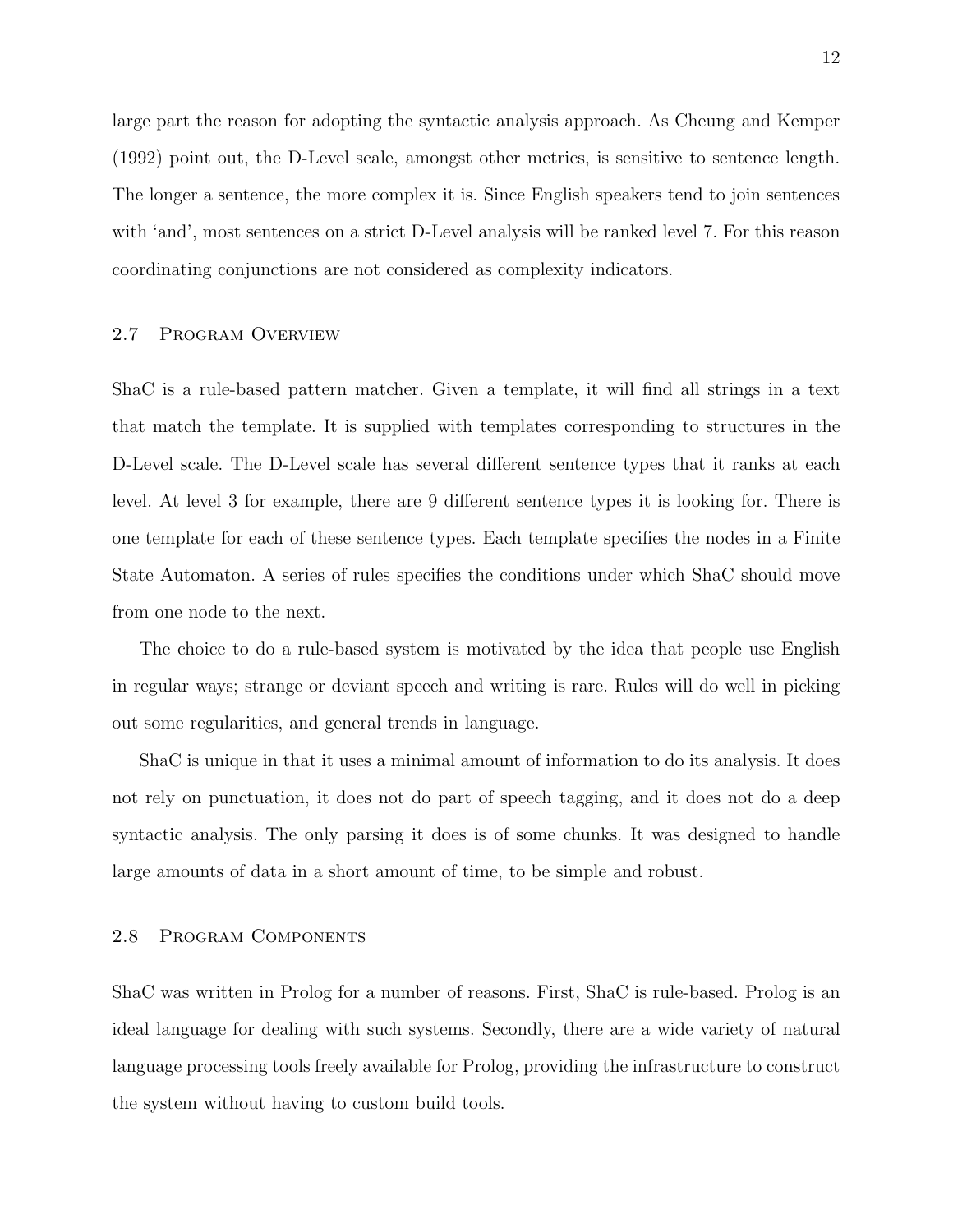large part the reason for adopting the syntactic analysis approach. As Cheung and Kemper (1992) point out, the D-Level scale, amongst other metrics, is sensitive to sentence length. The longer a sentence, the more complex it is. Since English speakers tend to join sentences with 'and', most sentences on a strict D-Level analysis will be ranked level 7. For this reason coordinating conjunctions are not considered as complexity indicators.

## 2.7 Program Overview

ShaC is a rule-based pattern matcher. Given a template, it will find all strings in a text that match the template. It is supplied with templates corresponding to structures in the D-Level scale. The D-Level scale has several different sentence types that it ranks at each level. At level 3 for example, there are 9 different sentence types it is looking for. There is one template for each of these sentence types. Each template specifies the nodes in a Finite State Automaton. A series of rules specifies the conditions under which ShaC should move from one node to the next.

The choice to do a rule-based system is motivated by the idea that people use English in regular ways; strange or deviant speech and writing is rare. Rules will do well in picking out some regularities, and general trends in language.

ShaC is unique in that it uses a minimal amount of information to do its analysis. It does not rely on punctuation, it does not do part of speech tagging, and it does not do a deep syntactic analysis. The only parsing it does is of some chunks. It was designed to handle large amounts of data in a short amount of time, to be simple and robust.

## 2.8 Program Components

ShaC was written in Prolog for a number of reasons. First, ShaC is rule-based. Prolog is an ideal language for dealing with such systems. Secondly, there are a wide variety of natural language processing tools freely available for Prolog, providing the infrastructure to construct the system without having to custom build tools.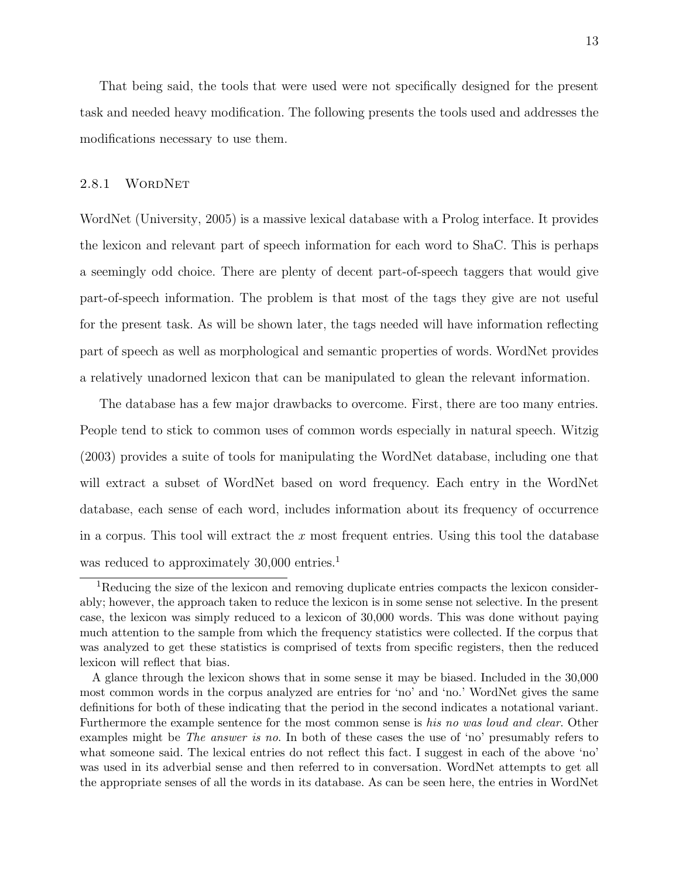That being said, the tools that were used were not specifically designed for the present task and needed heavy modification. The following presents the tools used and addresses the modifications necessary to use them.

### 2.8.1 WordNet

WordNet (University, 2005) is a massive lexical database with a Prolog interface. It provides the lexicon and relevant part of speech information for each word to ShaC. This is perhaps a seemingly odd choice. There are plenty of decent part-of-speech taggers that would give part-of-speech information. The problem is that most of the tags they give are not useful for the present task. As will be shown later, the tags needed will have information reflecting part of speech as well as morphological and semantic properties of words. WordNet provides a relatively unadorned lexicon that can be manipulated to glean the relevant information.

The database has a few major drawbacks to overcome. First, there are too many entries. People tend to stick to common uses of common words especially in natural speech. Witzig (2003) provides a suite of tools for manipulating the WordNet database, including one that will extract a subset of WordNet based on word frequency. Each entry in the WordNet database, each sense of each word, includes information about its frequency of occurrence in a corpus. This tool will extract the $x$ most frequent entries. Using this tool the database was reduced to approximately 30,000 entries.[1]

---

[1]Reducing the size of the lexicon and removing duplicate entries compacts the lexicon considerably; however, the approach taken to reduce the lexicon is in some sense not selective. In the present case, the lexicon was simply reduced to a lexicon of 30,000 words. This was done without paying much attention to the sample from which the frequency statistics were collected. If the corpus that was analyzed to get these statistics is comprised of texts from specific registers, then the reduced lexicon will reflect that bias.

A glance through the lexicon shows that in some sense it may be biased. Included in the 30,000 most common words in the corpus analyzed are entries for 'no' and 'no.' WordNet gives the same definitions for both of these indicating that the period in the second indicates a notational variant. Furthermore the example sentence for the most common sense is *his no was loud and clear*. Other examples might be *The answer is no*. In both of these cases the use of 'no' presumably refers to what someone said. The lexical entries do not reflect this fact. I suggest in each of the above 'no' was used in its adverbial sense and then referred to in conversation. WordNet attempts to get all the appropriate senses of all the words in its database. As can be seen here, the entries in WordNet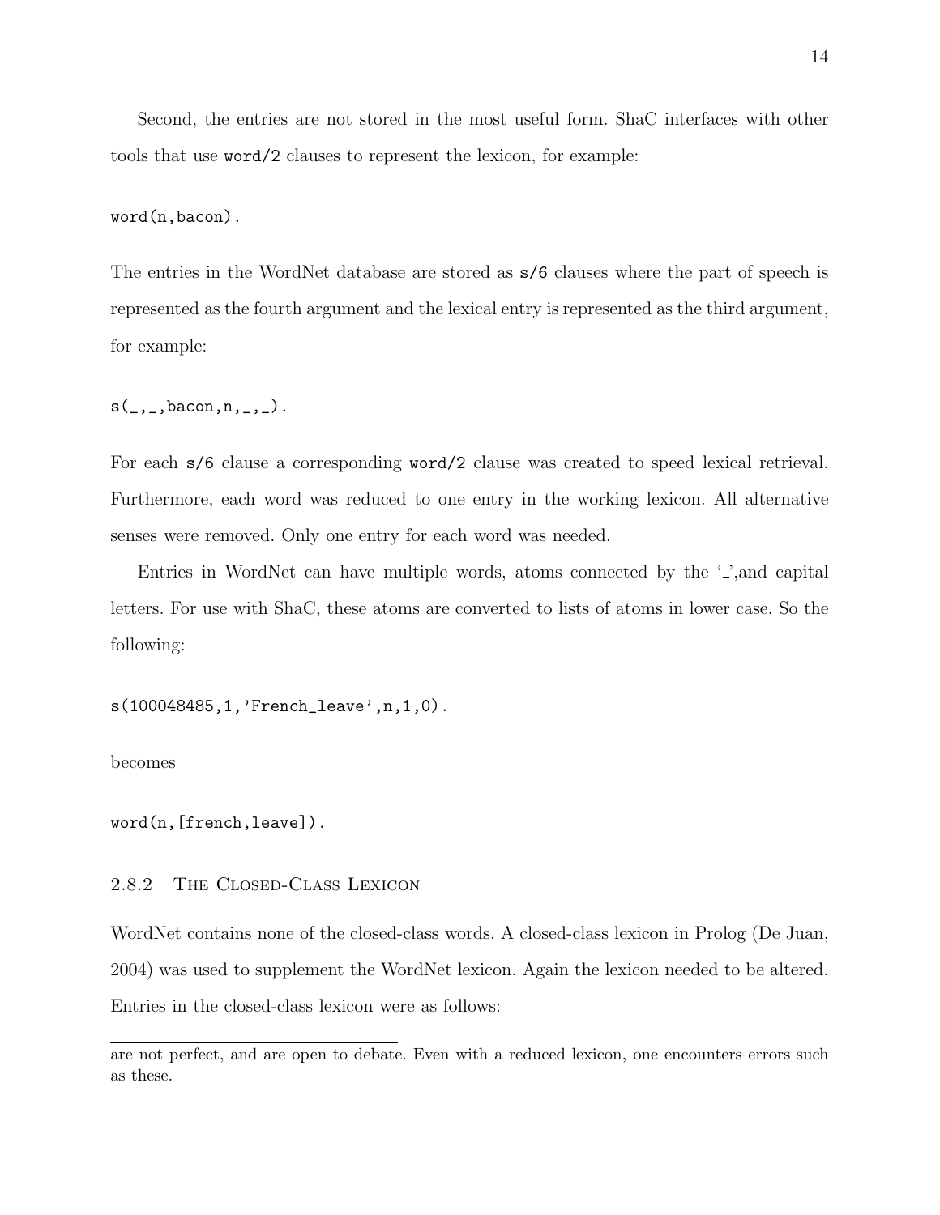Second, the entries are not stored in the most useful form. ShaC interfaces with other tools that use `word/2` clauses to represent the lexicon, for example:

```
word(n,bacon).
```

The entries in the WordNet database are stored as `s/6` clauses where the part of speech is represented as the fourth argument and the lexical entry is represented as the third argument, for example:

```
s(_,_,bacon,n,_,_).
```

For each `s/6` clause a corresponding `word/2` clause was created to speed lexical retrieval. Furthermore, each word was reduced to one entry in the working lexicon. All alternative senses were removed. Only one entry for each word was needed.

Entries in WordNet can have multiple words, atoms connected by the '_',and capital letters. For use with ShaC, these atoms are converted to lists of atoms in lower case. So the following:

```
s(100048485,1,'French_leave',n,1,0).
```

becomes

```
word(n,[french,leave]).
```

### 2.8.2 The Closed-Class Lexicon

WordNet contains none of the closed-class words. A closed-class lexicon in Prolog (De Juan, 2004) was used to supplement the WordNet lexicon. Again the lexicon needed to be altered. Entries in the closed-class lexicon were as follows:

---

are not perfect, and are open to debate. Even with a reduced lexicon, one encounters errors such as these.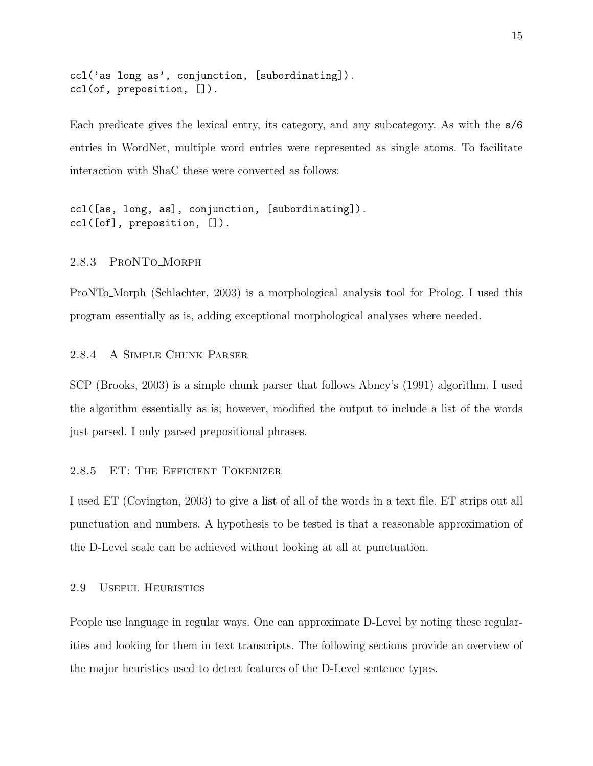```
ccl('as long as', conjunction, [subordinating]).
ccl(of, preposition, []).
```

Each predicate gives the lexical entry, its category, and any subcategory. As with the `s/6` entries in WordNet, multiple word entries were represented as single atoms. To facilitate interaction with ShaC these were converted as follows:

```
ccl([as, long, as], conjunction, [subordinating]).
ccl([of], preposition, []).
```

### 2.8.3 ProNTo_Morph

ProNTo_Morph (Schlachter, 2003) is a morphological analysis tool for Prolog. I used this program essentially as is, adding exceptional morphological analyses where needed.

### 2.8.4 A Simple Chunk Parser

SCP (Brooks, 2003) is a simple chunk parser that follows Abney's (1991) algorithm. I used the algorithm essentially as is; however, modified the output to include a list of the words just parsed. I only parsed prepositional phrases.

### 2.8.5 ET: The Efficient Tokenizer

I used ET (Covington, 2003) to give a list of all of the words in a text file. ET strips out all punctuation and numbers. A hypothesis to be tested is that a reasonable approximation of the D-Level scale can be achieved without looking at all at punctuation.

## 2.9 Useful Heuristics

People use language in regular ways. One can approximate D-Level by noting these regularities and looking for them in text transcripts. The following sections provide an overview of the major heuristics used to detect features of the D-Level sentence types.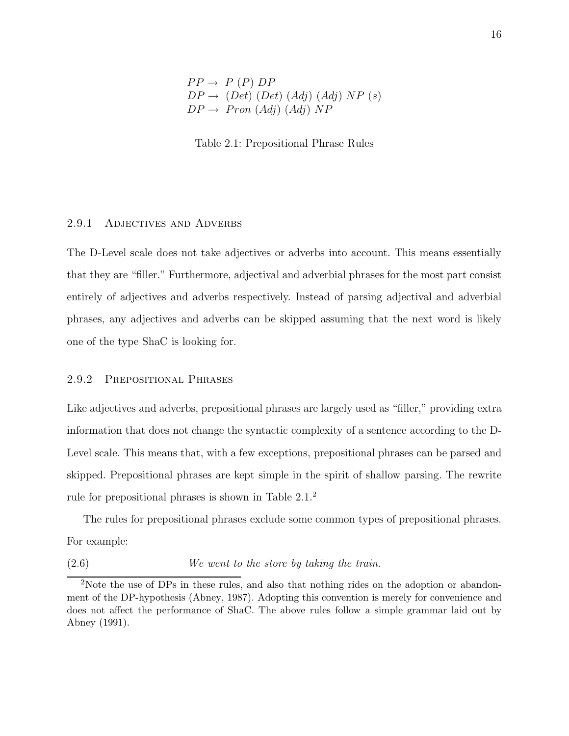$$
\begin{aligned}
&PP \rightarrow\ P\ (P)\ DP \\
&DP \rightarrow\ (Det)\ (Det)\ (Adj)\ (Adj)\ NP\ (s) \\
&DP \rightarrow\ Pron\ (Adj)\ (Adj)\ NP
\end{aligned}
$$

Table 2.1: Prepositional Phrase Rules

### 2.9.1 Adjectives and Adverbs

The D-Level scale does not take adjectives or adverbs into account. This means essentially that they are "filler." Furthermore, adjectival and adverbial phrases for the most part consist entirely of adjectives and adverbs respectively. Instead of parsing adjectival and adverbial phrases, any adjectives and adverbs can be skipped assuming that the next word is likely one of the type ShaC is looking for.

### 2.9.2 Prepositional Phrases

Like adjectives and adverbs, prepositional phrases are largely used as "filler," providing extra information that does not change the syntactic complexity of a sentence according to the D-Level scale. This means that, with a few exceptions, prepositional phrases can be parsed and skipped. Prepositional phrases are kept simple in the spirit of shallow parsing. The rewrite rule for prepositional phrases is shown in Table 2.1.[2]

The rules for prepositional phrases exclude some common types of prepositional phrases. For example:

(2.6) *We went to the store by taking the train.*

[2]Note the use of DPs in these rules, and also that nothing rides on the adoption or abandonment of the DP-hypothesis (Abney, 1987). Adopting this convention is merely for convenience and does not affect the performance of ShaC. The above rules follow a simple grammar laid out by Abney (1991).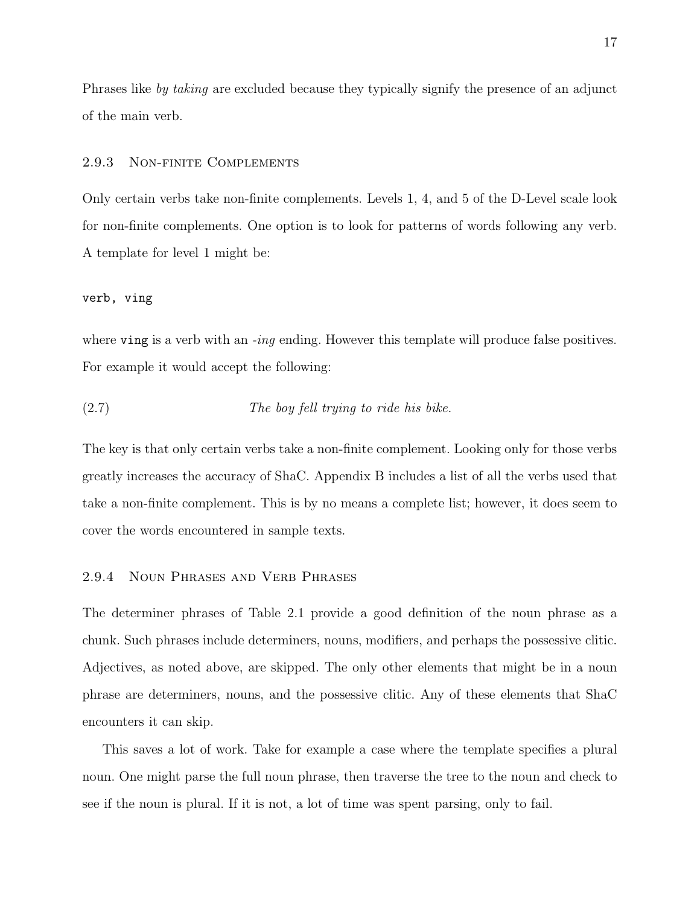Phrases like *by taking* are excluded because they typically signify the presence of an adjunct of the main verb.

### 2.9.3 Non-finite Complements

Only certain verbs take non-finite complements. Levels 1, 4, and 5 of the D-Level scale look for non-finite complements. One option is to look for patterns of words following any verb. A template for level 1 might be:

```
verb, ving
```

where `ving` is a verb with an *-ing* ending. However this template will produce false positives. For example it would accept the following:

(2.7) *The boy fell trying to ride his bike.*

The key is that only certain verbs take a non-finite complement. Looking only for those verbs greatly increases the accuracy of ShaC. Appendix B includes a list of all the verbs used that take a non-finite complement. This is by no means a complete list; however, it does seem to cover the words encountered in sample texts.

### 2.9.4 Noun Phrases and Verb Phrases

The determiner phrases of Table 2.1 provide a good definition of the noun phrase as a chunk. Such phrases include determiners, nouns, modifiers, and perhaps the possessive clitic. Adjectives, as noted above, are skipped. The only other elements that might be in a noun phrase are determiners, nouns, and the possessive clitic. Any of these elements that ShaC encounters it can skip.

This saves a lot of work. Take for example a case where the template specifies a plural noun. One might parse the full noun phrase, then traverse the tree to the noun and check to see if the noun is plural. If it is not, a lot of time was spent parsing, only to fail.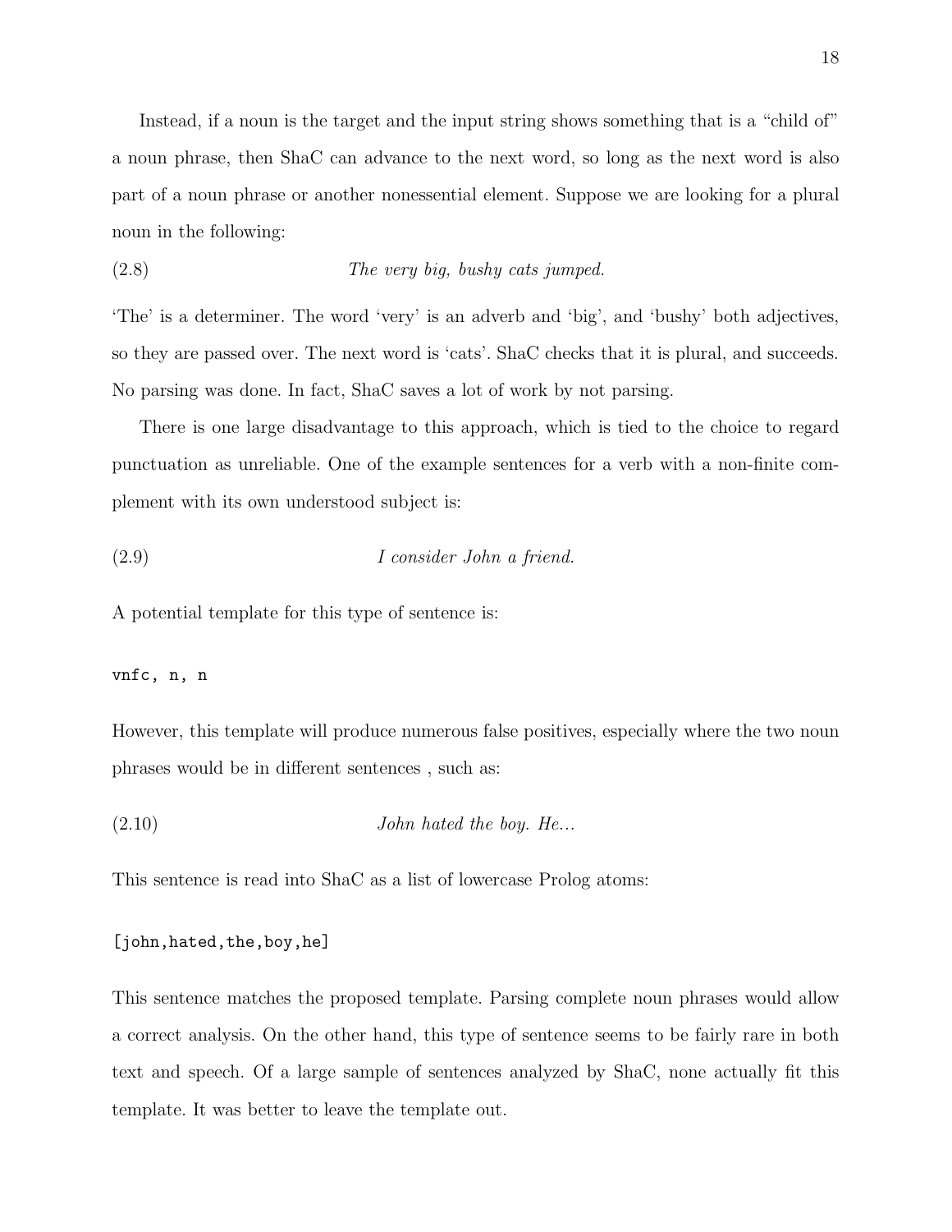Instead, if a noun is the target and the input string shows something that is a "child of" a noun phrase, then ShaC can advance to the next word, so long as the next word is also part of a noun phrase or another nonessential element. Suppose we are looking for a plural noun in the following:

(2.8) *The very big, bushy cats jumped.*

'The' is a determiner. The word 'very' is an adverb and 'big', and 'bushy' both adjectives, so they are passed over. The next word is 'cats'. ShaC checks that it is plural, and succeeds. No parsing was done. In fact, ShaC saves a lot of work by not parsing.

There is one large disadvantage to this approach, which is tied to the choice to regard punctuation as unreliable. One of the example sentences for a verb with a non-finite complement with its own understood subject is:

(2.9) *I consider John a friend.*

A potential template for this type of sentence is:

```
vnfc, n, n
```

However, this template will produce numerous false positives, especially where the two noun phrases would be in different sentences , such as:

(2.10) *John hated the boy. He...*

This sentence is read into ShaC as a list of lowercase Prolog atoms:

```
[john,hated,the,boy,he]
```

This sentence matches the proposed template. Parsing complete noun phrases would allow a correct analysis. On the other hand, this type of sentence seems to be fairly rare in both text and speech. Of a large sample of sentences analyzed by ShaC, none actually fit this template. It was better to leave the template out.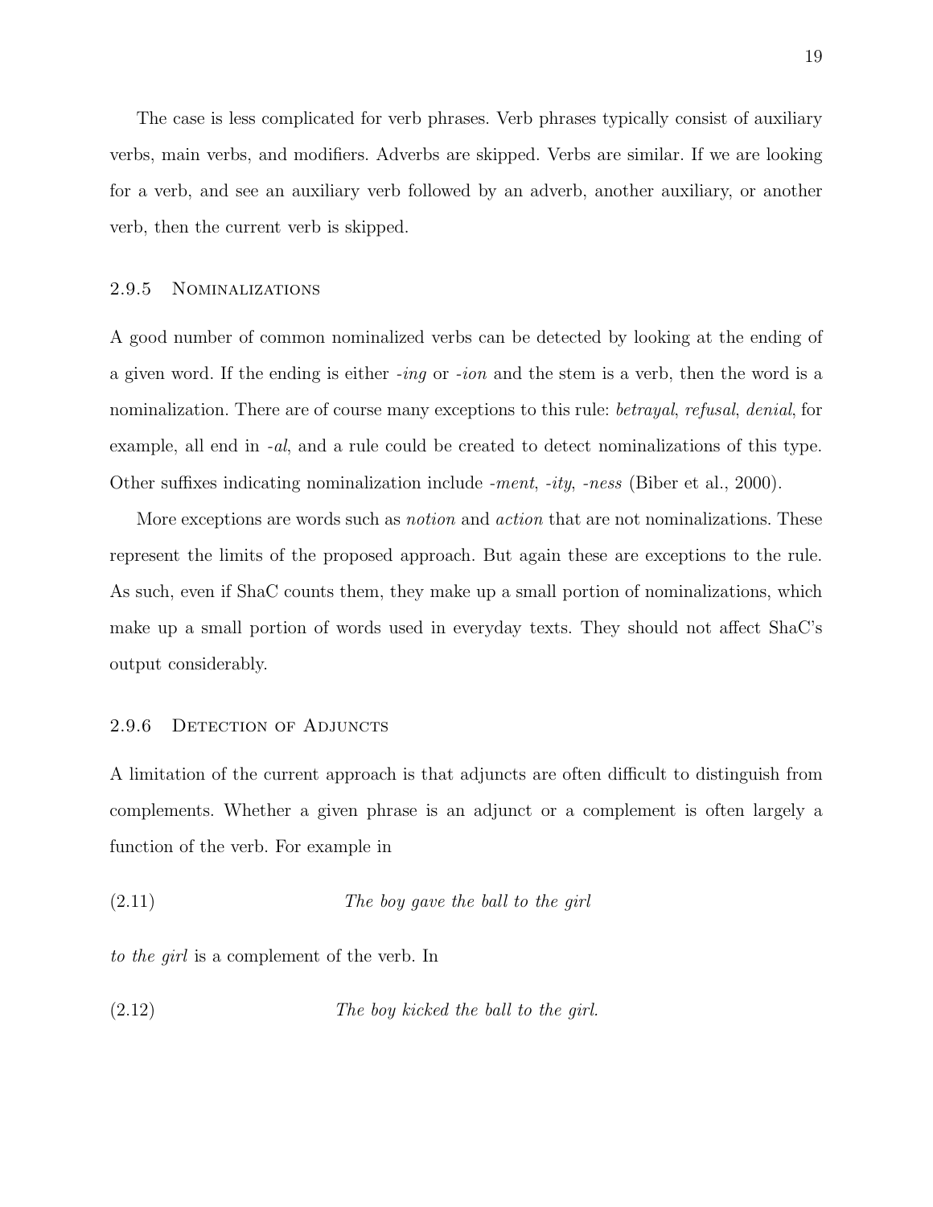The case is less complicated for verb phrases. Verb phrases typically consist of auxiliary verbs, main verbs, and modifiers. Adverbs are skipped. Verbs are similar. If we are looking for a verb, and see an auxiliary verb followed by an adverb, another auxiliary, or another verb, then the current verb is skipped.

### 2.9.5 Nominalizations

A good number of common nominalized verbs can be detected by looking at the ending of a given word. If the ending is either *-ing* or *-ion* and the stem is a verb, then the word is a nominalization. There are of course many exceptions to this rule: *betrayal*, *refusal*, *denial*, for example, all end in *-al*, and a rule could be created to detect nominalizations of this type. Other suffixes indicating nominalization include *-ment*, *-ity*, *-ness* (Biber et al., 2000).

More exceptions are words such as *notion* and *action* that are not nominalizations. These represent the limits of the proposed approach. But again these are exceptions to the rule. As such, even if ShaC counts them, they make up a small portion of nominalizations, which make up a small portion of words used in everyday texts. They should not affect ShaC's output considerably.

### 2.9.6 Detection of Adjuncts

A limitation of the current approach is that adjuncts are often difficult to distinguish from complements. Whether a given phrase is an adjunct or a complement is often largely a function of the verb. For example in

(2.11) *The boy gave the ball to the girl*

*to the girl* is a complement of the verb. In

(2.12) *The boy kicked the ball to the girl.*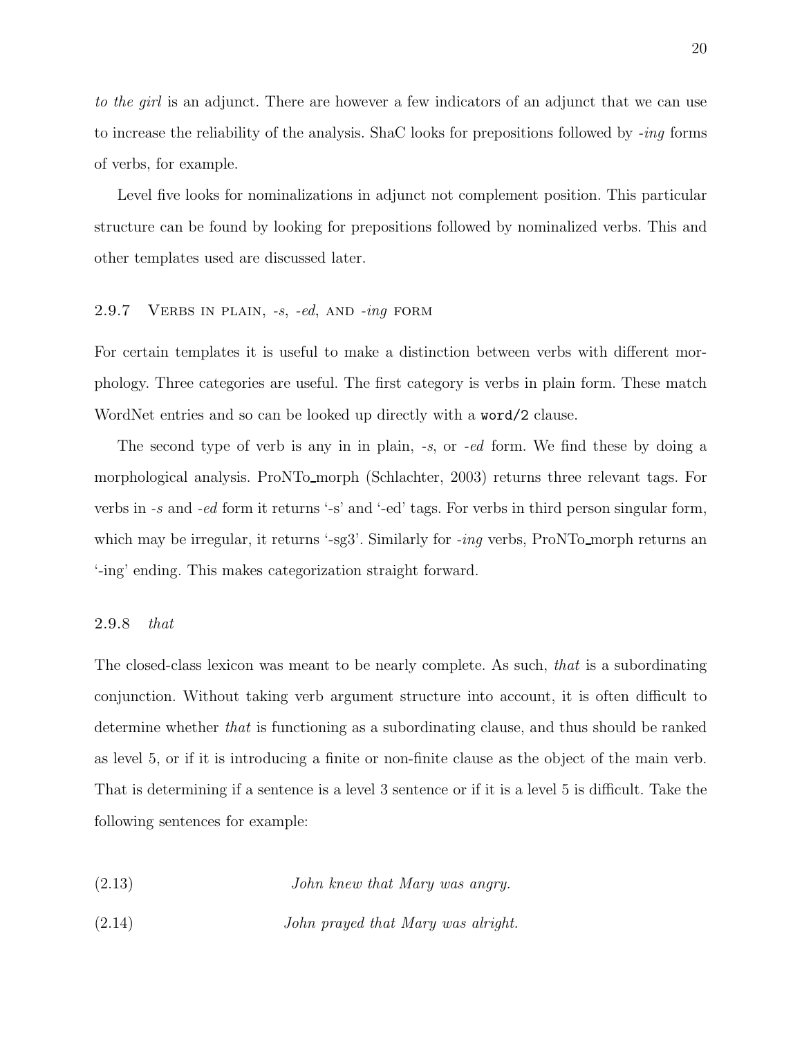*to the girl* is an adjunct. There are however a few indicators of an adjunct that we can use to increase the reliability of the analysis. ShaC looks for prepositions followed by *-ing* forms of verbs, for example.

Level five looks for nominalizations in adjunct not complement position. This particular structure can be found by looking for prepositions followed by nominalized verbs. This and other templates used are discussed later.

### 2.9.7 Verbs in plain, *-s*, *-ed*, and *-ing* form

For certain templates it is useful to make a distinction between verbs with different morphology. Three categories are useful. The first category is verbs in plain form. These match WordNet entries and so can be looked up directly with a `word/2` clause.

The second type of verb is any in in plain, *-s*, or *-ed* form. We find these by doing a morphological analysis. ProNTo_morph (Schlachter, 2003) returns three relevant tags. For verbs in *-s* and *-ed* form it returns '-s' and '-ed' tags. For verbs in third person singular form, which may be irregular, it returns '-sg3'. Similarly for *-ing* verbs, ProNTo_morph returns an '-ing' ending. This makes categorization straight forward.

### 2.9.8 *that*

The closed-class lexicon was meant to be nearly complete. As such, *that* is a subordinating conjunction. Without taking verb argument structure into account, it is often difficult to determine whether *that* is functioning as a subordinating clause, and thus should be ranked as level 5, or if it is introducing a finite or non-finite clause as the object of the main verb. That is determining if a sentence is a level 3 sentence or if it is a level 5 is difficult. Take the following sentences for example:

(2.13) *John knew that Mary was angry.*

(2.14) *John prayed that Mary was alright.*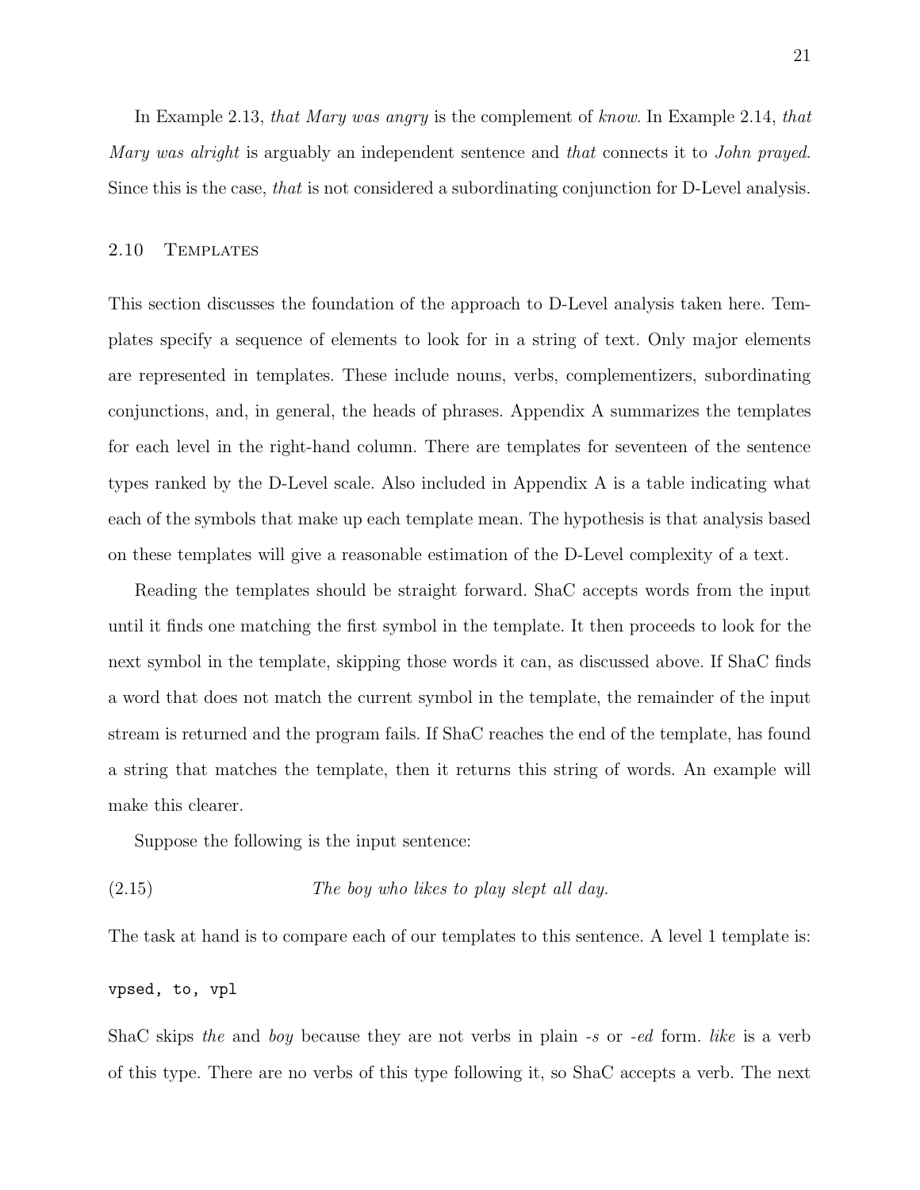In Example 2.13, *that Mary was angry* is the complement of *know*. In Example 2.14, *that Mary was alright* is arguably an independent sentence and *that* connects it to *John prayed*. Since this is the case, *that* is not considered a subordinating conjunction for D-Level analysis.

## 2.10 Templates

This section discusses the foundation of the approach to D-Level analysis taken here. Templates specify a sequence of elements to look for in a string of text. Only major elements are represented in templates. These include nouns, verbs, complementizers, subordinating conjunctions, and, in general, the heads of phrases. Appendix A summarizes the templates for each level in the right-hand column. There are templates for seventeen of the sentence types ranked by the D-Level scale. Also included in Appendix A is a table indicating what each of the symbols that make up each template mean. The hypothesis is that analysis based on these templates will give a reasonable estimation of the D-Level complexity of a text.

Reading the templates should be straight forward. ShaC accepts words from the input until it finds one matching the first symbol in the template. It then proceeds to look for the next symbol in the template, skipping those words it can, as discussed above. If ShaC finds a word that does not match the current symbol in the template, the remainder of the input stream is returned and the program fails. If ShaC reaches the end of the template, has found a string that matches the template, then it returns this string of words. An example will make this clearer.

Suppose the following is the input sentence:

(2.15) *The boy who likes to play slept all day.*

The task at hand is to compare each of our templates to this sentence. A level 1 template is:

```
vpsed, to, vpl
```

ShaC skips *the* and *boy* because they are not verbs in plain *-s* or *-ed* form. *like* is a verb of this type. There are no verbs of this type following it, so ShaC accepts a verb. The next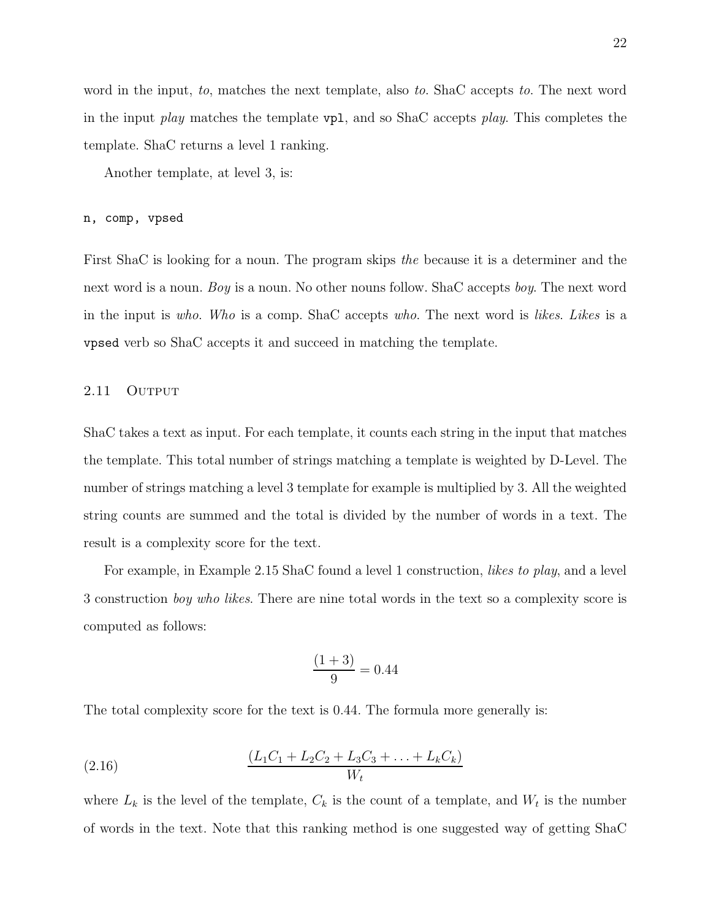word in the input, *to*, matches the next template, also *to*. ShaC accepts *to*. The next word in the input *play* matches the template `vpl`, and so ShaC accepts *play*. This completes the template. ShaC returns a level 1 ranking.

Another template, at level 3, is:

```
n, comp, vpsed
```

First ShaC is looking for a noun. The program skips *the* because it is a determiner and the next word is a noun. *Boy* is a noun. No other nouns follow. ShaC accepts *boy*. The next word in the input is *who*. *Who* is a comp. ShaC accepts *who*. The next word is *likes*. *Likes* is a `vpsed` verb so ShaC accepts it and succeed in matching the template.

## 2.11 Output

ShaC takes a text as input. For each template, it counts each string in the input that matches the template. This total number of strings matching a template is weighted by D-Level. The number of strings matching a level 3 template for example is multiplied by 3. All the weighted string counts are summed and the total is divided by the number of words in a text. The result is a complexity score for the text.

For example, in Example 2.15 ShaC found a level 1 construction, *likes to play*, and a level 3 construction *boy who likes*. There are nine total words in the text so a complexity score is computed as follows:

$$\frac{(1+3)}{9} = 0.44$$

The total complexity score for the text is 0.44. The formula more generally is:

$$\frac{(L_1C_1 + L_2C_2 + L_3C_3 + \ldots + L_kC_k)}{W_t} \tag{2.16}$$

where $L_k$ is the level of the template, $C_k$ is the count of a template, and $W_t$ is the number of words in the text. Note that this ranking method is one suggested way of getting ShaC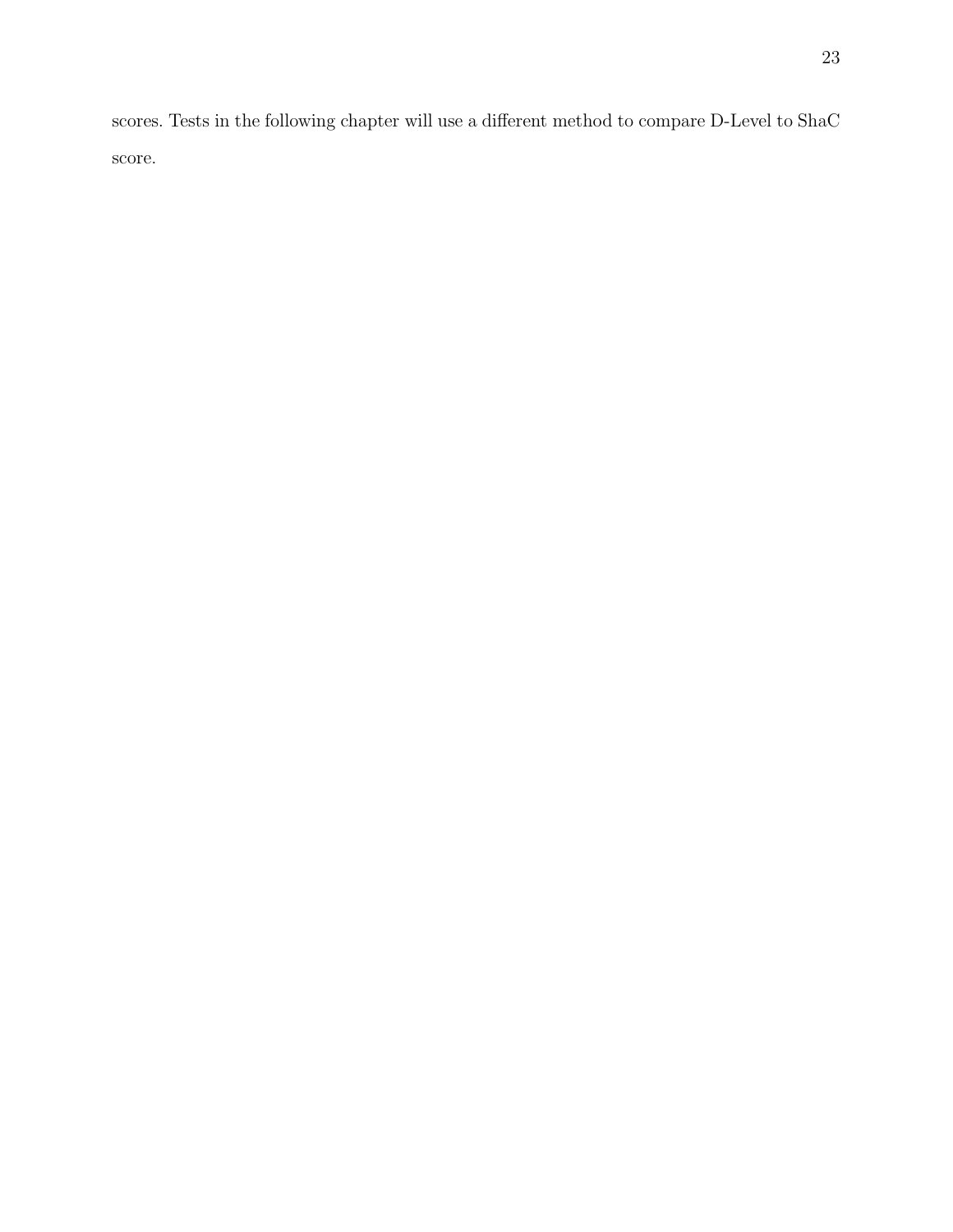scores. Tests in the following chapter will use a different method to compare D-Level to ShaC score.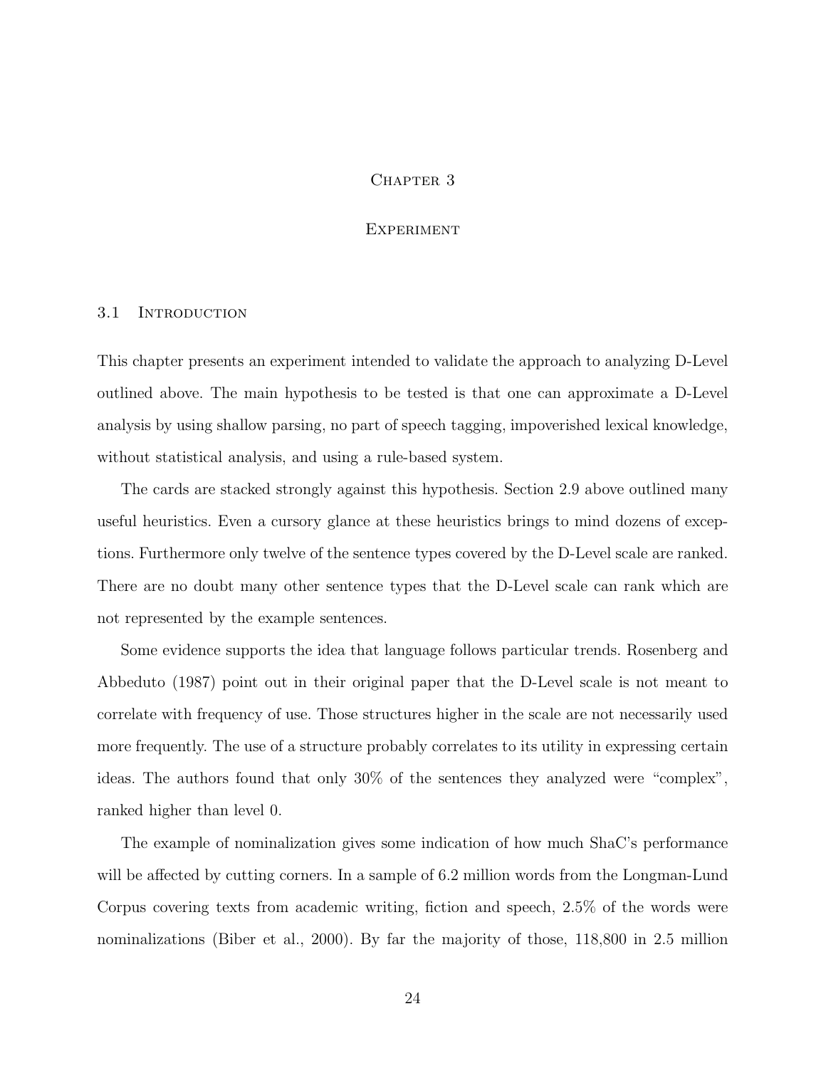# Chapter 3

# Experiment

## 3.1 Introduction

This chapter presents an experiment intended to validate the approach to analyzing D-Level outlined above. The main hypothesis to be tested is that one can approximate a D-Level analysis by using shallow parsing, no part of speech tagging, impoverished lexical knowledge, without statistical analysis, and using a rule-based system.

The cards are stacked strongly against this hypothesis. Section 2.9 above outlined many useful heuristics. Even a cursory glance at these heuristics brings to mind dozens of exceptions. Furthermore only twelve of the sentence types covered by the D-Level scale are ranked. There are no doubt many other sentence types that the D-Level scale can rank which are not represented by the example sentences.

Some evidence supports the idea that language follows particular trends. Rosenberg and Abbeduto (1987) point out in their original paper that the D-Level scale is not meant to correlate with frequency of use. Those structures higher in the scale are not necessarily used more frequently. The use of a structure probably correlates to its utility in expressing certain ideas. The authors found that only 30% of the sentences they analyzed were "complex", ranked higher than level 0.

The example of nominalization gives some indication of how much ShaC's performance will be affected by cutting corners. In a sample of 6.2 million words from the Longman-Lund Corpus covering texts from academic writing, fiction and speech, 2.5% of the words were nominalizations (Biber et al., 2000). By far the majority of those, 118,800 in 2.5 million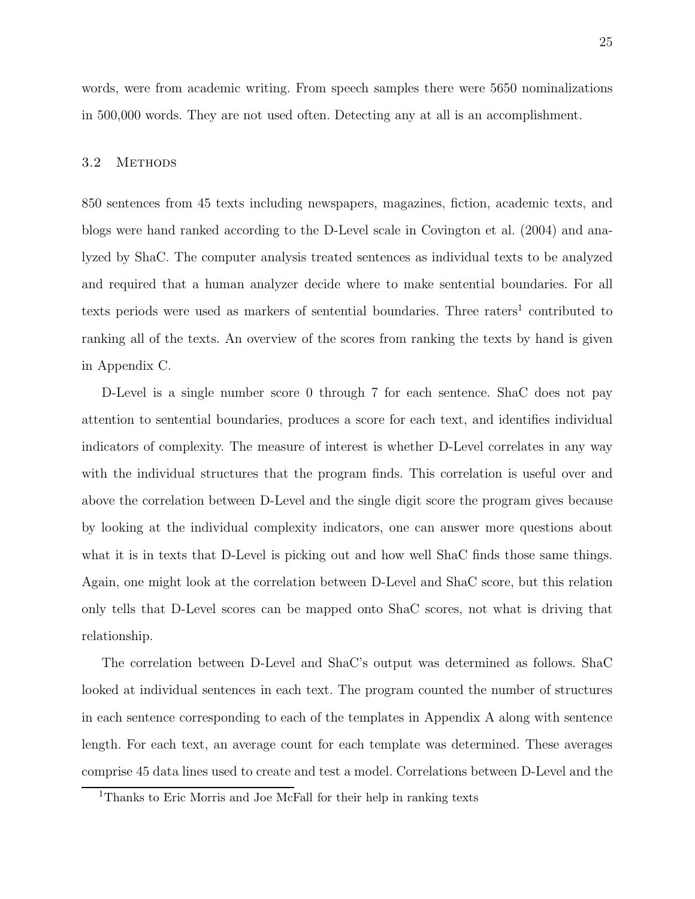words, were from academic writing. From speech samples there were 5650 nominalizations in 500,000 words. They are not used often. Detecting any at all is an accomplishment.

## 3.2 Methods

850 sentences from 45 texts including newspapers, magazines, fiction, academic texts, and blogs were hand ranked according to the D-Level scale in Covington et al. (2004) and analyzed by ShaC. The computer analysis treated sentences as individual texts to be analyzed and required that a human analyzer decide where to make sentential boundaries. For all texts periods were used as markers of sentential boundaries. Three raters[1] contributed to ranking all of the texts. An overview of the scores from ranking the texts by hand is given in Appendix C.

D-Level is a single number score 0 through 7 for each sentence. ShaC does not pay attention to sentential boundaries, produces a score for each text, and identifies individual indicators of complexity. The measure of interest is whether D-Level correlates in any way with the individual structures that the program finds. This correlation is useful over and above the correlation between D-Level and the single digit score the program gives because by looking at the individual complexity indicators, one can answer more questions about what it is in texts that D-Level is picking out and how well ShaC finds those same things. Again, one might look at the correlation between D-Level and ShaC score, but this relation only tells that D-Level scores can be mapped onto ShaC scores, not what is driving that relationship.

The correlation between D-Level and ShaC's output was determined as follows. ShaC looked at individual sentences in each text. The program counted the number of structures in each sentence corresponding to each of the templates in Appendix A along with sentence length. For each text, an average count for each template was determined. These averages comprise 45 data lines used to create and test a model. Correlations between D-Level and the

[1] Thanks to Eric Morris and Joe McFall for their help in ranking texts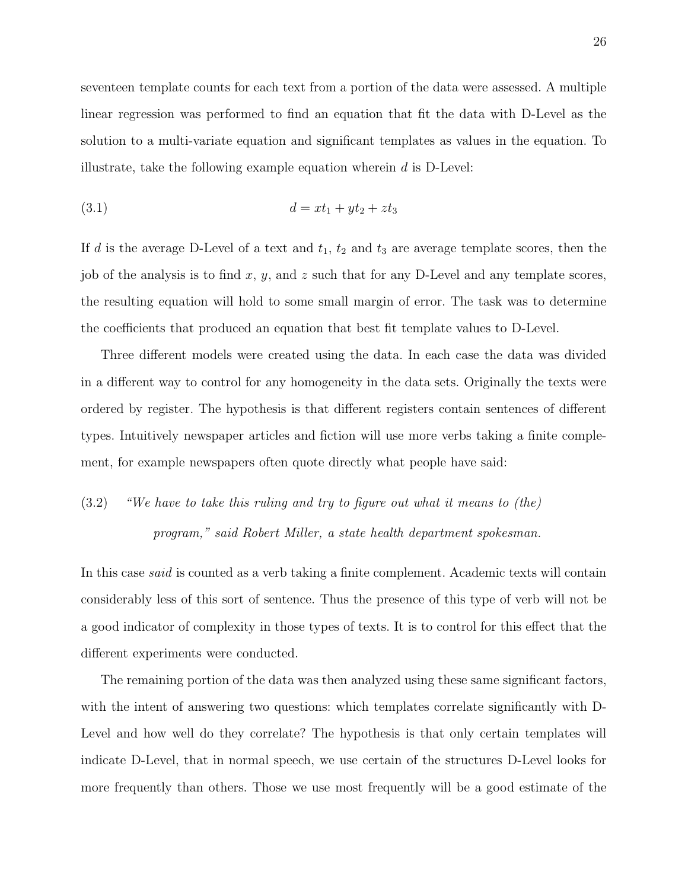seventeen template counts for each text from a portion of the data were assessed. A multiple linear regression was performed to find an equation that fit the data with D-Level as the solution to a multi-variate equation and significant templates as values in the equation. To illustrate, take the following example equation wherein $d$ is D-Level:

$$d = xt_1 + yt_2 + zt_3 \tag{3.1}$$

If $d$ is the average D-Level of a text and $t_1$, $t_2$ and $t_3$ are average template scores, then the job of the analysis is to find $x$, $y$, and $z$ such that for any D-Level and any template scores, the resulting equation will hold to some small margin of error. The task was to determine the coefficients that produced an equation that best fit template values to D-Level.

Three different models were created using the data. In each case the data was divided in a different way to control for any homogeneity in the data sets. Originally the texts were ordered by register. The hypothesis is that different registers contain sentences of different types. Intuitively newspaper articles and fiction will use more verbs taking a finite complement, for example newspapers often quote directly what people have said:

(3.2) *"We have to take this ruling and try to figure out what it means to (the) program," said Robert Miller, a state health department spokesman.*

In this case *said* is counted as a verb taking a finite complement. Academic texts will contain considerably less of this sort of sentence. Thus the presence of this type of verb will not be a good indicator of complexity in those types of texts. It is to control for this effect that the different experiments were conducted.

The remaining portion of the data was then analyzed using these same significant factors, with the intent of answering two questions: which templates correlate significantly with D-Level and how well do they correlate? The hypothesis is that only certain templates will indicate D-Level, that in normal speech, we use certain of the structures D-Level looks for more frequently than others. Those we use most frequently will be a good estimate of the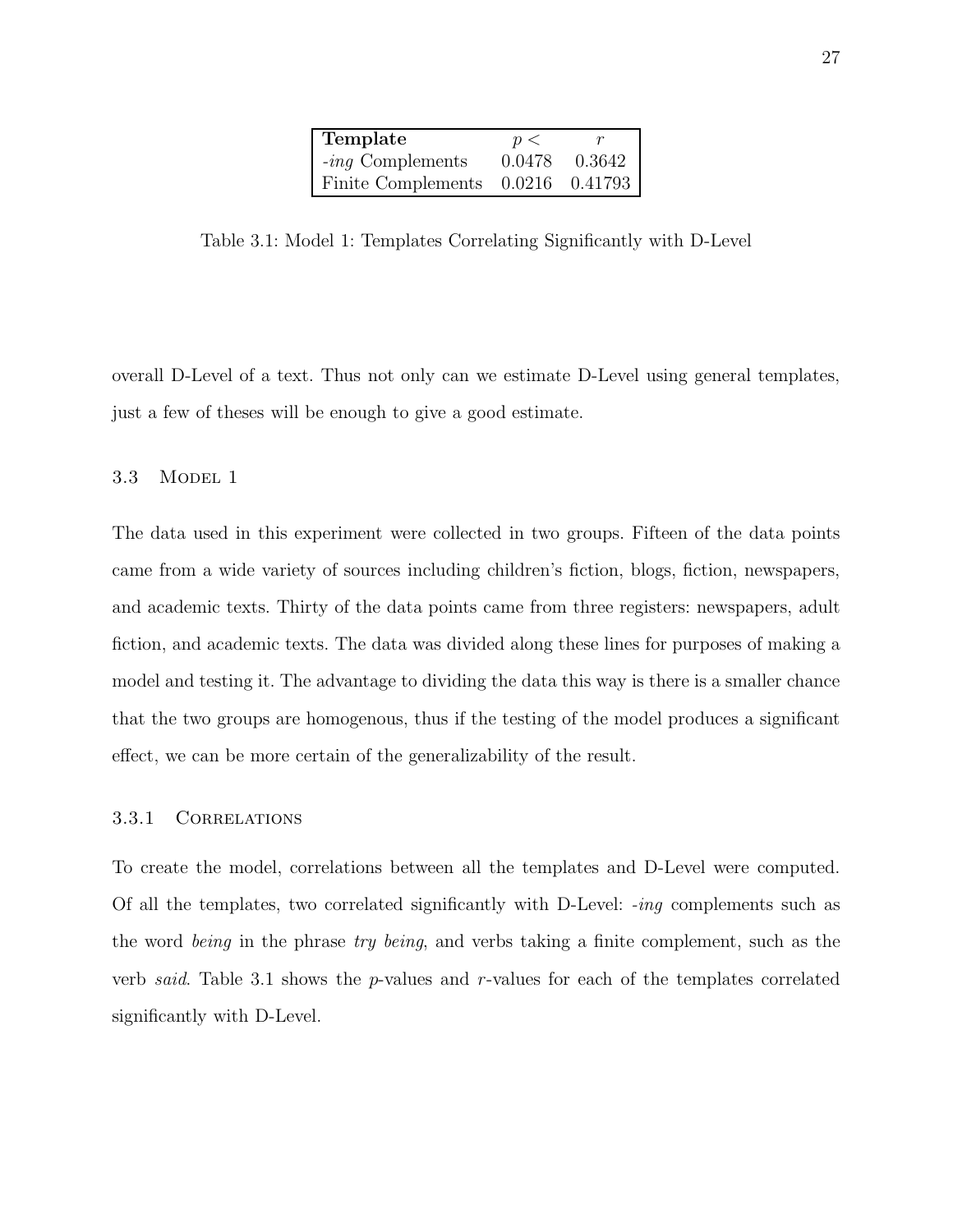| **Template** | $p <$ | $r$ |
|---|---|---|
| *-ing* Complements | 0.0478 | 0.3642 |
| Finite Complements | 0.0216 | 0.41793 |

Table 3.1: Model 1: Templates Correlating Significantly with D-Level

overall D-Level of a text. Thus not only can we estimate D-Level using general templates, just a few of theses will be enough to give a good estimate.

## 3.3 Model 1

The data used in this experiment were collected in two groups. Fifteen of the data points came from a wide variety of sources including children's fiction, blogs, fiction, newspapers, and academic texts. Thirty of the data points came from three registers: newspapers, adult fiction, and academic texts. The data was divided along these lines for purposes of making a model and testing it. The advantage to dividing the data this way is there is a smaller chance that the two groups are homogenous, thus if the testing of the model produces a significant effect, we can be more certain of the generalizability of the result.

### 3.3.1 Correlations

To create the model, correlations between all the templates and D-Level were computed. Of all the templates, two correlated significantly with D-Level: *-ing* complements such as the word *being* in the phrase *try being*, and verbs taking a finite complement, such as the verb *said*. Table 3.1 shows the $p$-values and $r$-values for each of the templates correlated significantly with D-Level.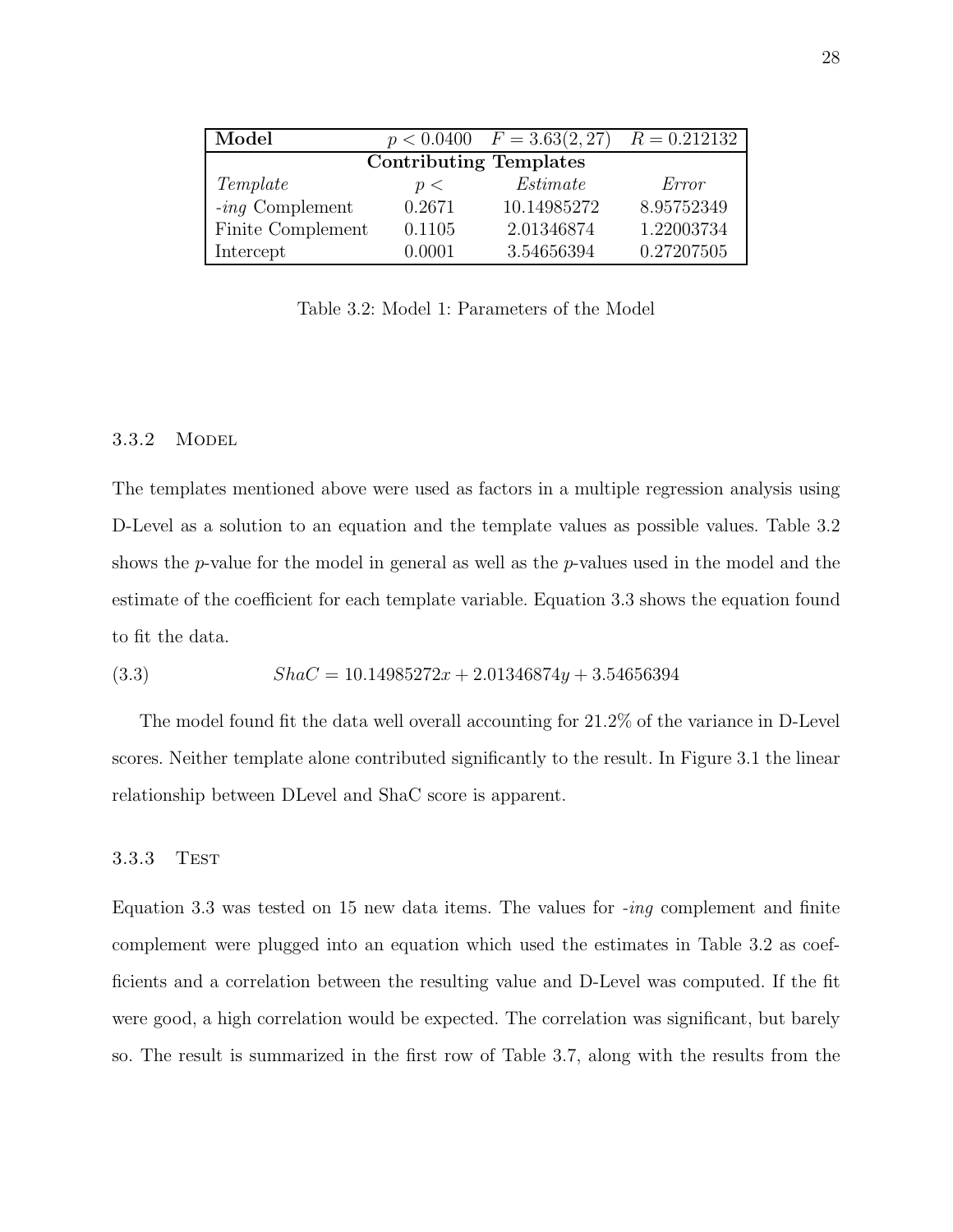| **Model** | $p < 0.0400$ | $F = 3.63(2, 27)$ | $R = 0.212132$ |
|---|---|---|---|
| **Contributing Templates** | | | |
| *Template* | $p <$ | *Estimate* | *Error* |
| *-ing* Complement | 0.2671 | 10.14985272 | 8.95752349 |
| Finite Complement | 0.1105 | 2.01346874 | 1.22003734 |
| Intercept | 0.0001 | 3.54656394 | 0.27207505 |

Table 3.2: Model 1: Parameters of the Model

### 3.3.2 Model

The templates mentioned above were used as factors in a multiple regression analysis using D-Level as a solution to an equation and the template values as possible values. Table 3.2 shows the $p$-value for the model in general as well as the $p$-values used in the model and the estimate of the coefficient for each template variable. Equation 3.3 shows the equation found to fit the data.

$$ShaC = 10.14985272x + 2.01346874y + 3.54656394 \tag{3.3}$$

The model found fit the data well overall accounting for 21.2% of the variance in D-Level scores. Neither template alone contributed significantly to the result. In Figure 3.1 the linear relationship between DLevel and ShaC score is apparent.

### 3.3.3 Test

Equation 3.3 was tested on 15 new data items. The values for *-ing* complement and finite complement were plugged into an equation which used the estimates in Table 3.2 as coefficients and a correlation between the resulting value and D-Level was computed. If the fit were good, a high correlation would be expected. The correlation was significant, but barely so. The result is summarized in the first row of Table 3.7, along with the results from the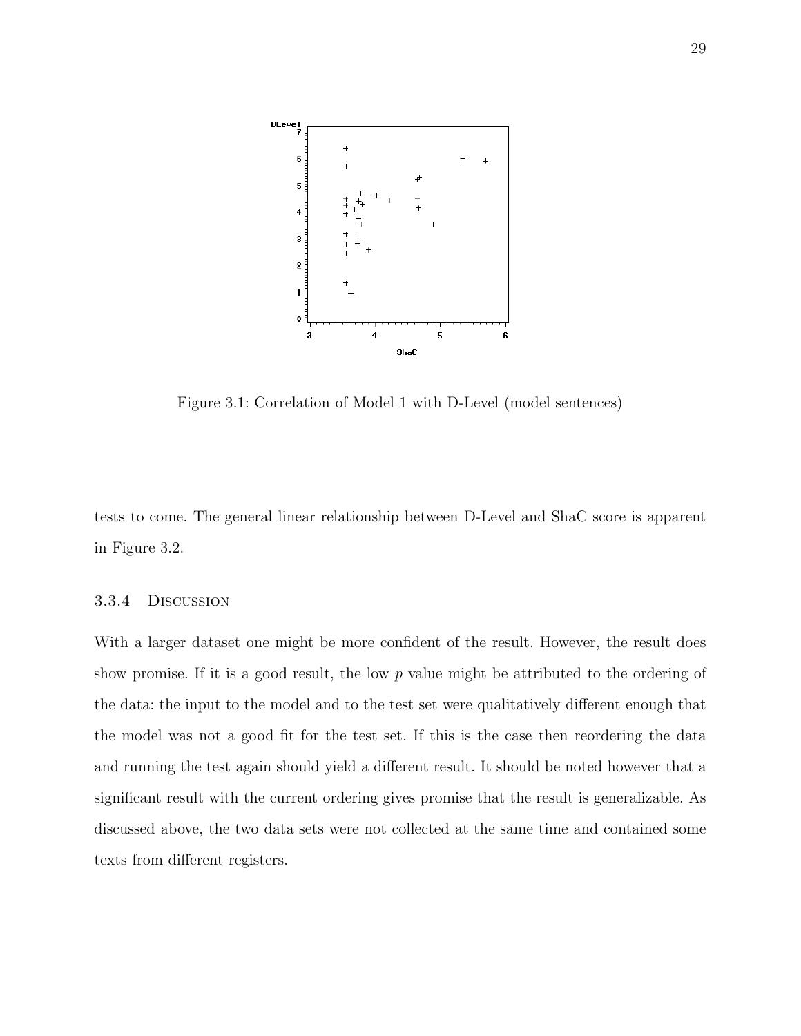Figure 3.1: Correlation of Model 1 with D-Level (model sentences)

tests to come. The general linear relationship between D-Level and ShaC score is apparent in Figure 3.2.

### 3.3.4 Discussion

With a larger dataset one might be more confident of the result. However, the result does show promise. If it is a good result, the low $p$ value might be attributed to the ordering of the data: the input to the model and to the test set were qualitatively different enough that the model was not a good fit for the test set. If this is the case then reordering the data and running the test again should yield a different result. It should be noted however that a significant result with the current ordering gives promise that the result is generalizable. As discussed above, the two data sets were not collected at the same time and contained some texts from different registers.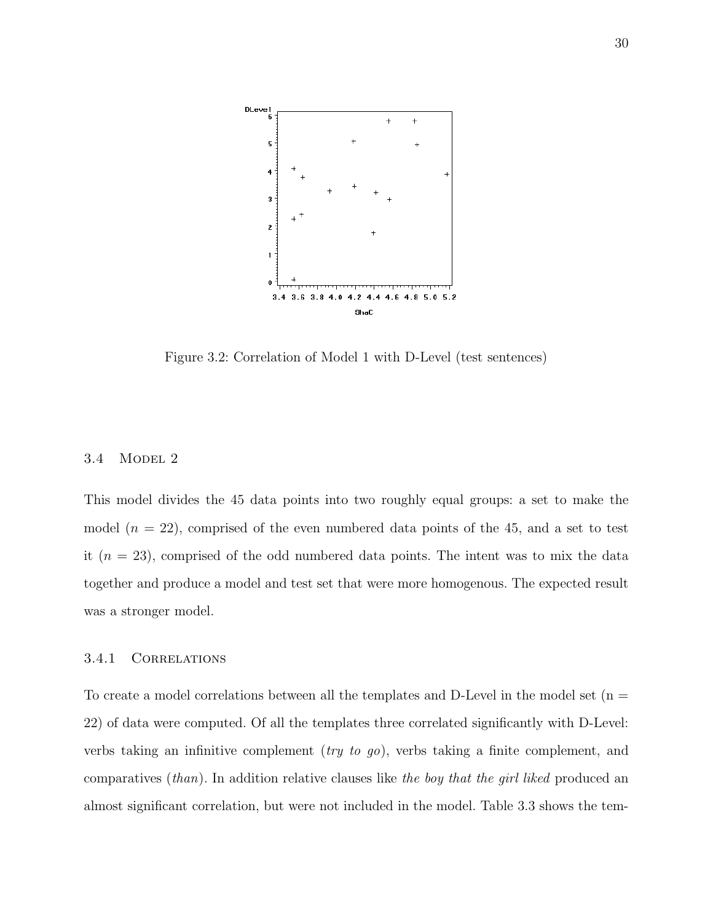Figure 3.2: Correlation of Model 1 with D-Level (test sentences)

## 3.4 Model 2

This model divides the 45 data points into two roughly equal groups: a set to make the model ($n = 22$), comprised of the even numbered data points of the 45, and a set to test it ($n = 23$), comprised of the odd numbered data points. The intent was to mix the data together and produce a model and test set that were more homogenous. The expected result was a stronger model.

### 3.4.1 Correlations

To create a model correlations between all the templates and D-Level in the model set (n = 22) of data were computed. Of all the templates three correlated significantly with D-Level: verbs taking an infinitive complement (*try to go*), verbs taking a finite complement, and comparatives (*than*). In addition relative clauses like *the boy that the girl liked* produced an almost significant correlation, but were not included in the model. Table 3.3 shows the tem-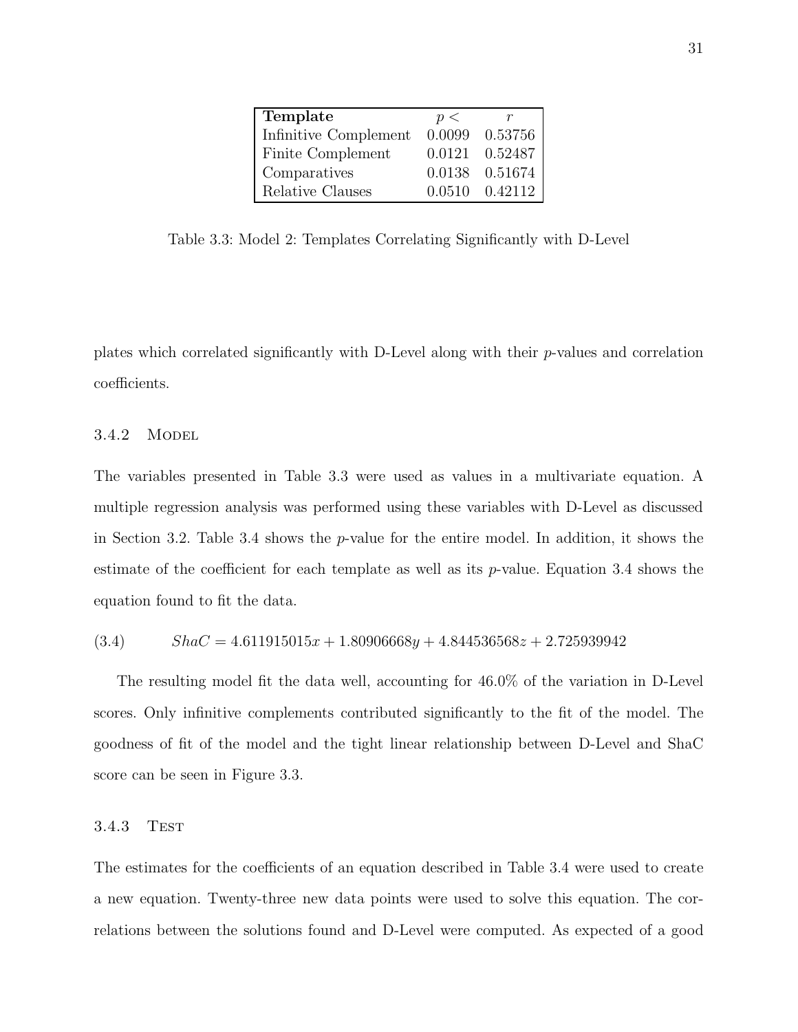| **Template** | $p <$ | $r$ |
|---|---|---|
| Infinitive Complement | 0.0099 | 0.53756 |
| Finite Complement | 0.0121 | 0.52487 |
| Comparatives | 0.0138 | 0.51674 |
| Relative Clauses | 0.0510 | 0.42112 |

Table 3.3: Model 2: Templates Correlating Significantly with D-Level

plates which correlated significantly with D-Level along with their $p$-values and correlation coefficients.

### 3.4.2 Model

The variables presented in Table 3.3 were used as values in a multivariate equation. A multiple regression analysis was performed using these variables with D-Level as discussed in Section 3.2. Table 3.4 shows the $p$-value for the entire model. In addition, it shows the estimate of the coefficient for each template as well as its $p$-value. Equation 3.4 shows the equation found to fit the data.

$$ShaC = 4.611915015x + 1.80906668y + 4.844536568z + 2.725939942 \tag{3.4}$$

The resulting model fit the data well, accounting for 46.0% of the variation in D-Level scores. Only infinitive complements contributed significantly to the fit of the model. The goodness of fit of the model and the tight linear relationship between D-Level and ShaC score can be seen in Figure 3.3.

### 3.4.3 Test

The estimates for the coefficients of an equation described in Table 3.4 were used to create a new equation. Twenty-three new data points were used to solve this equation. The correlations between the solutions found and D-Level were computed. As expected of a good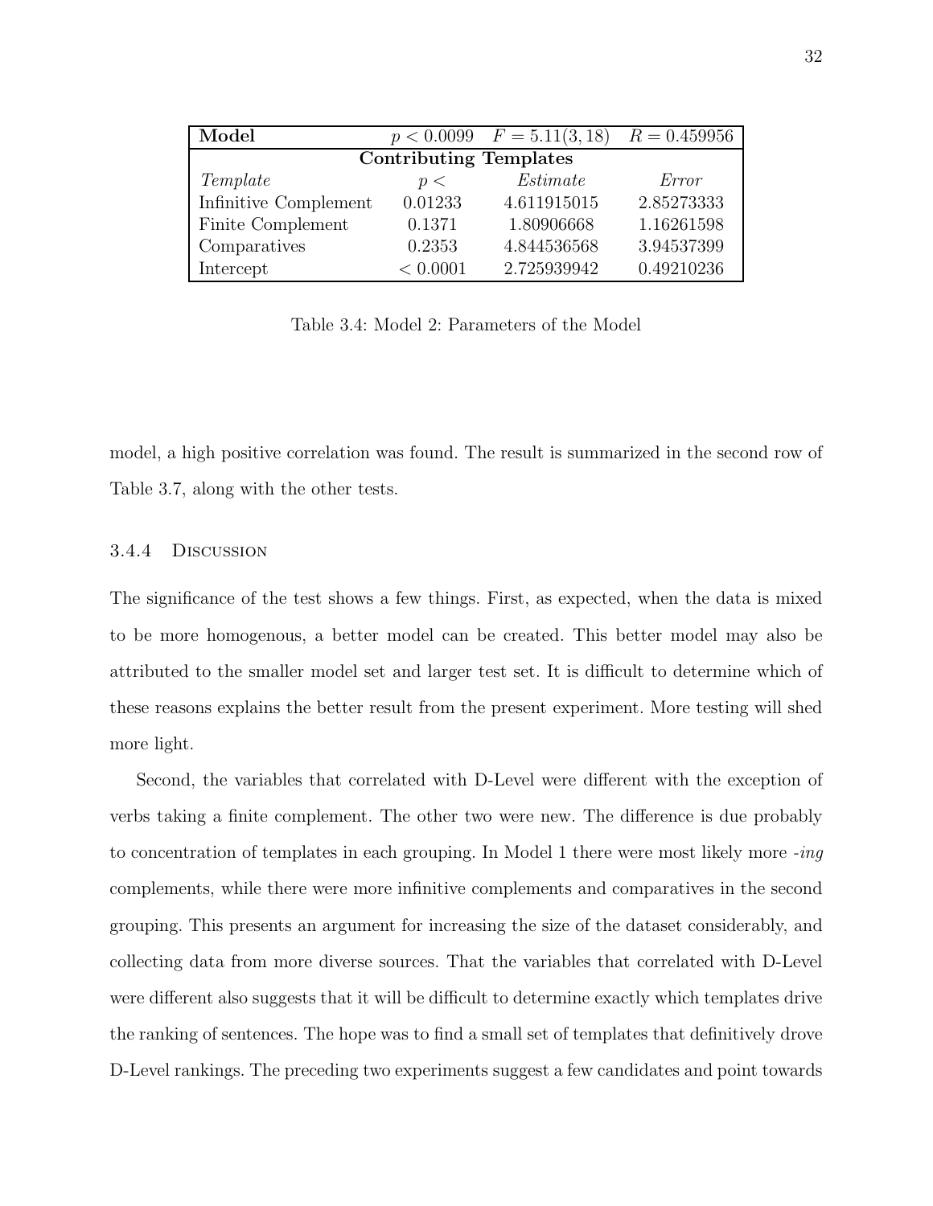| **Model** | $p < 0.0099$ | $F = 5.11(3, 18)$ | $R = 0.459956$ |
|---|---|---|---|
| **Contributing Templates** | | | |
| *Template* | $p <$ | *Estimate* | *Error* |
| Infinitive Complement | 0.01233 | 4.611915015 | 2.85273333 |
| Finite Complement | 0.1371 | 1.80906668 | 1.16261598 |
| Comparatives | 0.2353 | 4.844536568 | 3.94537399 |
| Intercept | $< 0.0001$ | 2.725939942 | 0.49210236 |

Table 3.4: Model 2: Parameters of the Model

model, a high positive correlation was found. The result is summarized in the second row of Table 3.7, along with the other tests.

### 3.4.4 Discussion

The significance of the test shows a few things. First, as expected, when the data is mixed to be more homogenous, a better model can be created. This better model may also be attributed to the smaller model set and larger test set. It is difficult to determine which of these reasons explains the better result from the present experiment. More testing will shed more light.

Second, the variables that correlated with D-Level were different with the exception of verbs taking a finite complement. The other two were new. The difference is due probably to concentration of templates in each grouping. In Model 1 there were most likely more *-ing* complements, while there were more infinitive complements and comparatives in the second grouping. This presents an argument for increasing the size of the dataset considerably, and collecting data from more diverse sources. That the variables that correlated with D-Level were different also suggests that it will be difficult to determine exactly which templates drive the ranking of sentences. The hope was to find a small set of templates that definitively drove D-Level rankings. The preceding two experiments suggest a few candidates and point towards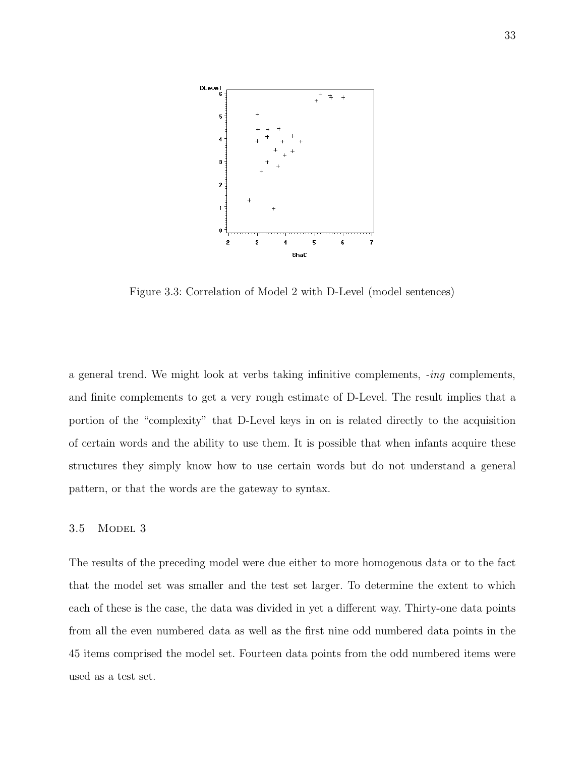Figure 3.3: Correlation of Model 2 with D-Level (model sentences)

a general trend. We might look at verbs taking infinitive complements, *-ing* complements, and finite complements to get a very rough estimate of D-Level. The result implies that a portion of the "complexity" that D-Level keys in on is related directly to the acquisition of certain words and the ability to use them. It is possible that when infants acquire these structures they simply know how to use certain words but do not understand a general pattern, or that the words are the gateway to syntax.

## 3.5 Model 3

The results of the preceding model were due either to more homogenous data or to the fact that the model set was smaller and the test set larger. To determine the extent to which each of these is the case, the data was divided in yet a different way. Thirty-one data points from all the even numbered data as well as the first nine odd numbered data points in the 45 items comprised the model set. Fourteen data points from the odd numbered items were used as a test set.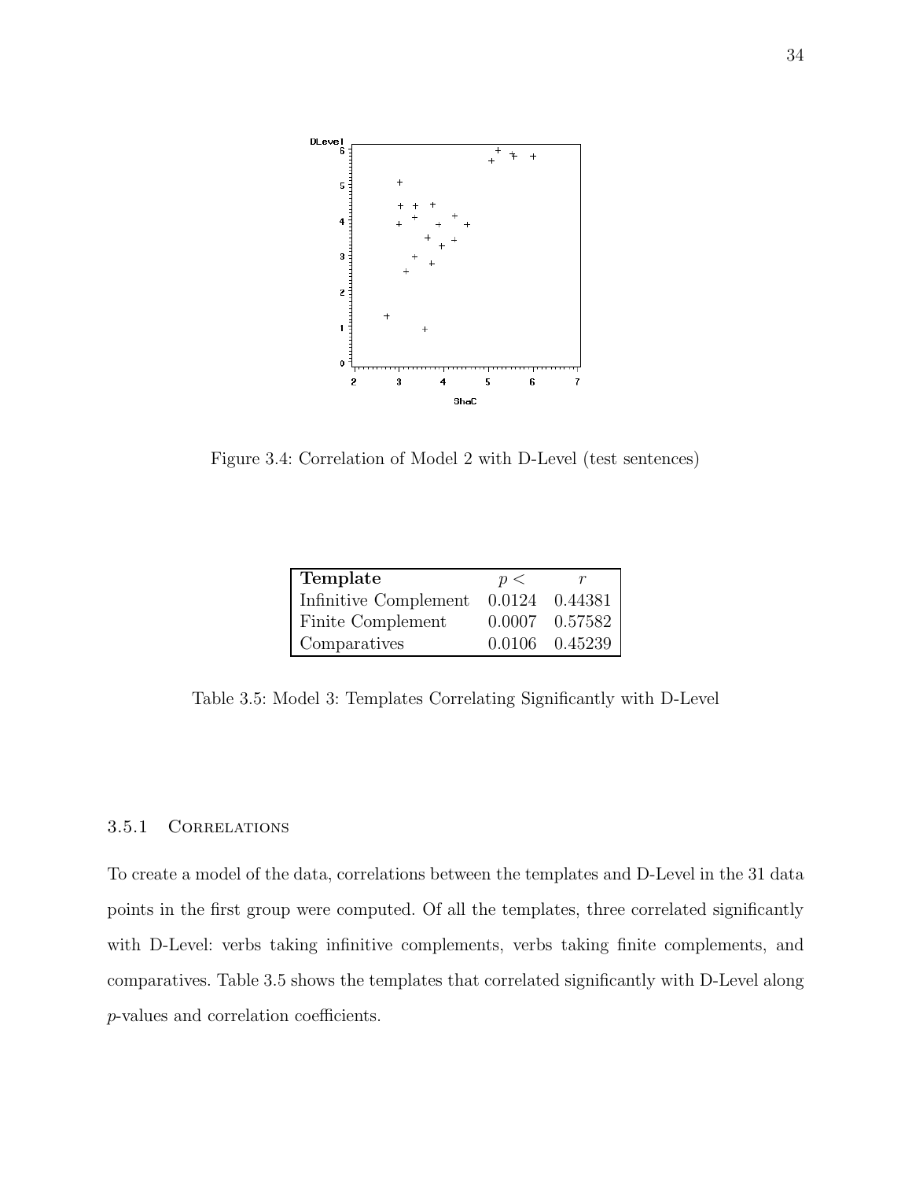Figure 3.4: Correlation of Model 2 with D-Level (test sentences)

| **Template** | $p <$ | $r$ |
|---|---|---|
| Infinitive Complement | 0.0124 | 0.44381 |
| Finite Complement | 0.0007 | 0.57582 |
| Comparatives | 0.0106 | 0.45239 |

Table 3.5: Model 3: Templates Correlating Significantly with D-Level

### 3.5.1 Correlations

To create a model of the data, correlations between the templates and D-Level in the 31 data points in the first group were computed. Of all the templates, three correlated significantly with D-Level: verbs taking infinitive complements, verbs taking finite complements, and comparatives. Table 3.5 shows the templates that correlated significantly with D-Level along $p$-values and correlation coefficients.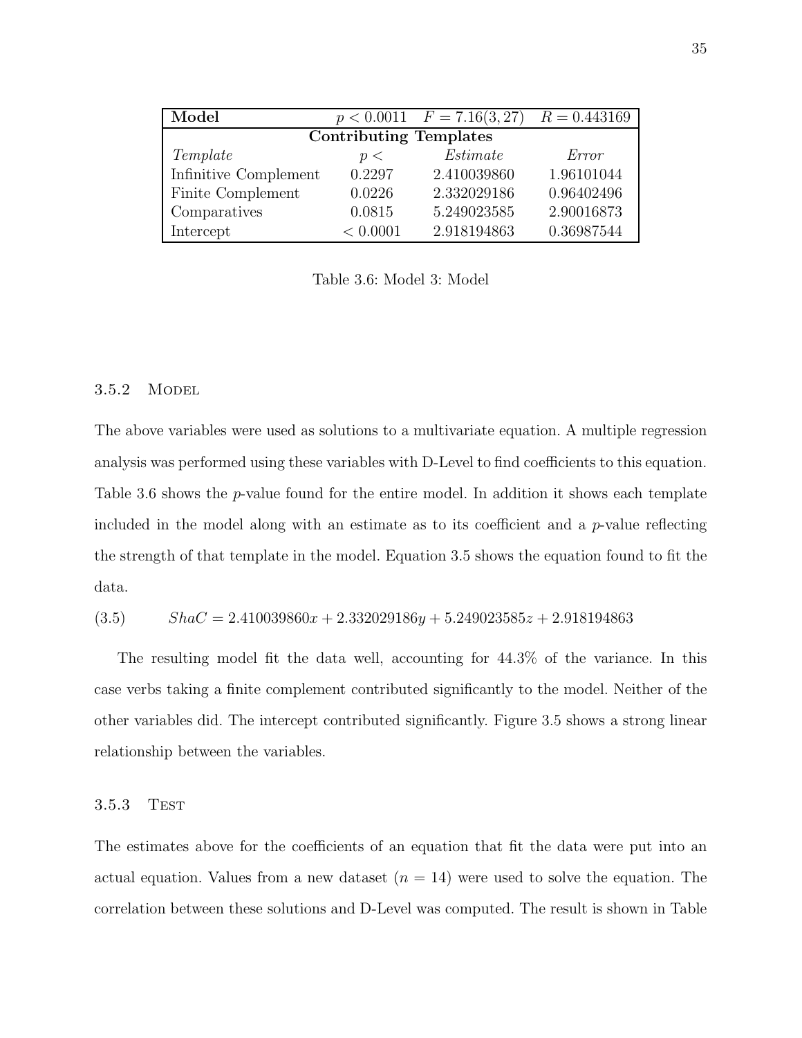| **Model** | $p < 0.0011$ | $F = 7.16(3, 27)$ | $R = 0.443169$ |
|---|---|---|---|
| **Contributing Templates** | | | |
| *Template* | $p <$ | *Estimate* | *Error* |
| Infinitive Complement | 0.2297 | 2.410039860 | 1.96101044 |
| Finite Complement | 0.0226 | 2.332029186 | 0.96402496 |
| Comparatives | 0.0815 | 5.249023585 | 2.90016873 |
| Intercept | $< 0.0001$ | 2.918194863 | 0.36987544 |

Table 3.6: Model 3: Model

### 3.5.2 Model

The above variables were used as solutions to a multivariate equation. A multiple regression analysis was performed using these variables with D-Level to find coefficients to this equation. Table 3.6 shows the $p$-value found for the entire model. In addition it shows each template included in the model along with an estimate as to its coefficient and a $p$-value reflecting the strength of that template in the model. Equation 3.5 shows the equation found to fit the data.

$$ShaC = 2.410039860x + 2.332029186y + 5.249023585z + 2.918194863 \quad (3.5)$$

The resulting model fit the data well, accounting for 44.3% of the variance. In this case verbs taking a finite complement contributed significantly to the model. Neither of the other variables did. The intercept contributed significantly. Figure 3.5 shows a strong linear relationship between the variables.

### 3.5.3 Test

The estimates above for the coefficients of an equation that fit the data were put into an actual equation. Values from a new dataset ($n = 14$) were used to solve the equation. The correlation between these solutions and D-Level was computed. The result is shown in Table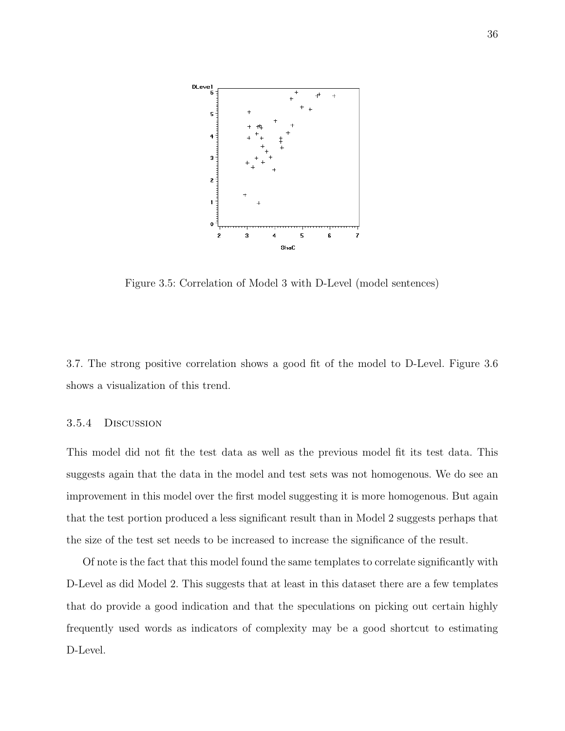Figure 3.5: Correlation of Model 3 with D-Level (model sentences)

3.7. The strong positive correlation shows a good fit of the model to D-Level. Figure 3.6 shows a visualization of this trend.

### 3.5.4 Discussion

This model did not fit the test data as well as the previous model fit its test data. This suggests again that the data in the model and test sets was not homogenous. We do see an improvement in this model over the first model suggesting it is more homogenous. But again that the test portion produced a less significant result than in Model 2 suggests perhaps that the size of the test set needs to be increased to increase the significance of the result.

Of note is the fact that this model found the same templates to correlate significantly with D-Level as did Model 2. This suggests that at least in this dataset there are a few templates that do provide a good indication and that the speculations on picking out certain highly frequently used words as indicators of complexity may be a good shortcut to estimating D-Level.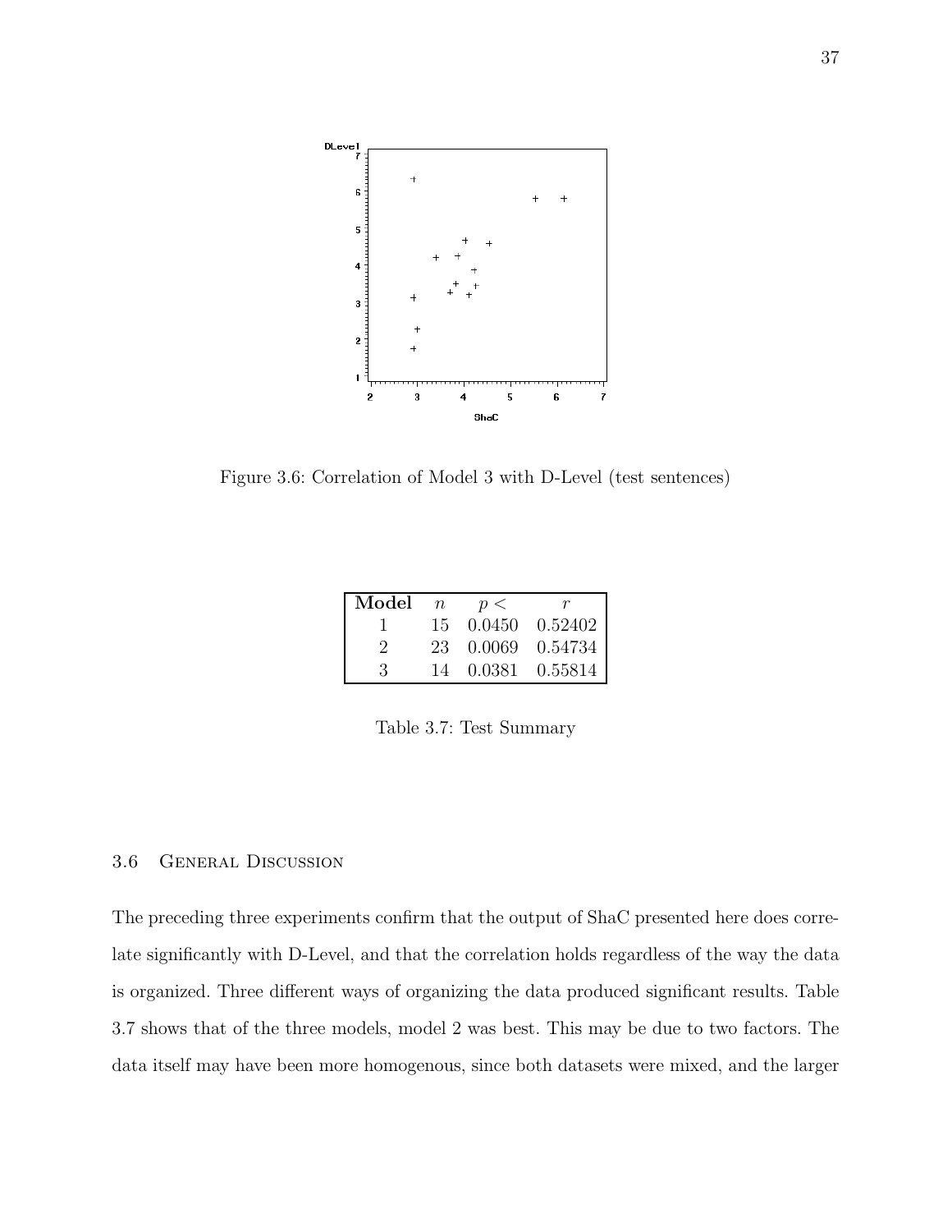Figure 3.6: Correlation of Model 3 with D-Level (test sentences)

| Model | $n$ | $p <$ | $r$ |
|---|---|---|---|
| 1 | 15 | 0.0450 | 0.52402 |
| 2 | 23 | 0.0069 | 0.54734 |
| 3 | 14 | 0.0381 | 0.55814 |

Table 3.7: Test Summary

## 3.6 General Discussion

The preceding three experiments confirm that the output of ShaC presented here does correlate significantly with D-Level, and that the correlation holds regardless of the way the data is organized. Three different ways of organizing the data produced significant results. Table 3.7 shows that of the three models, model 2 was best. This may be due to two factors. The data itself may have been more homogenous, since both datasets were mixed, and the larger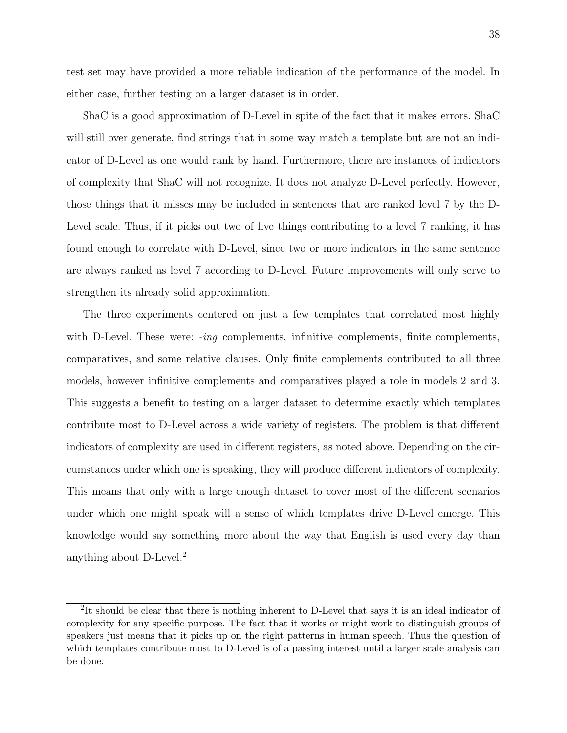test set may have provided a more reliable indication of the performance of the model. In either case, further testing on a larger dataset is in order.

ShaC is a good approximation of D-Level in spite of the fact that it makes errors. ShaC will still over generate, find strings that in some way match a template but are not an indicator of D-Level as one would rank by hand. Furthermore, there are instances of indicators of complexity that ShaC will not recognize. It does not analyze D-Level perfectly. However, those things that it misses may be included in sentences that are ranked level 7 by the D-Level scale. Thus, if it picks out two of five things contributing to a level 7 ranking, it has found enough to correlate with D-Level, since two or more indicators in the same sentence are always ranked as level 7 according to D-Level. Future improvements will only serve to strengthen its already solid approximation.

The three experiments centered on just a few templates that correlated most highly with D-Level. These were: *-ing* complements, infinitive complements, finite complements, comparatives, and some relative clauses. Only finite complements contributed to all three models, however infinitive complements and comparatives played a role in models 2 and 3. This suggests a benefit to testing on a larger dataset to determine exactly which templates contribute most to D-Level across a wide variety of registers. The problem is that different indicators of complexity are used in different registers, as noted above. Depending on the circumstances under which one is speaking, they will produce different indicators of complexity. This means that only with a large enough dataset to cover most of the different scenarios under which one might speak will a sense of which templates drive D-Level emerge. This knowledge would say something more about the way that English is used every day than anything about D-Level.[2]

[2]It should be clear that there is nothing inherent to D-Level that says it is an ideal indicator of complexity for any specific purpose. The fact that it works or might work to distinguish groups of speakers just means that it picks up on the right patterns in human speech. Thus the question of which templates contribute most to D-Level is of a passing interest until a larger scale analysis can be done.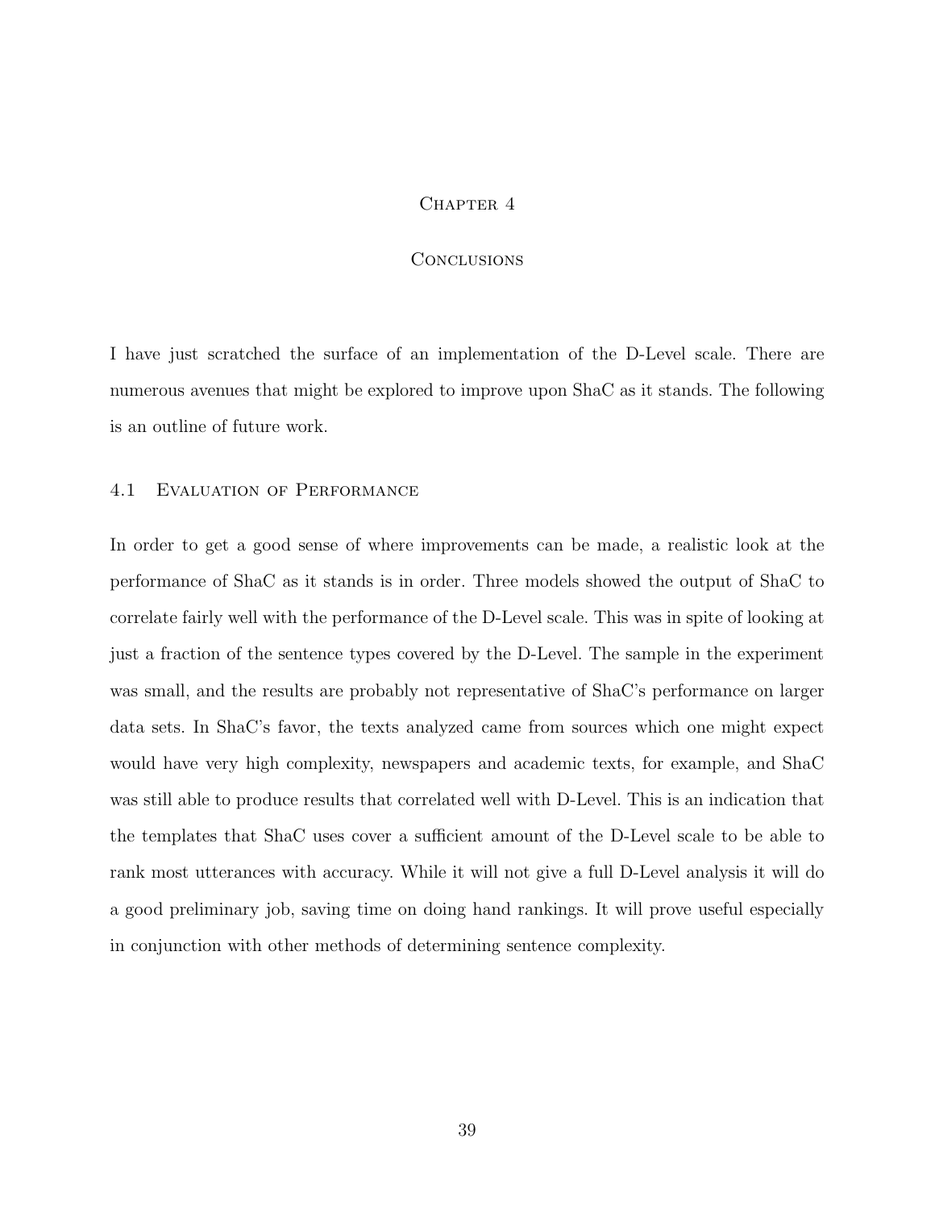# Chapter 4

## Conclusions

I have just scratched the surface of an implementation of the D-Level scale. There are numerous avenues that might be explored to improve upon ShaC as it stands. The following is an outline of future work.

### 4.1 Evaluation of Performance

In order to get a good sense of where improvements can be made, a realistic look at the performance of ShaC as it stands is in order. Three models showed the output of ShaC to correlate fairly well with the performance of the D-Level scale. This was in spite of looking at just a fraction of the sentence types covered by the D-Level. The sample in the experiment was small, and the results are probably not representative of ShaC's performance on larger data sets. In ShaC's favor, the texts analyzed came from sources which one might expect would have very high complexity, newspapers and academic texts, for example, and ShaC was still able to produce results that correlated well with D-Level. This is an indication that the templates that ShaC uses cover a sufficient amount of the D-Level scale to be able to rank most utterances with accuracy. While it will not give a full D-Level analysis it will do a good preliminary job, saving time on doing hand rankings. It will prove useful especially in conjunction with other methods of determining sentence complexity.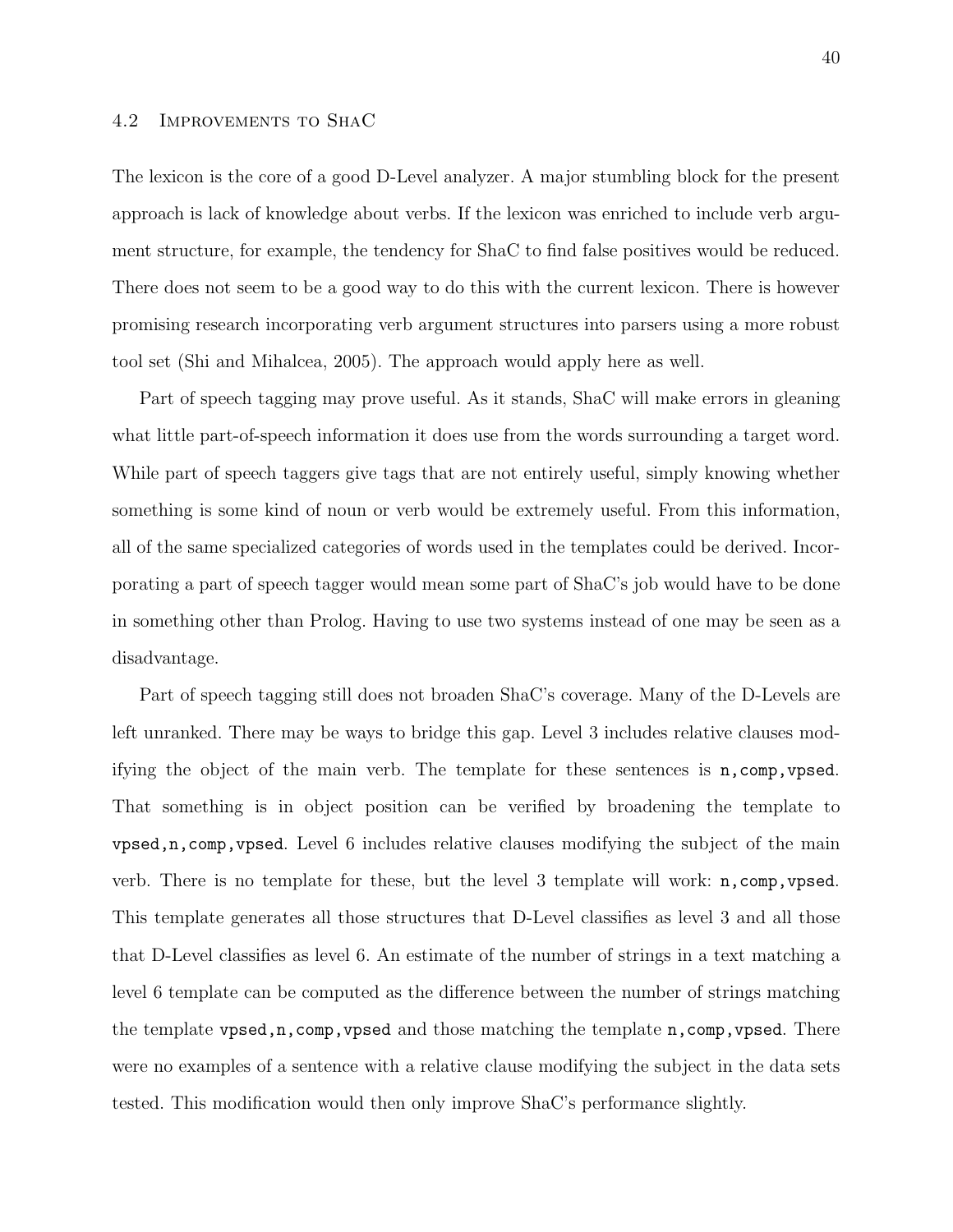## 4.2 Improvements to ShaC

The lexicon is the core of a good D-Level analyzer. A major stumbling block for the present approach is lack of knowledge about verbs. If the lexicon was enriched to include verb argument structure, for example, the tendency for ShaC to find false positives would be reduced. There does not seem to be a good way to do this with the current lexicon. There is however promising research incorporating verb argument structures into parsers using a more robust tool set (Shi and Mihalcea, 2005). The approach would apply here as well.

Part of speech tagging may prove useful. As it stands, ShaC will make errors in gleaning what little part-of-speech information it does use from the words surrounding a target word. While part of speech taggers give tags that are not entirely useful, simply knowing whether something is some kind of noun or verb would be extremely useful. From this information, all of the same specialized categories of words used in the templates could be derived. Incorporating a part of speech tagger would mean some part of ShaC's job would have to be done in something other than Prolog. Having to use two systems instead of one may be seen as a disadvantage.

Part of speech tagging still does not broaden ShaC's coverage. Many of the D-Levels are left unranked. There may be ways to bridge this gap. Level 3 includes relative clauses modifying the object of the main verb. The template for these sentences is `n,comp,vpsed`. That something is in object position can be verified by broadening the template to `vpsed,n,comp,vpsed`. Level 6 includes relative clauses modifying the subject of the main verb. There is no template for these, but the level 3 template will work: `n,comp,vpsed`. This template generates all those structures that D-Level classifies as level 3 and all those that D-Level classifies as level 6. An estimate of the number of strings in a text matching a level 6 template can be computed as the difference between the number of strings matching the template `vpsed,n,comp,vpsed` and those matching the template `n,comp,vpsed`. There were no examples of a sentence with a relative clause modifying the subject in the data sets tested. This modification would then only improve ShaC's performance slightly.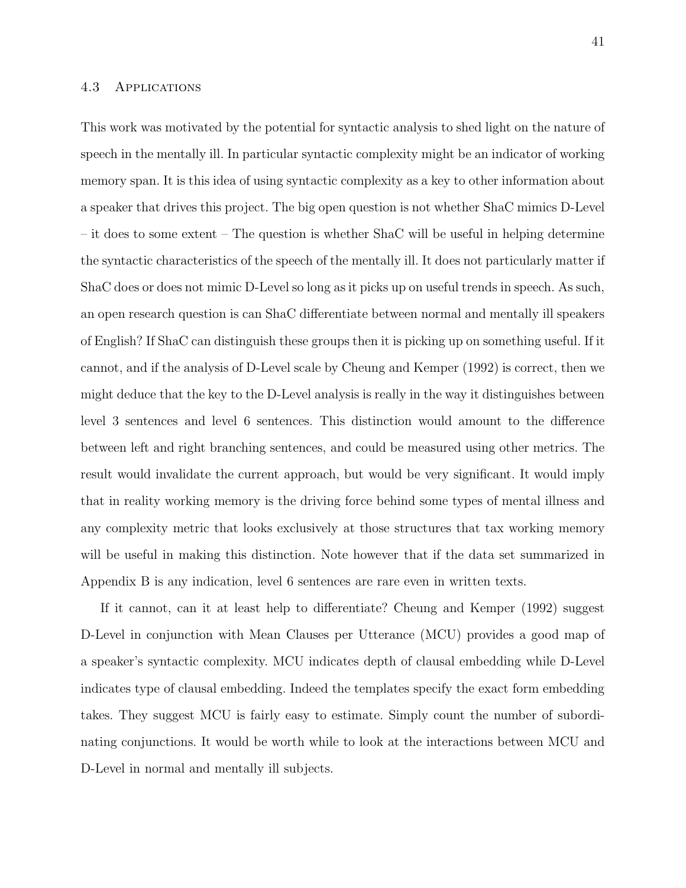### 4.3 Applications

This work was motivated by the potential for syntactic analysis to shed light on the nature of speech in the mentally ill. In particular syntactic complexity might be an indicator of working memory span. It is this idea of using syntactic complexity as a key to other information about a speaker that drives this project. The big open question is not whether ShaC mimics D-Level – it does to some extent – The question is whether ShaC will be useful in helping determine the syntactic characteristics of the speech of the mentally ill. It does not particularly matter if ShaC does or does not mimic D-Level so long as it picks up on useful trends in speech. As such, an open research question is can ShaC differentiate between normal and mentally ill speakers of English? If ShaC can distinguish these groups then it is picking up on something useful. If it cannot, and if the analysis of D-Level scale by Cheung and Kemper (1992) is correct, then we might deduce that the key to the D-Level analysis is really in the way it distinguishes between level 3 sentences and level 6 sentences. This distinction would amount to the difference between left and right branching sentences, and could be measured using other metrics. The result would invalidate the current approach, but would be very significant. It would imply that in reality working memory is the driving force behind some types of mental illness and any complexity metric that looks exclusively at those structures that tax working memory will be useful in making this distinction. Note however that if the data set summarized in Appendix B is any indication, level 6 sentences are rare even in written texts.

If it cannot, can it at least help to differentiate? Cheung and Kemper (1992) suggest D-Level in conjunction with Mean Clauses per Utterance (MCU) provides a good map of a speaker's syntactic complexity. MCU indicates depth of clausal embedding while D-Level indicates type of clausal embedding. Indeed the templates specify the exact form embedding takes. They suggest MCU is fairly easy to estimate. Simply count the number of subordinating conjunctions. It would be worth while to look at the interactions between MCU and D-Level in normal and mentally ill subjects.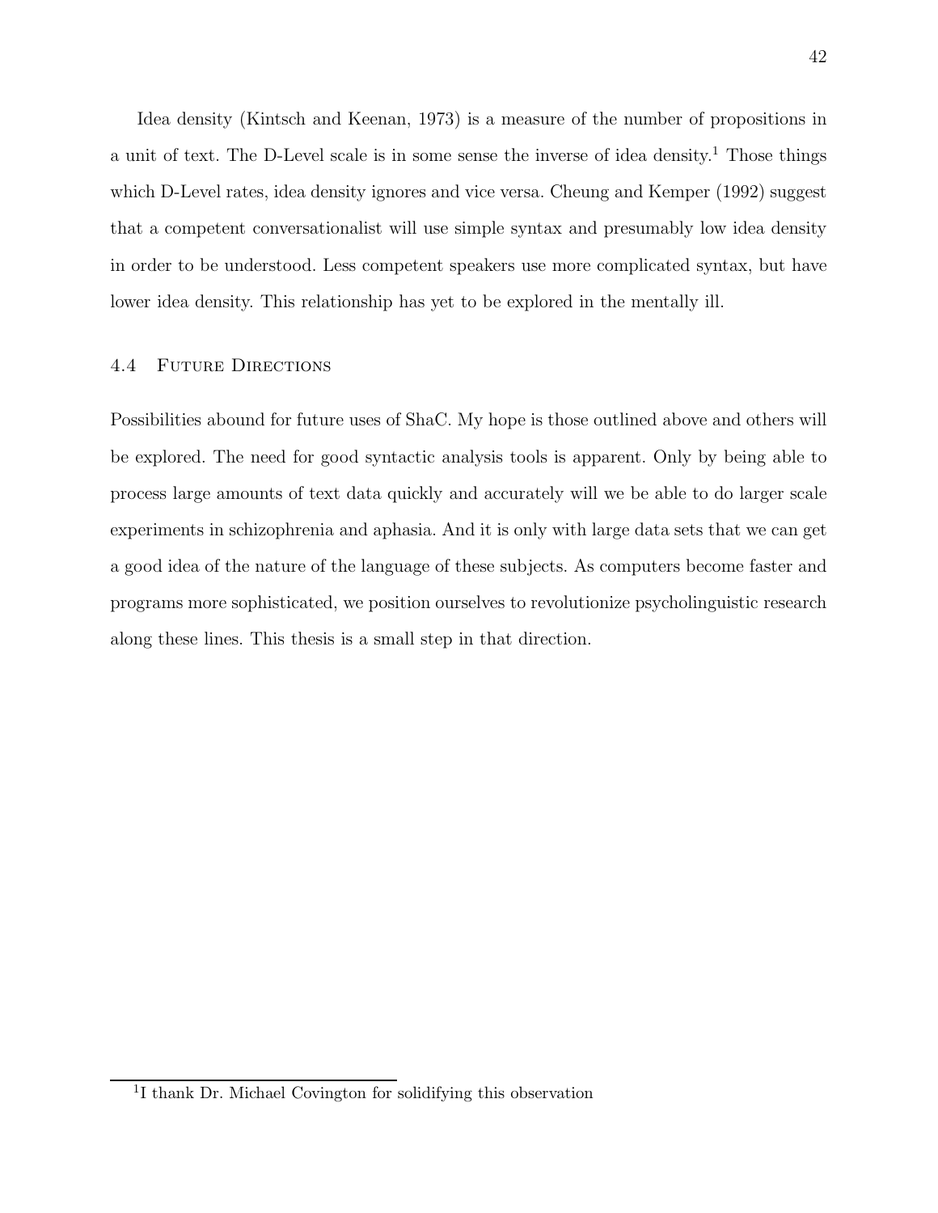Idea density (Kintsch and Keenan, 1973) is a measure of the number of propositions in a unit of text. The D-Level scale is in some sense the inverse of idea density.[1] Those things which D-Level rates, idea density ignores and vice versa. Cheung and Kemper (1992) suggest that a competent conversationalist will use simple syntax and presumably low idea density in order to be understood. Less competent speakers use more complicated syntax, but have lower idea density. This relationship has yet to be explored in the mentally ill.

## 4.4 Future Directions

Possibilities abound for future uses of ShaC. My hope is those outlined above and others will be explored. The need for good syntactic analysis tools is apparent. Only by being able to process large amounts of text data quickly and accurately will we be able to do larger scale experiments in schizophrenia and aphasia. And it is only with large data sets that we can get a good idea of the nature of the language of these subjects. As computers become faster and programs more sophisticated, we position ourselves to revolutionize psycholinguistic research along these lines. This thesis is a small step in that direction.

[1] I thank Dr. Michael Covington for solidifying this observation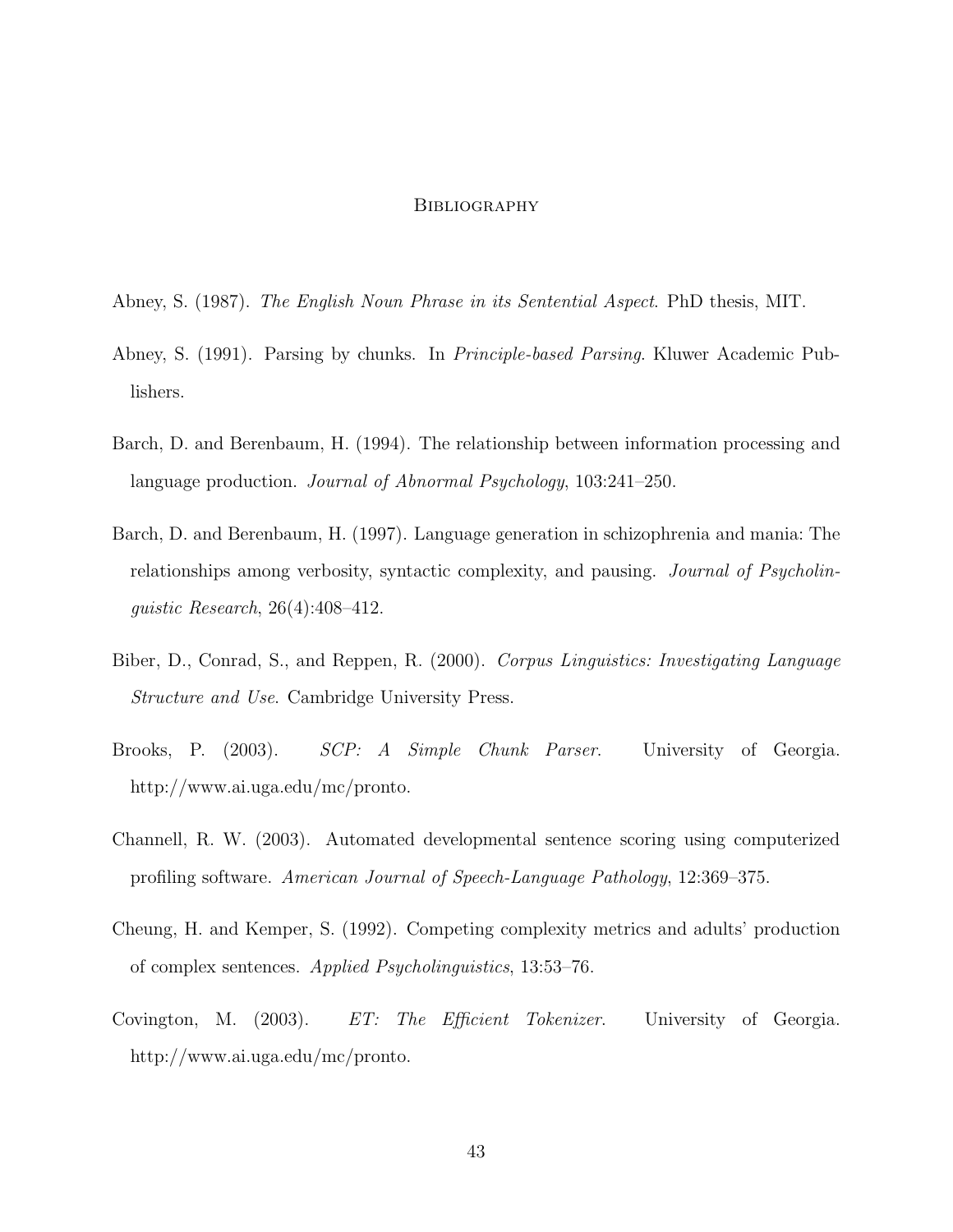# Bibliography

Abney, S. (1987). *The English Noun Phrase in its Sentential Aspect*. PhD thesis, MIT.

Abney, S. (1991). Parsing by chunks. In *Principle-based Parsing*. Kluwer Academic Publishers.

Barch, D. and Berenbaum, H. (1994). The relationship between information processing and language production. *Journal of Abnormal Psychology*, 103:241–250.

Barch, D. and Berenbaum, H. (1997). Language generation in schizophrenia and mania: The relationships among verbosity, syntactic complexity, and pausing. *Journal of Psycholinguistic Research*, 26(4):408–412.

Biber, D., Conrad, S., and Reppen, R. (2000). *Corpus Linguistics: Investigating Language Structure and Use*. Cambridge University Press.

Brooks, P. (2003). *SCP: A Simple Chunk Parser*. University of Georgia. http://www.ai.uga.edu/mc/pronto.

Channell, R. W. (2003). Automated developmental sentence scoring using computerized profiling software. *American Journal of Speech-Language Pathology*, 12:369–375.

Cheung, H. and Kemper, S. (1992). Competing complexity metrics and adults' production of complex sentences. *Applied Psycholinguistics*, 13:53–76.

Covington, M. (2003). *ET: The Efficient Tokenizer*. University of Georgia. http://www.ai.uga.edu/mc/pronto.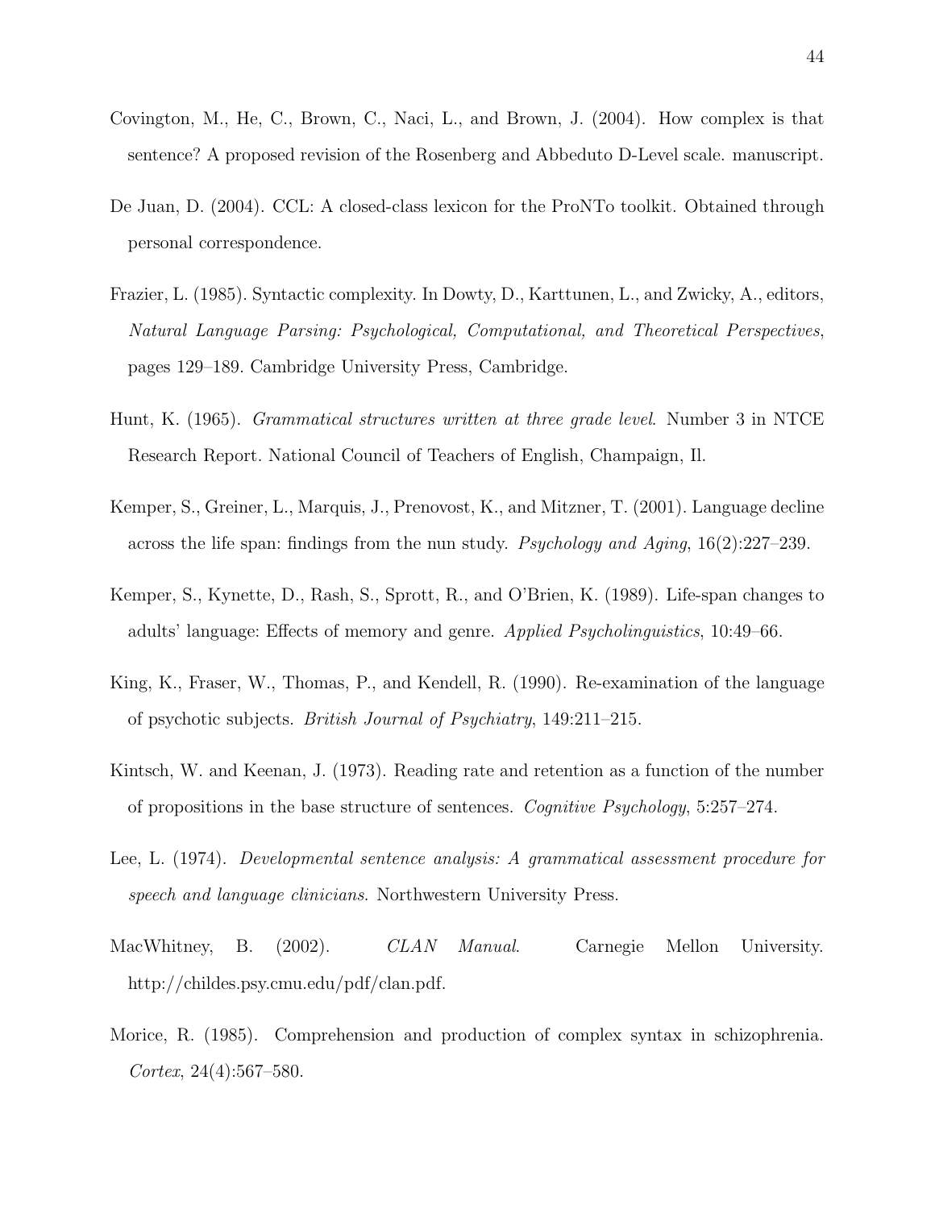Covington, M., He, C., Brown, C., Naci, L., and Brown, J. (2004). How complex is that sentence? A proposed revision of the Rosenberg and Abbeduto D-Level scale. manuscript.

De Juan, D. (2004). CCL: A closed-class lexicon for the ProNTo toolkit. Obtained through personal correspondence.

Frazier, L. (1985). Syntactic complexity. In Dowty, D., Karttunen, L., and Zwicky, A., editors, *Natural Language Parsing: Psychological, Computational, and Theoretical Perspectives*, pages 129–189. Cambridge University Press, Cambridge.

Hunt, K. (1965). *Grammatical structures written at three grade level*. Number 3 in NTCE Research Report. National Council of Teachers of English, Champaign, Il.

Kemper, S., Greiner, L., Marquis, J., Prenovost, K., and Mitzner, T. (2001). Language decline across the life span: findings from the nun study. *Psychology and Aging*, 16(2):227–239.

Kemper, S., Kynette, D., Rash, S., Sprott, R., and O'Brien, K. (1989). Life-span changes to adults' language: Effects of memory and genre. *Applied Psycholinguistics*, 10:49–66.

King, K., Fraser, W., Thomas, P., and Kendell, R. (1990). Re-examination of the language of psychotic subjects. *British Journal of Psychiatry*, 149:211–215.

Kintsch, W. and Keenan, J. (1973). Reading rate and retention as a function of the number of propositions in the base structure of sentences. *Cognitive Psychology*, 5:257–274.

Lee, L. (1974). *Developmental sentence analysis: A grammatical assessment procedure for speech and language clinicians*. Northwestern University Press.

MacWhitney, B. (2002). *CLAN Manual*. Carnegie Mellon University. http://childes.psy.cmu.edu/pdf/clan.pdf.

Morice, R. (1985). Comprehension and production of complex syntax in schizophrenia. *Cortex*, 24(4):567–580.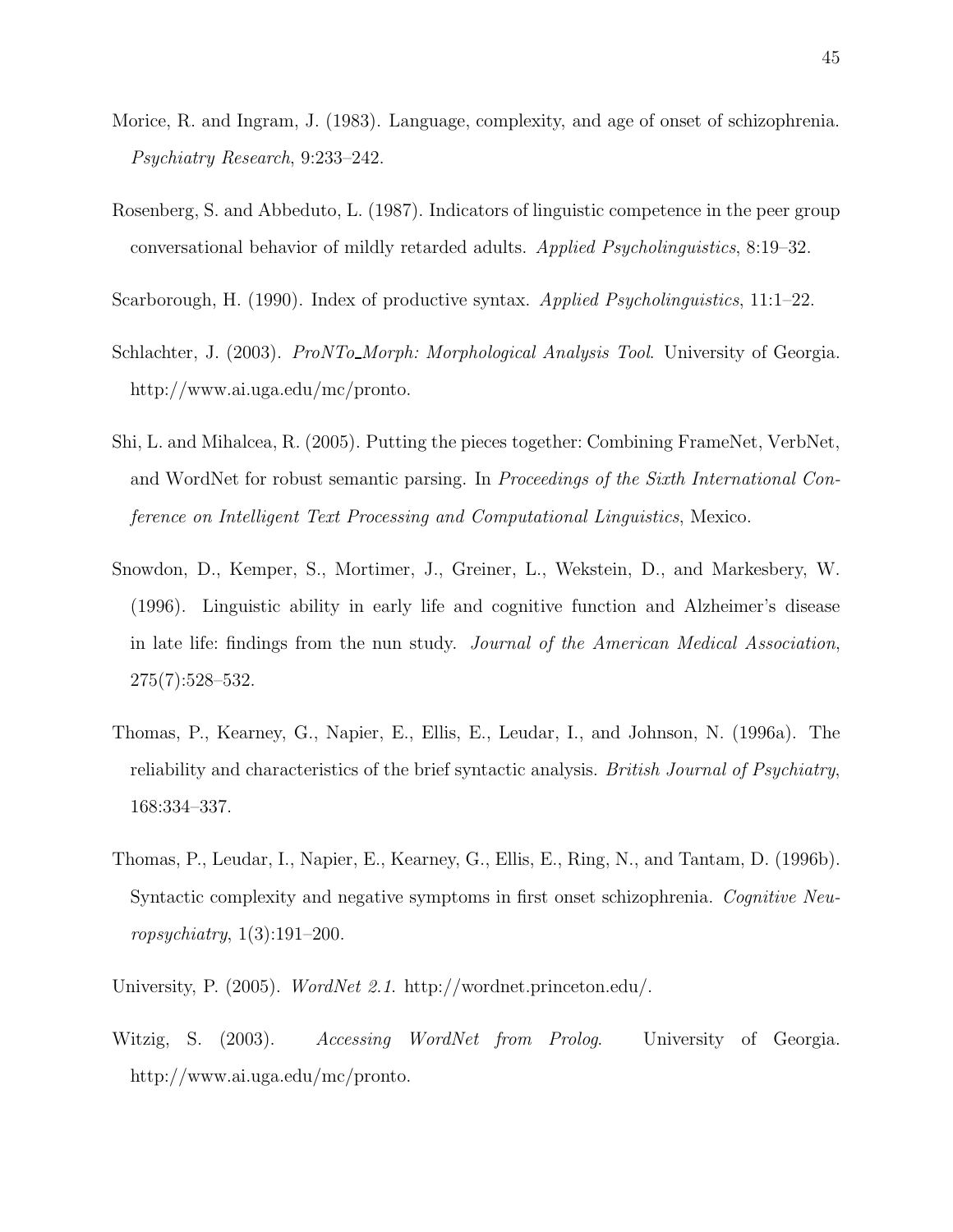Morice, R. and Ingram, J. (1983). Language, complexity, and age of onset of schizophrenia. *Psychiatry Research*, 9:233–242.

Rosenberg, S. and Abbeduto, L. (1987). Indicators of linguistic competence in the peer group conversational behavior of mildly retarded adults. *Applied Psycholinguistics*, 8:19–32.

Scarborough, H. (1990). Index of productive syntax. *Applied Psycholinguistics*, 11:1–22.

Schlachter, J. (2003). *ProNTo_Morph: Morphological Analysis Tool*. University of Georgia. http://www.ai.uga.edu/mc/pronto.

Shi, L. and Mihalcea, R. (2005). Putting the pieces together: Combining FrameNet, VerbNet, and WordNet for robust semantic parsing. In *Proceedings of the Sixth International Conference on Intelligent Text Processing and Computational Linguistics*, Mexico.

Snowdon, D., Kemper, S., Mortimer, J., Greiner, L., Wekstein, D., and Markesbery, W. (1996). Linguistic ability in early life and cognitive function and Alzheimer's disease in late life: findings from the nun study. *Journal of the American Medical Association*, 275(7):528–532.

Thomas, P., Kearney, G., Napier, E., Ellis, E., Leudar, I., and Johnson, N. (1996a). The reliability and characteristics of the brief syntactic analysis. *British Journal of Psychiatry*, 168:334–337.

Thomas, P., Leudar, I., Napier, E., Kearney, G., Ellis, E., Ring, N., and Tantam, D. (1996b). Syntactic complexity and negative symptoms in first onset schizophrenia. *Cognitive Neuropsychiatry*, 1(3):191–200.

University, P. (2005). *WordNet 2.1*. http://wordnet.princeton.edu/.

Witzig, S. (2003). *Accessing WordNet from Prolog*. University of Georgia. http://www.ai.uga.edu/mc/pronto.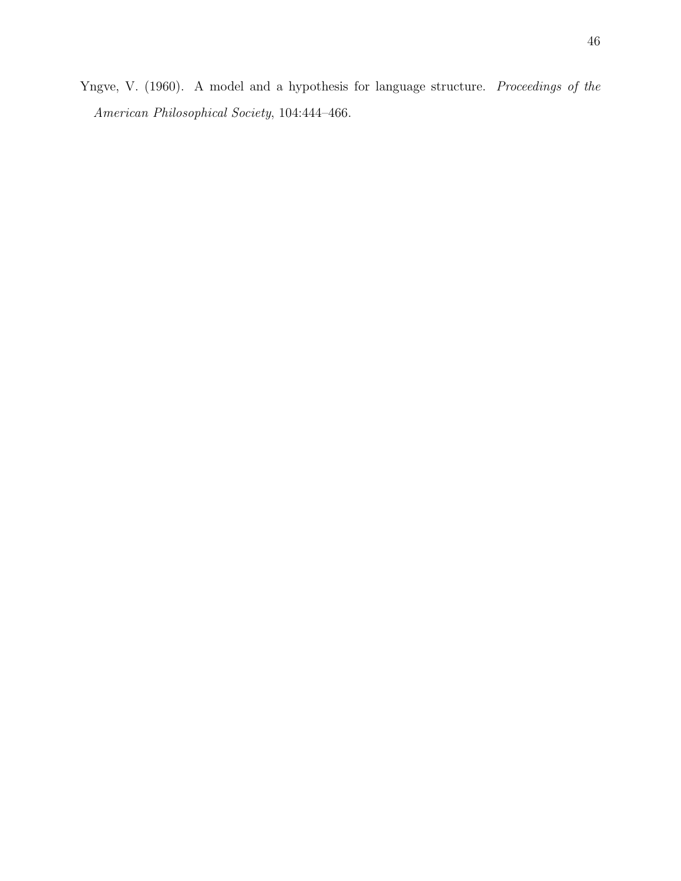Yngve, V. (1960). A model and a hypothesis for language structure. *Proceedings of the American Philosophical Society*, 104:444–466.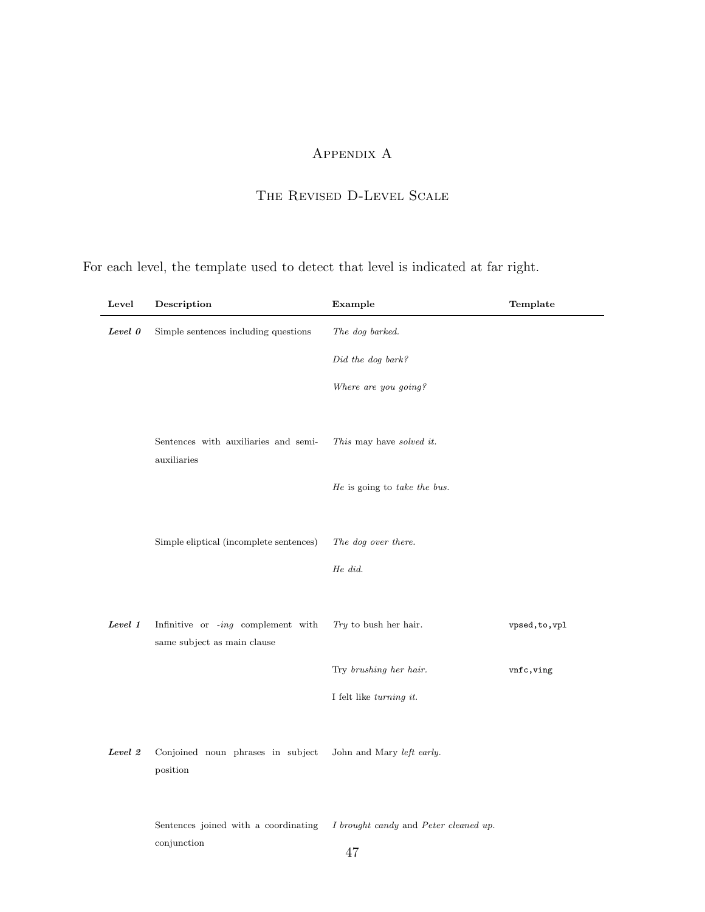# Appendix A

## The Revised D-Level Scale

For each level, the template used to detect that level is indicated at far right.

| Level | Description | Example | Template |
|---|---|---|---|
| ***Level 0*** | Simple sentences including questions | *The dog barked.* | |
| | | *Did the dog bark?* | |
| | | *Where are you going?* | |
| | Sentences with auxiliaries and semi-auxiliaries | *This* may have *solved it.* | |
| | | *He* is going to *take the bus.* | |
| | Simple eliptical (incomplete sentences) | *The dog over there.* | |
| | | *He did.* | |
| ***Level 1*** | Infinitive or *-ing* complement with same subject as main clause | *Try* to bush her hair. | `vpsed,to,vpl` |
| | | Try *brushing her hair.* | `vnfc,ving` |
| | | I felt like *turning it.* | |
| ***Level 2*** | Conjoined noun phrases in subject position | John and Mary *left early.* | |
| | Sentences joined with a coordinating conjunction | *I brought candy* and *Peter cleaned up.* | |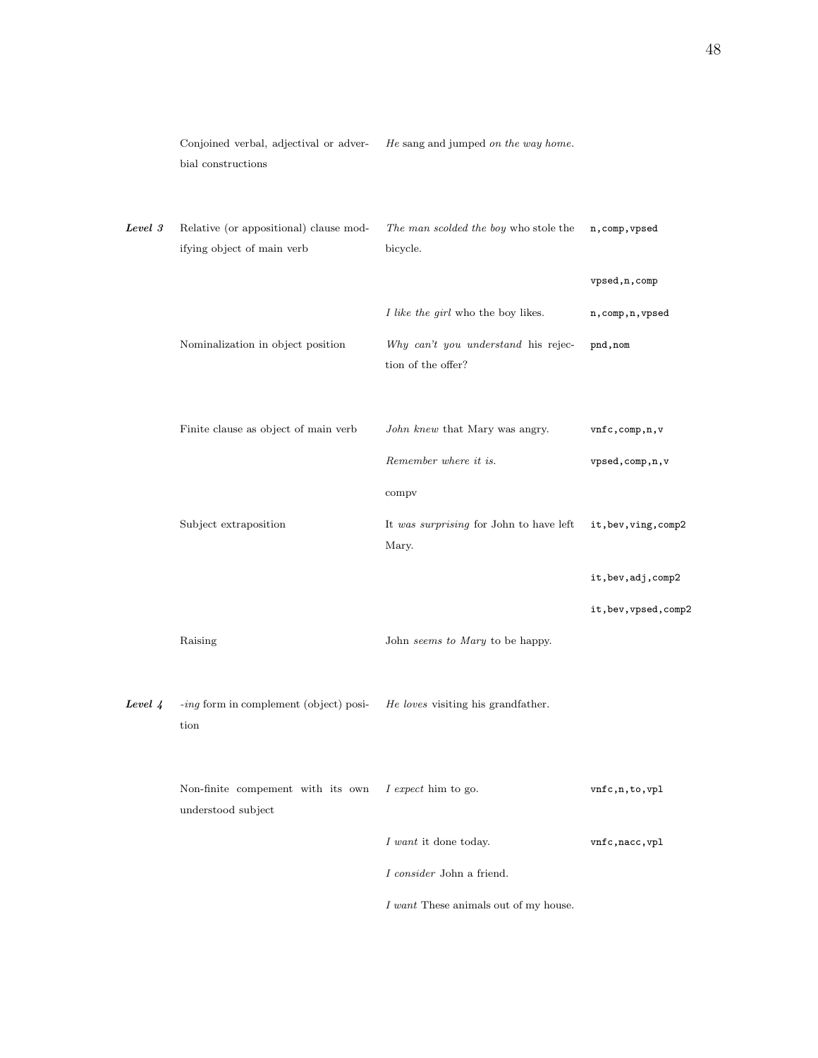| | | | |
|---|---|---|---|
| | Conjoined verbal, adjectival or adverbial constructions | *He* sang and jumped *on the way home.* | |
| ***Level 3*** | Relative (or appositional) clause modifying object of main verb | *The man scolded the boy* who stole the bicycle. | `n,comp,vpsed` |
| | | | `vpsed,n,comp` |
| | | *I like the girl* who the boy likes. | `n,comp,n,vpsed` |
| | Nominalization in object position | *Why can't you understand* his rejection of the offer? | `pnd,nom` |
| | Finite clause as object of main verb | *John knew* that Mary was angry. | `vnfc,comp,n,v` |
| | | *Remember where it is.* | `vpsed,comp,n,v` |
| | | compv | |
| | Subject extraposition | It *was surprising* for John to have left Mary. | `it,bev,ving,comp2` |
| | | | `it,bev,adj,comp2` |
| | | | `it,bev,vpsed,comp2` |
| | Raising | John *seems to Mary* to be happy. | |
| ***Level 4*** | *-ing* form in complement (object) position | *He loves* visiting his grandfather. | |
| | Non-finite compement with its own understood subject | *I expect* him to go. | `vnfc,n,to,vpl` |
| | | *I want* it done today. | `vnfc,nacc,vpl` |
| | | *I consider* John a friend. | |
| | | *I want* These animals out of my house. | |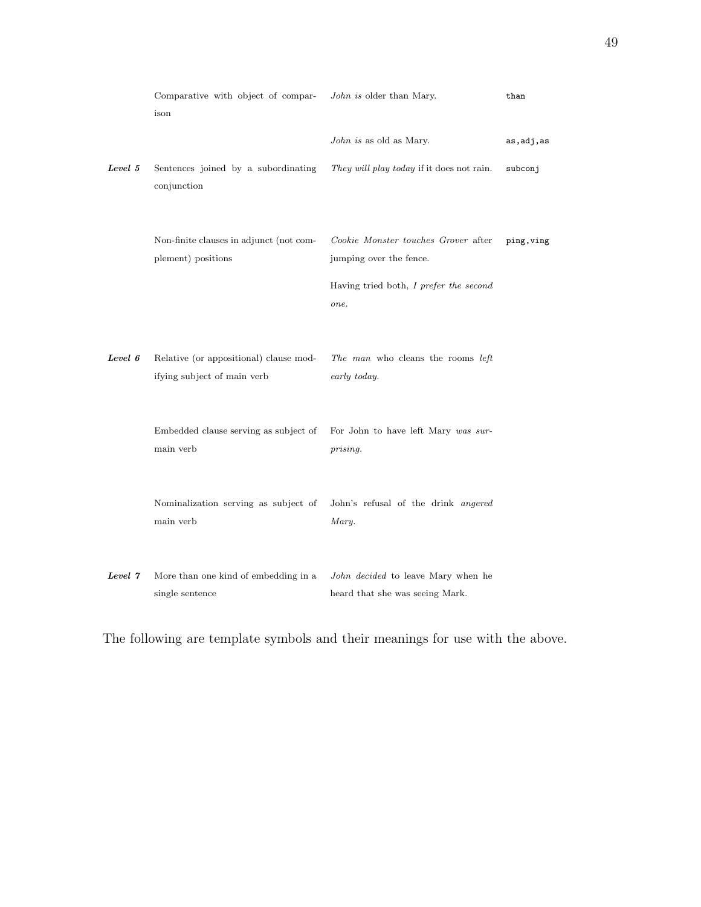| | | | |
|---|---|---|---|
| | Comparative with object of comparison | *John is* older than Mary. | `than` |
| | | *John is* as old as Mary. | `as,adj,as` |
| ***Level 5*** | Sentences joined by a subordinating conjunction | *They will play today* if it does not rain. | `subconj` |
| | Non-finite clauses in adjunct (not complement) positions | *Cookie Monster touches Grover* after jumping over the fence. | `ping,ving` |
| | | Having tried both, *I prefer the second one.* | |
| ***Level 6*** | Relative (or appositional) clause modifying subject of main verb | *The man* who cleans the rooms *left early today.* | |
| | Embedded clause serving as subject of main verb | For John to have left Mary *was surprising.* | |
| | Nominalization serving as subject of main verb | John's refusal of the drink *angered Mary.* | |
| ***Level 7*** | More than one kind of embedding in a single sentence | *John decided* to leave Mary when he heard that she was seeing Mark. | |

The following are template symbols and their meanings for use with the above.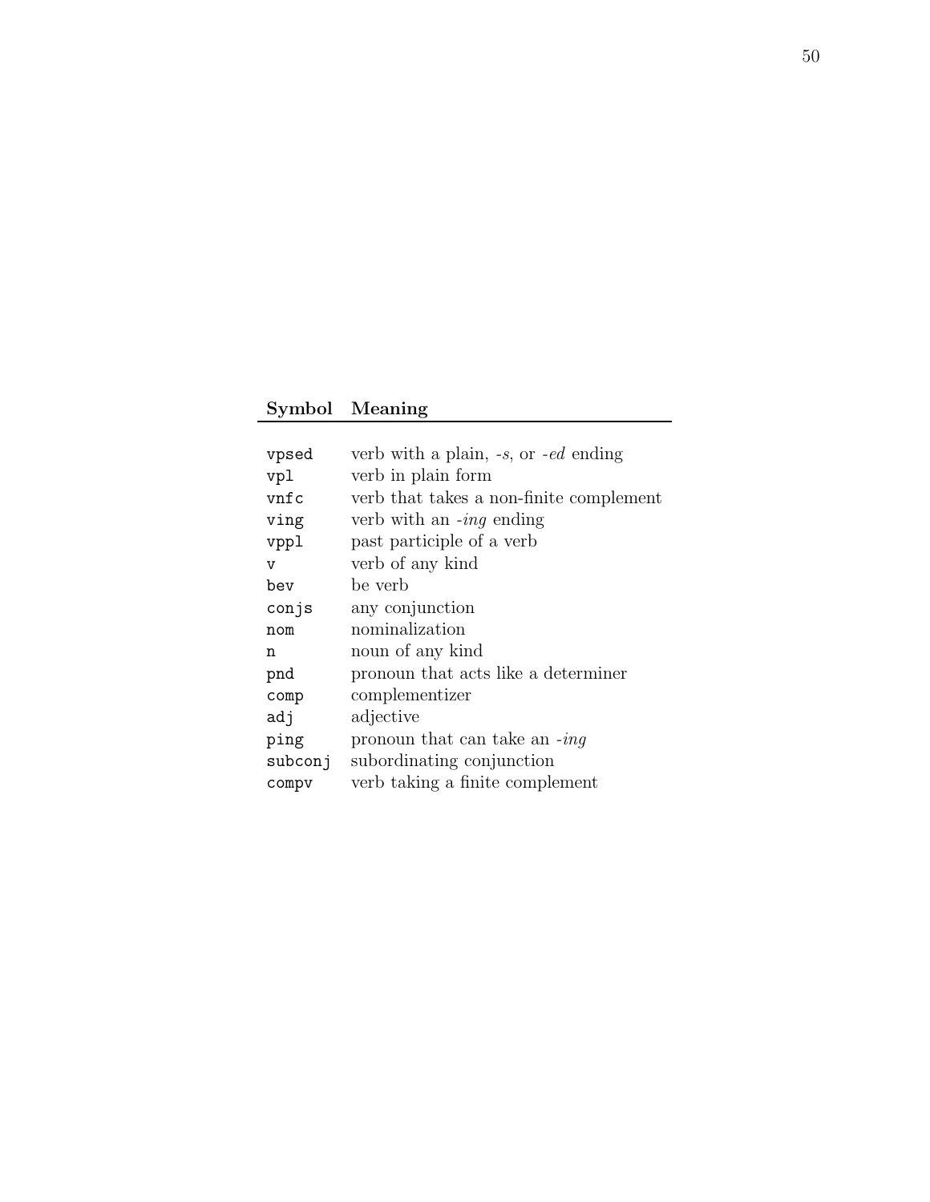| Symbol | Meaning |
|---|---|
| `vpsed` | verb with a plain, *-s*, or *-ed* ending |
| `vpl` | verb in plain form |
| `vnfc` | verb that takes a non-finite complement |
| `ving` | verb with an *-ing* ending |
| `vppl` | past participle of a verb |
| `v` | verb of any kind |
| `bev` | be verb |
| `conjs` | any conjunction |
| `nom` | nominalization |
| `n` | noun of any kind |
| `pnd` | pronoun that acts like a determiner |
| `comp` | complementizer |
| `adj` | adjective |
| `ping` | pronoun that can take an *-ing* |
| `subconj` | subordinating conjunction |
| `compv` | verb taking a finite complement |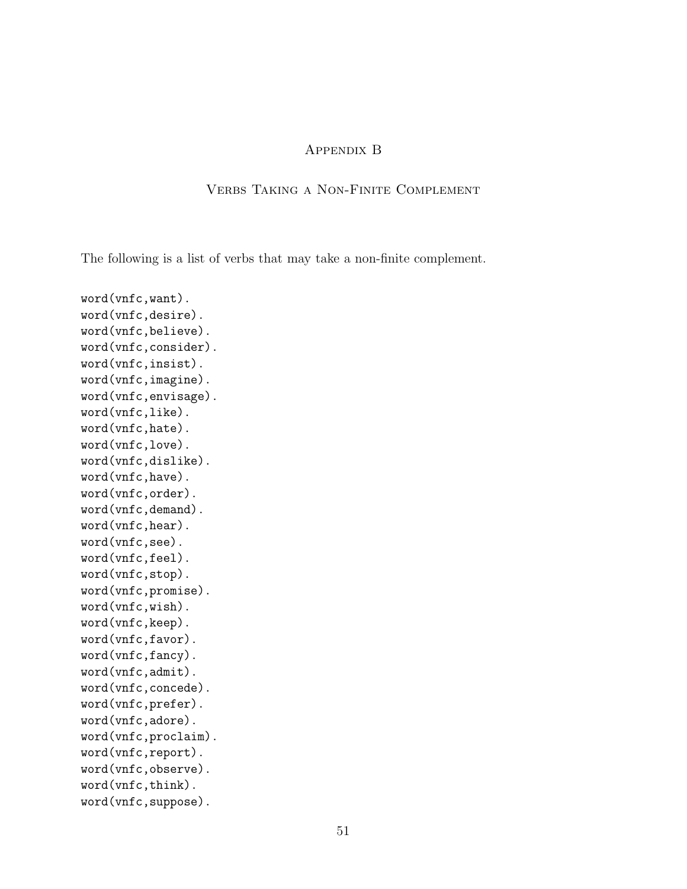# Appendix B

## Verbs Taking a Non-Finite Complement

The following is a list of verbs that may take a non-finite complement.

```
word(vnfc,want).
word(vnfc,desire).
word(vnfc,believe).
word(vnfc,consider).
word(vnfc,insist).
word(vnfc,imagine).
word(vnfc,envisage).
word(vnfc,like).
word(vnfc,hate).
word(vnfc,love).
word(vnfc,dislike).
word(vnfc,have).
word(vnfc,order).
word(vnfc,demand).
word(vnfc,hear).
word(vnfc,see).
word(vnfc,feel).
word(vnfc,stop).
word(vnfc,promise).
word(vnfc,wish).
word(vnfc,keep).
word(vnfc,favor).
word(vnfc,fancy).
word(vnfc,admit).
word(vnfc,concede).
word(vnfc,prefer).
word(vnfc,adore).
word(vnfc,proclaim).
word(vnfc,report).
word(vnfc,observe).
word(vnfc,think).
word(vnfc,suppose).
```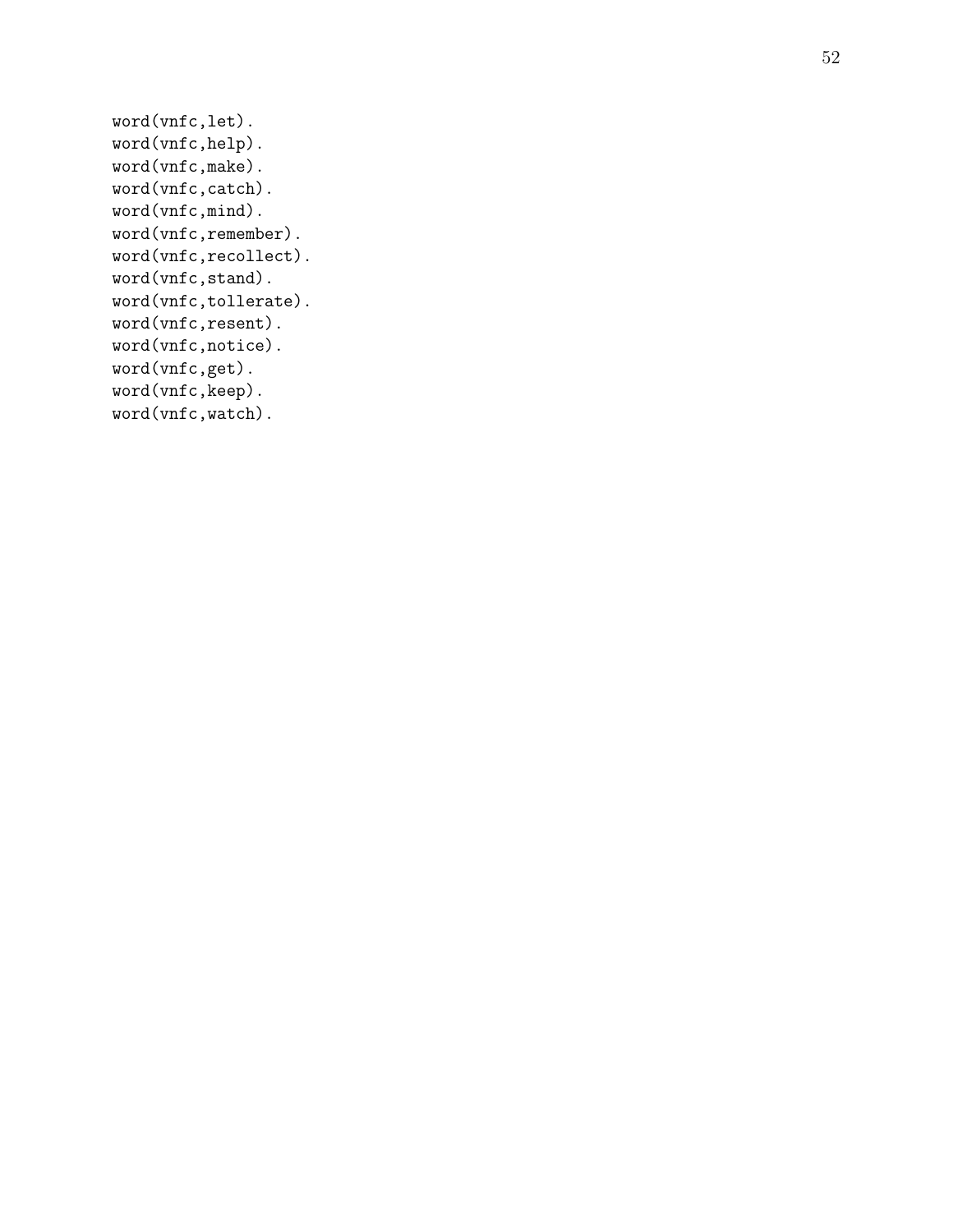```
word(vnfc,let).
word(vnfc,help).
word(vnfc,make).
word(vnfc,catch).
word(vnfc,mind).
word(vnfc,remember).
word(vnfc,recollect).
word(vnfc,stand).
word(vnfc,tollerate).
word(vnfc,resent).
word(vnfc,notice).
word(vnfc,get).
word(vnfc,keep).
word(vnfc,watch).
```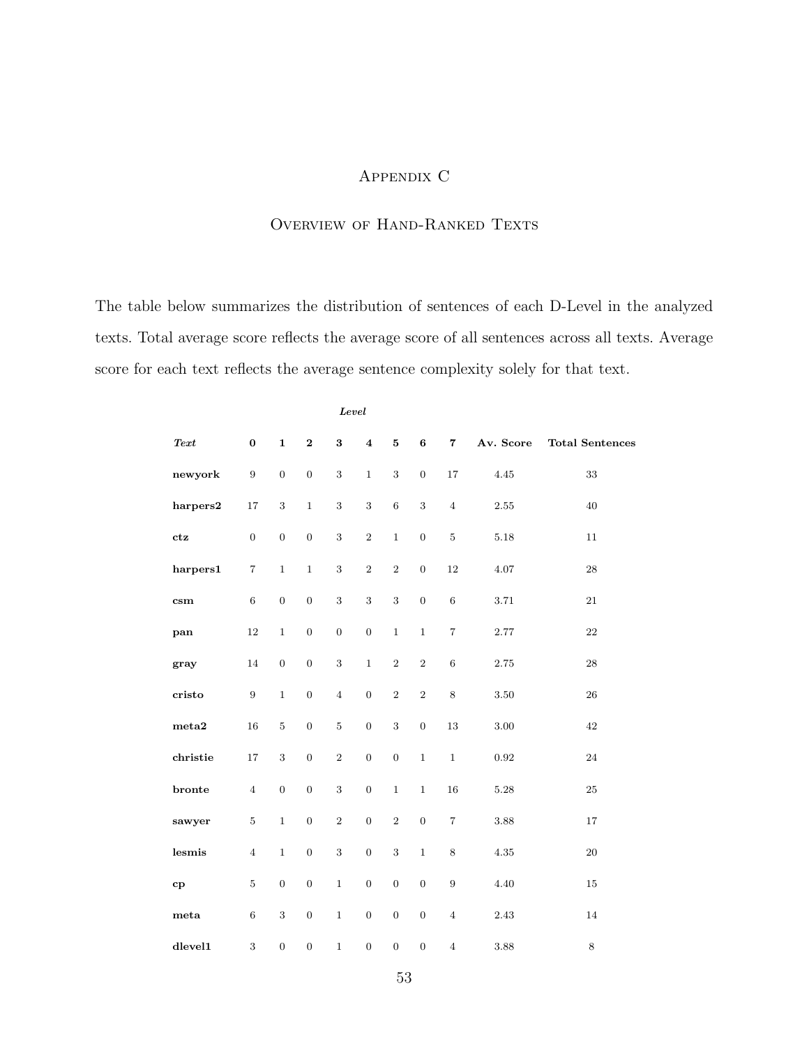# Appendix C

## Overview of Hand-Ranked Texts

The table below summarizes the distribution of sentences of each D-Level in the analyzed texts. Total average score reflects the average score of all sentences across all texts. Average score for each text reflects the average sentence complexity solely for that text.

| | *Level* | | | | | | | | | |
|---|---|---|---|---|---|---|---|---|---|---|
| ***Text*** | **0** | **1** | **2** | **3** | **4** | **5** | **6** | **7** | **Av. Score** | **Total Sentences** |
| **newyork** | 9 | 0 | 0 | 3 | 1 | 3 | 0 | 17 | 4.45 | 33 |
| **harpers2** | 17 | 3 | 1 | 3 | 3 | 6 | 3 | 4 | 2.55 | 40 |
| **ctz** | 0 | 0 | 0 | 3 | 2 | 1 | 0 | 5 | 5.18 | 11 |
| **harpers1** | 7 | 1 | 1 | 3 | 2 | 2 | 0 | 12 | 4.07 | 28 |
| **csm** | 6 | 0 | 0 | 3 | 3 | 3 | 0 | 6 | 3.71 | 21 |
| **pan** | 12 | 1 | 0 | 0 | 0 | 1 | 1 | 7 | 2.77 | 22 |
| **gray** | 14 | 0 | 0 | 3 | 1 | 2 | 2 | 6 | 2.75 | 28 |
| **cristo** | 9 | 1 | 0 | 4 | 0 | 2 | 2 | 8 | 3.50 | 26 |
| **meta2** | 16 | 5 | 0 | 5 | 0 | 3 | 0 | 13 | 3.00 | 42 |
| **christie** | 17 | 3 | 0 | 2 | 0 | 0 | 1 | 1 | 0.92 | 24 |
| **bronte** | 4 | 0 | 0 | 3 | 0 | 1 | 1 | 16 | 5.28 | 25 |
| **sawyer** | 5 | 1 | 0 | 2 | 0 | 2 | 0 | 7 | 3.88 | 17 |
| **lesmis** | 4 | 1 | 0 | 3 | 0 | 3 | 1 | 8 | 4.35 | 20 |
| **cp** | 5 | 0 | 0 | 1 | 0 | 0 | 0 | 9 | 4.40 | 15 |
| **meta** | 6 | 3 | 0 | 1 | 0 | 0 | 0 | 4 | 2.43 | 14 |
| **dlevel1** | 3 | 0 | 0 | 1 | 0 | 0 | 0 | 4 | 3.88 | 8 |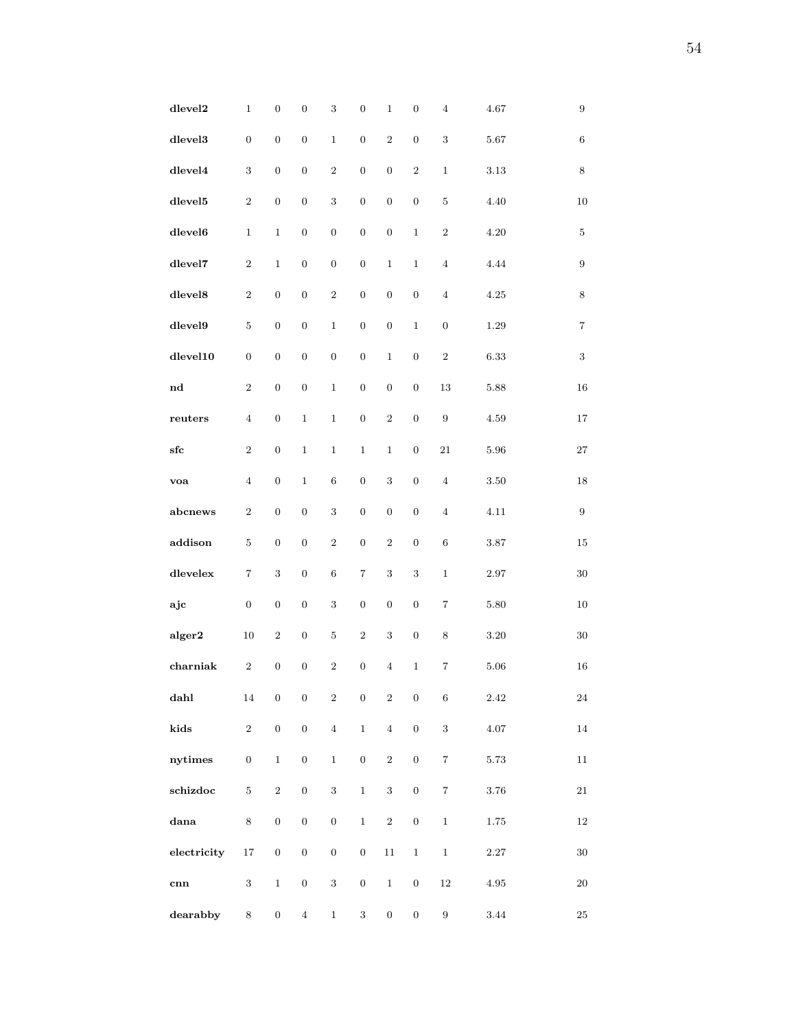| | | | | | | | | | | |
|---|---|---|---|---|---|---|---|---|---|---|
| **dlevel2** | 1 | 0 | 0 | 3 | 0 | 1 | 0 | 4 | 4.67 | 9 |
| **dlevel3** | 0 | 0 | 0 | 1 | 0 | 2 | 0 | 3 | 5.67 | 6 |
| **dlevel4** | 3 | 0 | 0 | 2 | 0 | 0 | 2 | 1 | 3.13 | 8 |
| **dlevel5** | 2 | 0 | 0 | 3 | 0 | 0 | 0 | 5 | 4.40 | 10 |
| **dlevel6** | 1 | 1 | 0 | 0 | 0 | 0 | 1 | 2 | 4.20 | 5 |
| **dlevel7** | 2 | 1 | 0 | 0 | 0 | 1 | 1 | 4 | 4.44 | 9 |
| **dlevel8** | 2 | 0 | 0 | 2 | 0 | 0 | 0 | 4 | 4.25 | 8 |
| **dlevel9** | 5 | 0 | 0 | 1 | 0 | 0 | 1 | 0 | 1.29 | 7 |
| **dlevel10** | 0 | 0 | 0 | 0 | 0 | 1 | 0 | 2 | 6.33 | 3 |
| **nd** | 2 | 0 | 0 | 1 | 0 | 0 | 0 | 13 | 5.88 | 16 |
| **reuters** | 4 | 0 | 1 | 1 | 0 | 2 | 0 | 9 | 4.59 | 17 |
| **sfc** | 2 | 0 | 1 | 1 | 1 | 1 | 0 | 21 | 5.96 | 27 |
| **voa** | 4 | 0 | 1 | 6 | 0 | 3 | 0 | 4 | 3.50 | 18 |
| **abcnews** | 2 | 0 | 0 | 3 | 0 | 0 | 0 | 4 | 4.11 | 9 |
| **addison** | 5 | 0 | 0 | 2 | 0 | 2 | 0 | 6 | 3.87 | 15 |
| **dlevelex** | 7 | 3 | 0 | 6 | 7 | 3 | 3 | 1 | 2.97 | 30 |
| **ajc** | 0 | 0 | 0 | 3 | 0 | 0 | 0 | 7 | 5.80 | 10 |
| **alger2** | 10 | 2 | 0 | 5 | 2 | 3 | 0 | 8 | 3.20 | 30 |
| **charniak** | 2 | 0 | 0 | 2 | 0 | 4 | 1 | 7 | 5.06 | 16 |
| **dahl** | 14 | 0 | 0 | 2 | 0 | 2 | 0 | 6 | 2.42 | 24 |
| **kids** | 2 | 0 | 0 | 4 | 1 | 4 | 0 | 3 | 4.07 | 14 |
| **nytimes** | 0 | 1 | 0 | 1 | 0 | 2 | 0 | 7 | 5.73 | 11 |
| **schizdoc** | 5 | 2 | 0 | 3 | 1 | 3 | 0 | 7 | 3.76 | 21 |
| **dana** | 8 | 0 | 0 | 0 | 1 | 2 | 0 | 1 | 1.75 | 12 |
| **electricity** | 17 | 0 | 0 | 0 | 0 | 11 | 1 | 1 | 2.27 | 30 |
| **cnn** | 3 | 1 | 0 | 3 | 0 | 1 | 0 | 12 | 4.95 | 20 |
| **dearabby** | 8 | 0 | 4 | 1 | 3 | 0 | 0 | 9 | 3.44 | 25 |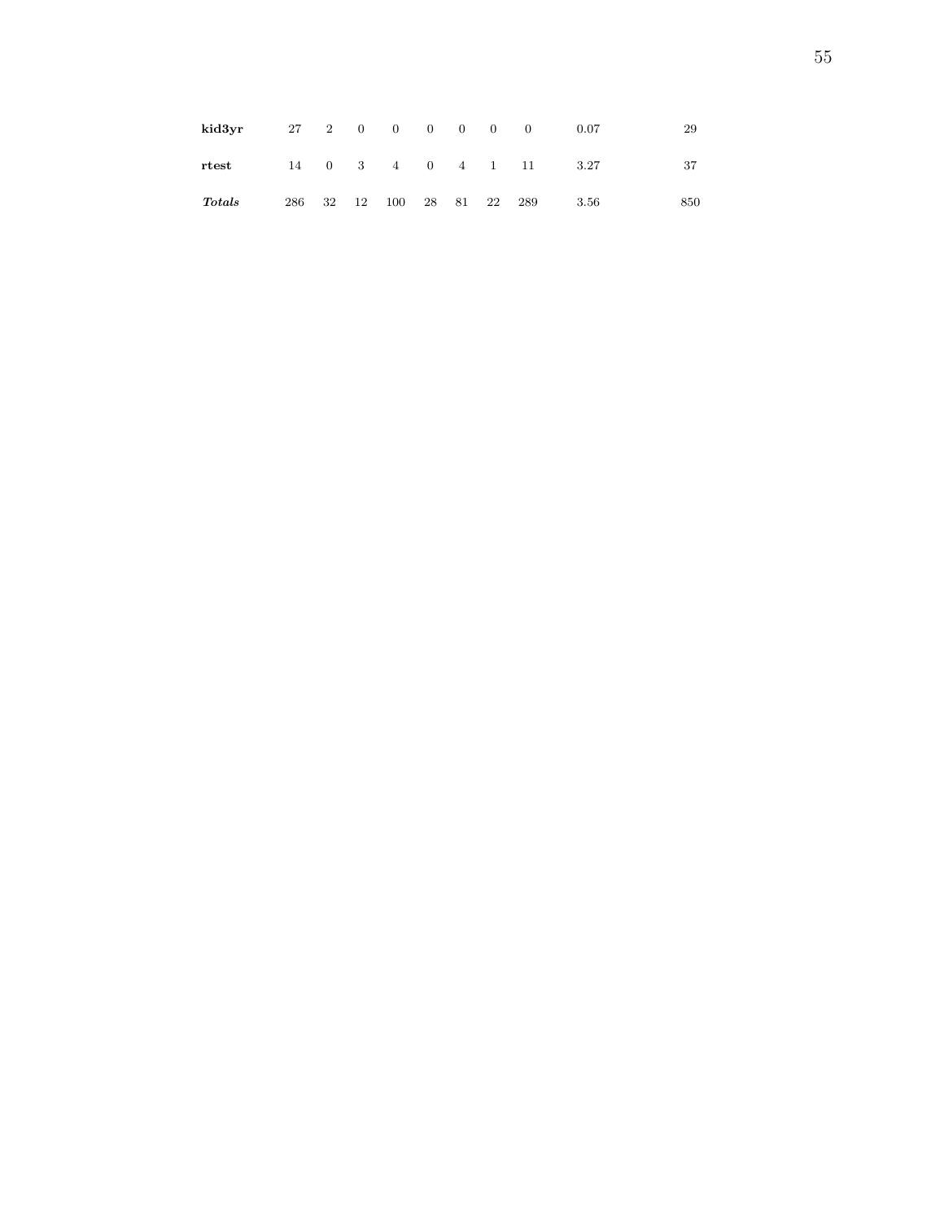| | | | | | | | | | | |
|---|---|---|---|---|---|---|---|---|---|---|
| **kid3yr** | 27 | 2 | 0 | 0 | 0 | 0 | 0 | 0 | 0.07 | 29 |
| **rtest** | 14 | 0 | 3 | 4 | 0 | 4 | 1 | 11 | 3.27 | 37 |
| ***Totals*** | 286 | 32 | 12 | 100 | 28 | 81 | 22 | 289 | 3.56 | 850 |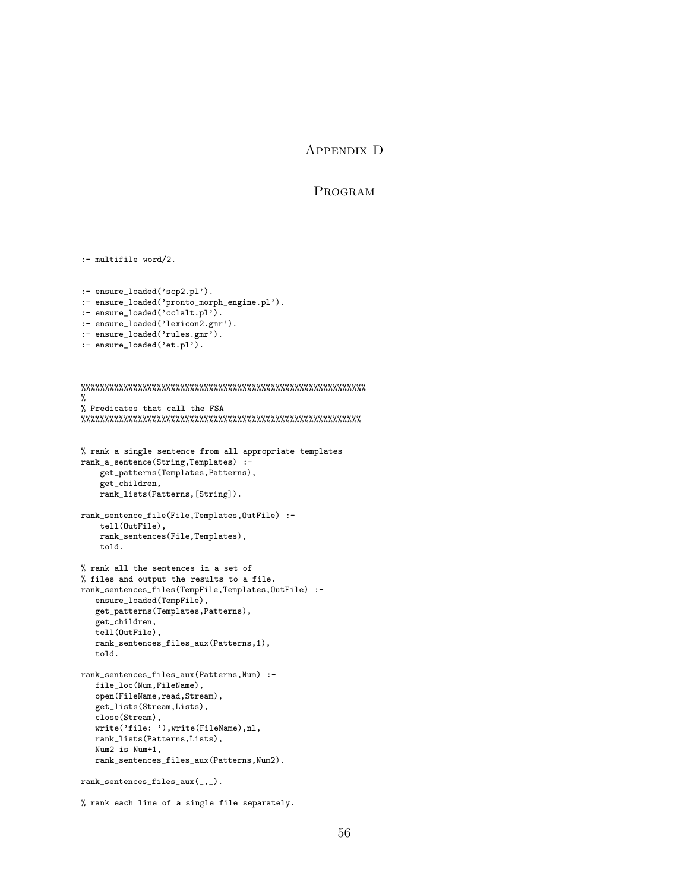# Appendix D

## Program

```
:- multifile word/2.


:- ensure_loaded('scp2.pl').
:- ensure_loaded('pronto_morph_engine.pl').
:- ensure_loaded('cclalt.pl').
:- ensure_loaded('lexicon2.gmr').
:- ensure_loaded('rules.gmr').
:- ensure_loaded('et.pl').



%%%%%%%%%%%%%%%%%%%%%%%%%%%%%%%%%%%%%%%%%%%%%%%%%%%%%%%%%%%%%%%%
%
% Predicates that call the FSA
%%%%%%%%%%%%%%%%%%%%%%%%%%%%%%%%%%%%%%%%%%%%%%%%%%%%%%%%%%%%%%%


% rank a single sentence from all appropriate templates
rank_a_sentence(String,Templates) :-
    get_patterns(Templates,Patterns),
    get_children,
    rank_lists(Patterns,[String]).

rank_sentence_file(File,Templates,OutFile) :-
    tell(OutFile),
    rank_sentences(File,Templates),
    told.

% rank all the sentences in a set of
% files and output the results to a file.
rank_sentences_files(TempFile,Templates,OutFile) :-
   ensure_loaded(TempFile),
   get_patterns(Templates,Patterns),
   get_children,
   tell(OutFile),
   rank_sentences_files_aux(Patterns,1),
   told.

rank_sentences_files_aux(Patterns,Num) :-
   file_loc(Num,FileName),
   open(FileName,read,Stream),
   get_lists(Stream,Lists),
   close(Stream),
   write('file: '),write(FileName),nl,
   rank_lists(Patterns,Lists),
   Num2 is Num+1,
   rank_sentences_files_aux(Patterns,Num2).

rank_sentences_files_aux(_,_).

% rank each line of a single file separately.
```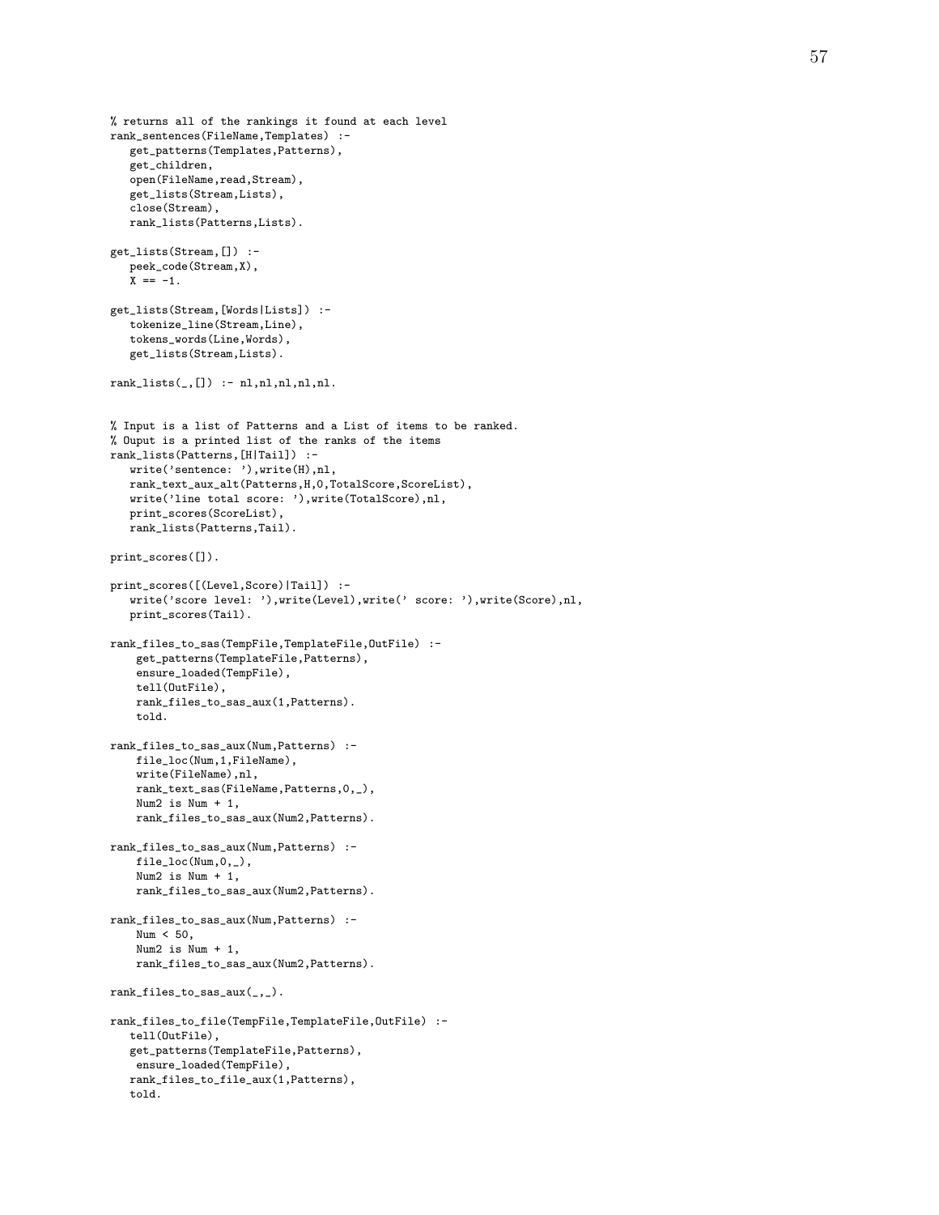```
% returns all of the rankings it found at each level
rank_sentences(FileName,Templates) :-
   get_patterns(Templates,Patterns),
   get_children,
   open(FileName,read,Stream),
   get_lists(Stream,Lists),
   close(Stream),
   rank_lists(Patterns,Lists).

get_lists(Stream,[]) :-
   peek_code(Stream,X),
   X == -1.

get_lists(Stream,[Words|Lists]) :-
   tokenize_line(Stream,Line),
   tokens_words(Line,Words),
   get_lists(Stream,Lists).

rank_lists(_,[]) :- nl,nl,nl,nl,nl.


% Input is a list of Patterns and a List of items to be ranked.
% Ouput is a printed list of the ranks of the items
rank_lists(Patterns,[H|Tail]) :-
   write('sentence: '),write(H),nl,
   rank_text_aux_alt(Patterns,H,0,TotalScore,ScoreList),
   write('line total score: '),write(TotalScore),nl,
   print_scores(ScoreList),
   rank_lists(Patterns,Tail).

print_scores([]).

print_scores([(Level,Score)|Tail]) :-
   write('score level: '),write(Level),write(' score: '),write(Score),nl,
   print_scores(Tail).

rank_files_to_sas(TempFile,TemplateFile,OutFile) :-
    get_patterns(TemplateFile,Patterns),
    ensure_loaded(TempFile),
    tell(OutFile),
    rank_files_to_sas_aux(1,Patterns).
    told.

rank_files_to_sas_aux(Num,Patterns) :-
    file_loc(Num,1,FileName),
    write(FileName),nl,
    rank_text_sas(FileName,Patterns,0,_),
    Num2 is Num + 1,
    rank_files_to_sas_aux(Num2,Patterns).

rank_files_to_sas_aux(Num,Patterns) :-
    file_loc(Num,0,_),
    Num2 is Num + 1,
    rank_files_to_sas_aux(Num2,Patterns).

rank_files_to_sas_aux(Num,Patterns) :-
    Num < 50,
    Num2 is Num + 1,
    rank_files_to_sas_aux(Num2,Patterns).

rank_files_to_sas_aux(_,_).

rank_files_to_file(TempFile,TemplateFile,OutFile) :-
   tell(OutFile),
   get_patterns(TemplateFile,Patterns),
    ensure_loaded(TempFile),
   rank_files_to_file_aux(1,Patterns),
   told.
```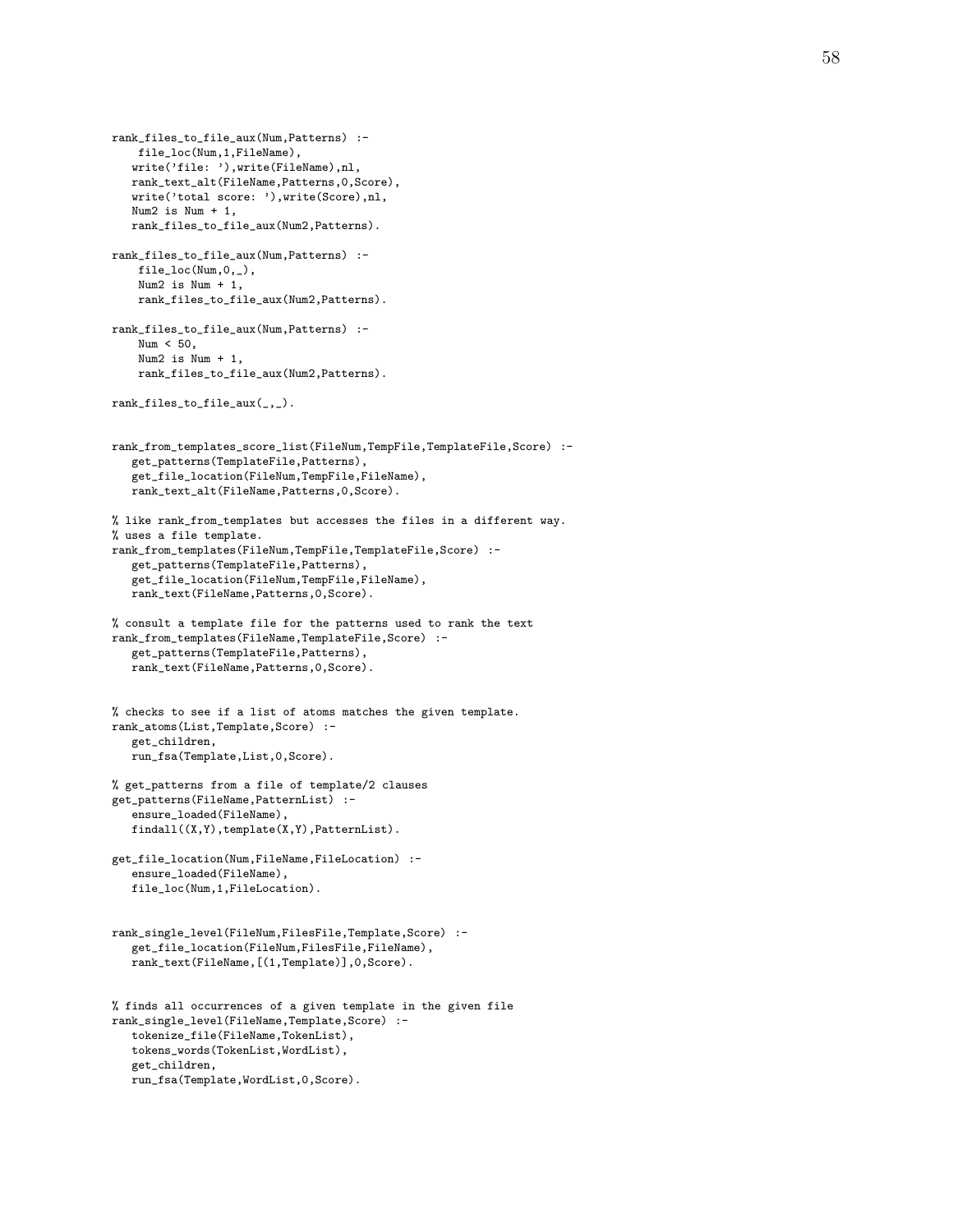```
rank_files_to_file_aux(Num,Patterns) :-
    file_loc(Num,1,FileName),
   write('file: '),write(FileName),nl,
   rank_text_alt(FileName,Patterns,0,Score),
   write('total score: '),write(Score),nl,
   Num2 is Num + 1,
   rank_files_to_file_aux(Num2,Patterns).

rank_files_to_file_aux(Num,Patterns) :-
    file_loc(Num,0,_),
    Num2 is Num + 1,
    rank_files_to_file_aux(Num2,Patterns).

rank_files_to_file_aux(Num,Patterns) :-
    Num < 50,
    Num2 is Num + 1,
    rank_files_to_file_aux(Num2,Patterns).

rank_files_to_file_aux(_,_).


rank_from_templates_score_list(FileNum,TempFile,TemplateFile,Score) :-
   get_patterns(TemplateFile,Patterns),
   get_file_location(FileNum,TempFile,FileName),
   rank_text_alt(FileName,Patterns,0,Score).

% like rank_from_templates but accesses the files in a different way.
% uses a file template.
rank_from_templates(FileNum,TempFile,TemplateFile,Score) :-
   get_patterns(TemplateFile,Patterns),
   get_file_location(FileNum,TempFile,FileName),
   rank_text(FileName,Patterns,0,Score).

% consult a template file for the patterns used to rank the text
rank_from_templates(FileName,TemplateFile,Score) :-
   get_patterns(TemplateFile,Patterns),
   rank_text(FileName,Patterns,0,Score).


% checks to see if a list of atoms matches the given template.
rank_atoms(List,Template,Score) :-
   get_children,
   run_fsa(Template,List,0,Score).

% get_patterns from a file of template/2 clauses
get_patterns(FileName,PatternList) :-
   ensure_loaded(FileName),
   findall((X,Y),template(X,Y),PatternList).

get_file_location(Num,FileName,FileLocation) :-
   ensure_loaded(FileName),
   file_loc(Num,1,FileLocation).


rank_single_level(FileNum,FilesFile,Template,Score) :-
   get_file_location(FileNum,FilesFile,FileName),
   rank_text(FileName,[(1,Template)],0,Score).


% finds all occurrences of a given template in the given file
rank_single_level(FileName,Template,Score) :-
   tokenize_file(FileName,TokenList),
   tokens_words(TokenList,WordList),
   get_children,
   run_fsa(Template,WordList,0,Score).
```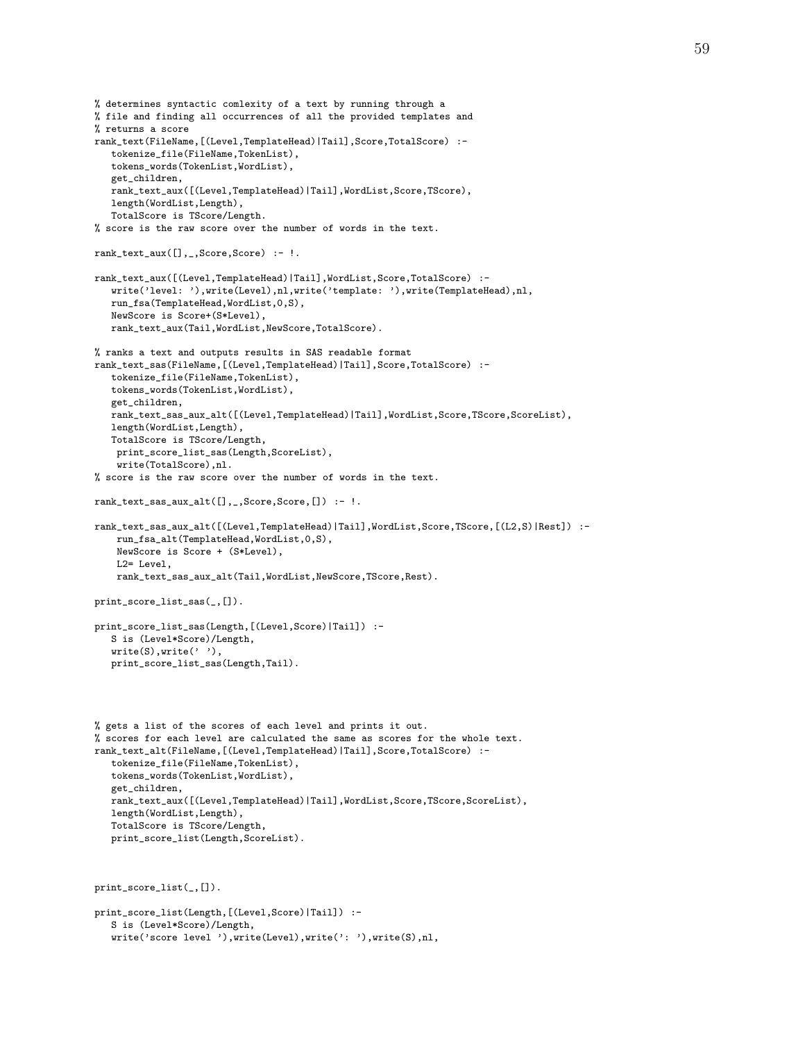```
% determines syntactic comlexity of a text by running through a
% file and finding all occurrences of all the provided templates and
% returns a score
rank_text(FileName,[(Level,TemplateHead)|Tail],Score,TotalScore) :-
   tokenize_file(FileName,TokenList),
   tokens_words(TokenList,WordList),
   get_children,
   rank_text_aux([(Level,TemplateHead)|Tail],WordList,Score,TScore),
   length(WordList,Length),
   TotalScore is TScore/Length.
% score is the raw score over the number of words in the text.

rank_text_aux([],_,Score,Score) :- !.

rank_text_aux([(Level,TemplateHead)|Tail],WordList,Score,TotalScore) :-
   write('level: '),write(Level),nl,write('template: '),write(TemplateHead),nl,
   run_fsa(TemplateHead,WordList,0,S),
   NewScore is Score+(S*Level),
   rank_text_aux(Tail,WordList,NewScore,TotalScore).

% ranks a text and outputs results in SAS readable format
rank_text_sas(FileName,[(Level,TemplateHead)|Tail],Score,TotalScore) :-
   tokenize_file(FileName,TokenList),
   tokens_words(TokenList,WordList),
   get_children,
   rank_text_sas_aux_alt([(Level,TemplateHead)|Tail],WordList,Score,TScore,ScoreList),
   length(WordList,Length),
   TotalScore is TScore/Length,
    print_score_list_sas(Length,ScoreList),
    write(TotalScore),nl.
% score is the raw score over the number of words in the text.

rank_text_sas_aux_alt([],_,Score,Score,[]) :- !.

rank_text_sas_aux_alt([(Level,TemplateHead)|Tail],WordList,Score,TScore,[(L2,S)|Rest]) :-
    run_fsa_alt(TemplateHead,WordList,0,S),
    NewScore is Score + (S*Level),
    L2= Level,
    rank_text_sas_aux_alt(Tail,WordList,NewScore,TScore,Rest).

print_score_list_sas(_,[]).

print_score_list_sas(Length,[(Level,Score)|Tail]) :-
   S is (Level*Score)/Length,
   write(S),write(' '),
   print_score_list_sas(Length,Tail).



% gets a list of the scores of each level and prints it out.
% scores for each level are calculated the same as scores for the whole text.
rank_text_alt(FileName,[(Level,TemplateHead)|Tail],Score,TotalScore) :-
   tokenize_file(FileName,TokenList),
   tokens_words(TokenList,WordList),
   get_children,
   rank_text_aux([(Level,TemplateHead)|Tail],WordList,Score,TScore,ScoreList),
   length(WordList,Length),
   TotalScore is TScore/Length,
   print_score_list(Length,ScoreList).



print_score_list(_,[]).

print_score_list(Length,[(Level,Score)|Tail]) :-
   S is (Level*Score)/Length,
   write('score level '),write(Level),write(': '),write(S),nl,
```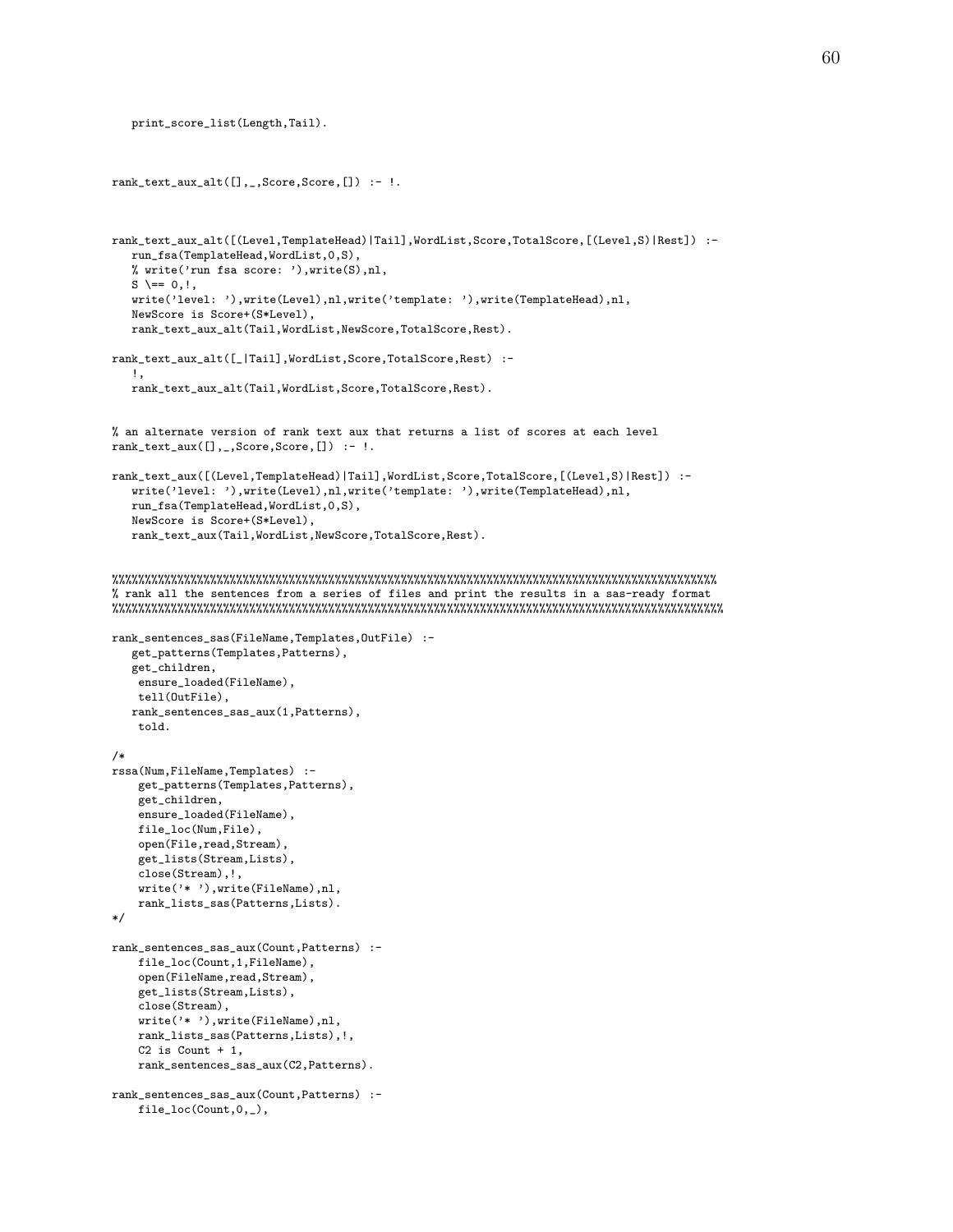```
   print_score_list(Length,Tail).


rank_text_aux_alt([],_,Score,Score,[]) :- !.


rank_text_aux_alt([(Level,TemplateHead)|Tail],WordList,Score,TotalScore,[(Level,S)|Rest]) :-
   run_fsa(TemplateHead,WordList,0,S),
   % write('run fsa score: '),write(S),nl,
   S \== 0,!,
   write('level: '),write(Level),nl,write('template: '),write(TemplateHead),nl,
   NewScore is Score+(S*Level),
   rank_text_aux_alt(Tail,WordList,NewScore,TotalScore,Rest).

rank_text_aux_alt([_|Tail],WordList,Score,TotalScore,Rest) :-
   !,
   rank_text_aux_alt(Tail,WordList,Score,TotalScore,Rest).


% an alternate version of rank text aux that returns a list of scores at each level
rank_text_aux([],_,Score,Score,[]) :- !.

rank_text_aux([(Level,TemplateHead)|Tail],WordList,Score,TotalScore,[(Level,S)|Rest]) :-
   write('level: '),write(Level),nl,write('template: '),write(TemplateHead),nl,
   run_fsa(TemplateHead,WordList,0,S),
   NewScore is Score+(S*Level),
   rank_text_aux(Tail,WordList,NewScore,TotalScore,Rest).


%%%%%%%%%%%%%%%%%%%%%%%%%%%%%%%%%%%%%%%%%%%%%%%%%%%%%%%%%%%%%%%%%%%%%%%%%%%%%%%%%%%%%%%%%%
% rank all the sentences from a series of files and print the results in a sas-ready format
%%%%%%%%%%%%%%%%%%%%%%%%%%%%%%%%%%%%%%%%%%%%%%%%%%%%%%%%%%%%%%%%%%%%%%%%%%%%%%%%%%%%%%%%%%%

rank_sentences_sas(FileName,Templates,OutFile) :-
   get_patterns(Templates,Patterns),
   get_children,
    ensure_loaded(FileName),
    tell(OutFile),
   rank_sentences_sas_aux(1,Patterns),
    told.

/*
rssa(Num,FileName,Templates) :-
    get_patterns(Templates,Patterns),
    get_children,
    ensure_loaded(FileName),
    file_loc(Num,File),
    open(File,read,Stream),
    get_lists(Stream,Lists),
    close(Stream),!,
    write('* '),write(FileName),nl,
    rank_lists_sas(Patterns,Lists).
*/

rank_sentences_sas_aux(Count,Patterns) :-
    file_loc(Count,1,FileName),
    open(FileName,read,Stream),
    get_lists(Stream,Lists),
    close(Stream),
    write('* '),write(FileName),nl,
    rank_lists_sas(Patterns,Lists),!,
    C2 is Count + 1,
    rank_sentences_sas_aux(C2,Patterns).

rank_sentences_sas_aux(Count,Patterns) :-
    file_loc(Count,0,_),
```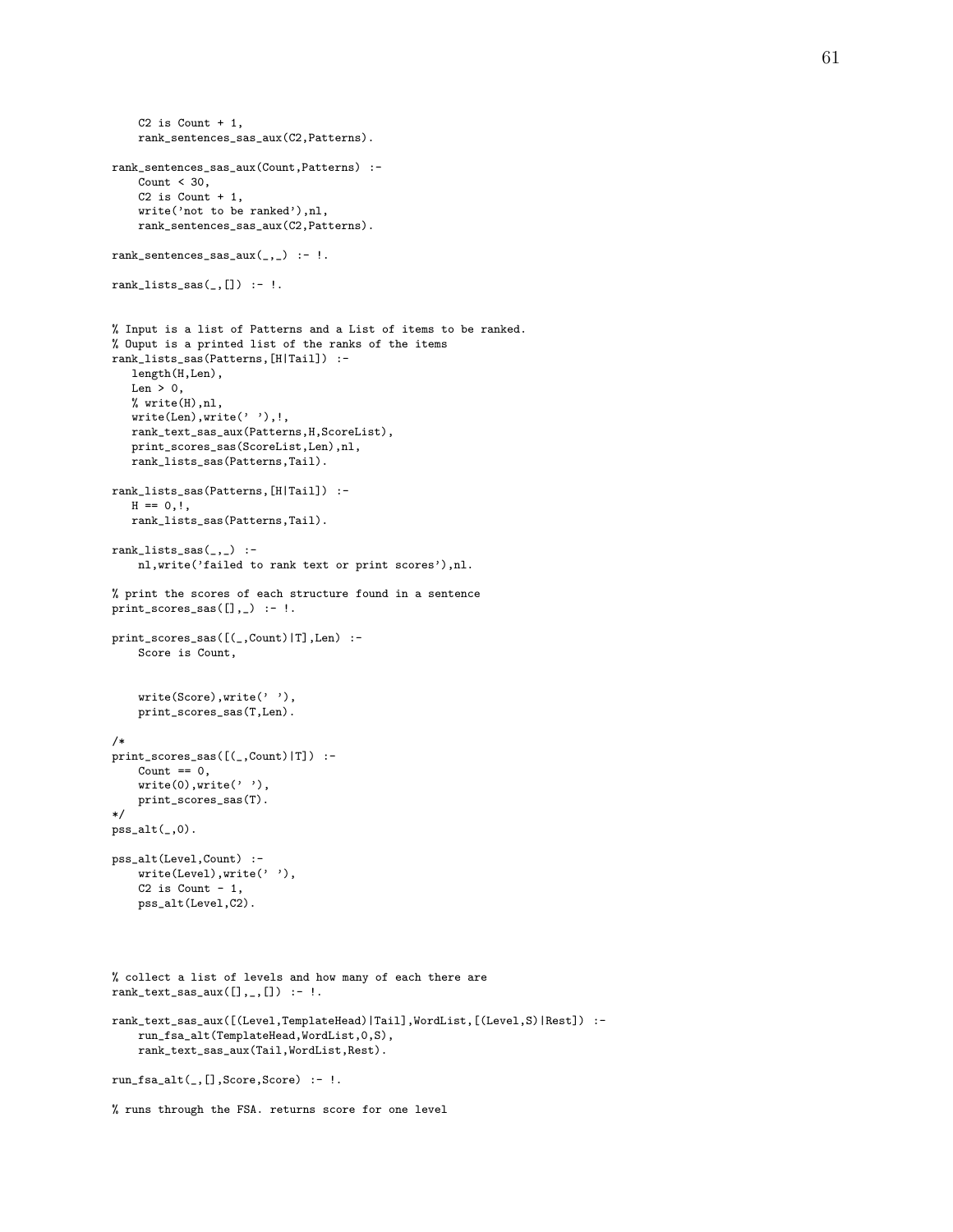```
    C2 is Count + 1,
    rank_sentences_sas_aux(C2,Patterns).

rank_sentences_sas_aux(Count,Patterns) :-
    Count < 30,
    C2 is Count + 1,
    write('not to be ranked'),nl,
    rank_sentences_sas_aux(C2,Patterns).

rank_sentences_sas_aux(_,_) :- !.

rank_lists_sas(_,[]) :- !.


% Input is a list of Patterns and a List of items to be ranked.
% Ouput is a printed list of the ranks of the items
rank_lists_sas(Patterns,[H|Tail]) :-
   length(H,Len),
   Len > 0,
   % write(H),nl,
   write(Len),write(' '),!,
   rank_text_sas_aux(Patterns,H,ScoreList),
   print_scores_sas(ScoreList,Len),nl,
   rank_lists_sas(Patterns,Tail).

rank_lists_sas(Patterns,[H|Tail]) :-
   H == 0,!,
   rank_lists_sas(Patterns,Tail).

rank_lists_sas(_,_) :-
    nl,write('failed to rank text or print scores'),nl.

% print the scores of each structure found in a sentence
print_scores_sas([],_) :- !.

print_scores_sas([(_,Count)|T],Len) :-
    Score is Count,


    write(Score),write(' '),
    print_scores_sas(T,Len).

/*
print_scores_sas([(_,Count)|T]) :-
    Count == 0,
    write(0),write(' '),
    print_scores_sas(T).
*/
pss_alt(_,0).

pss_alt(Level,Count) :-
    write(Level),write(' '),
    C2 is Count - 1,
    pss_alt(Level,C2).




% collect a list of levels and how many of each there are
rank_text_sas_aux([],_,[]) :- !.

rank_text_sas_aux([(Level,TemplateHead)|Tail],WordList,[(Level,S)|Rest]) :-
    run_fsa_alt(TemplateHead,WordList,0,S),
    rank_text_sas_aux(Tail,WordList,Rest).

run_fsa_alt(_,[],Score,Score) :- !.

% runs through the FSA. returns score for one level
```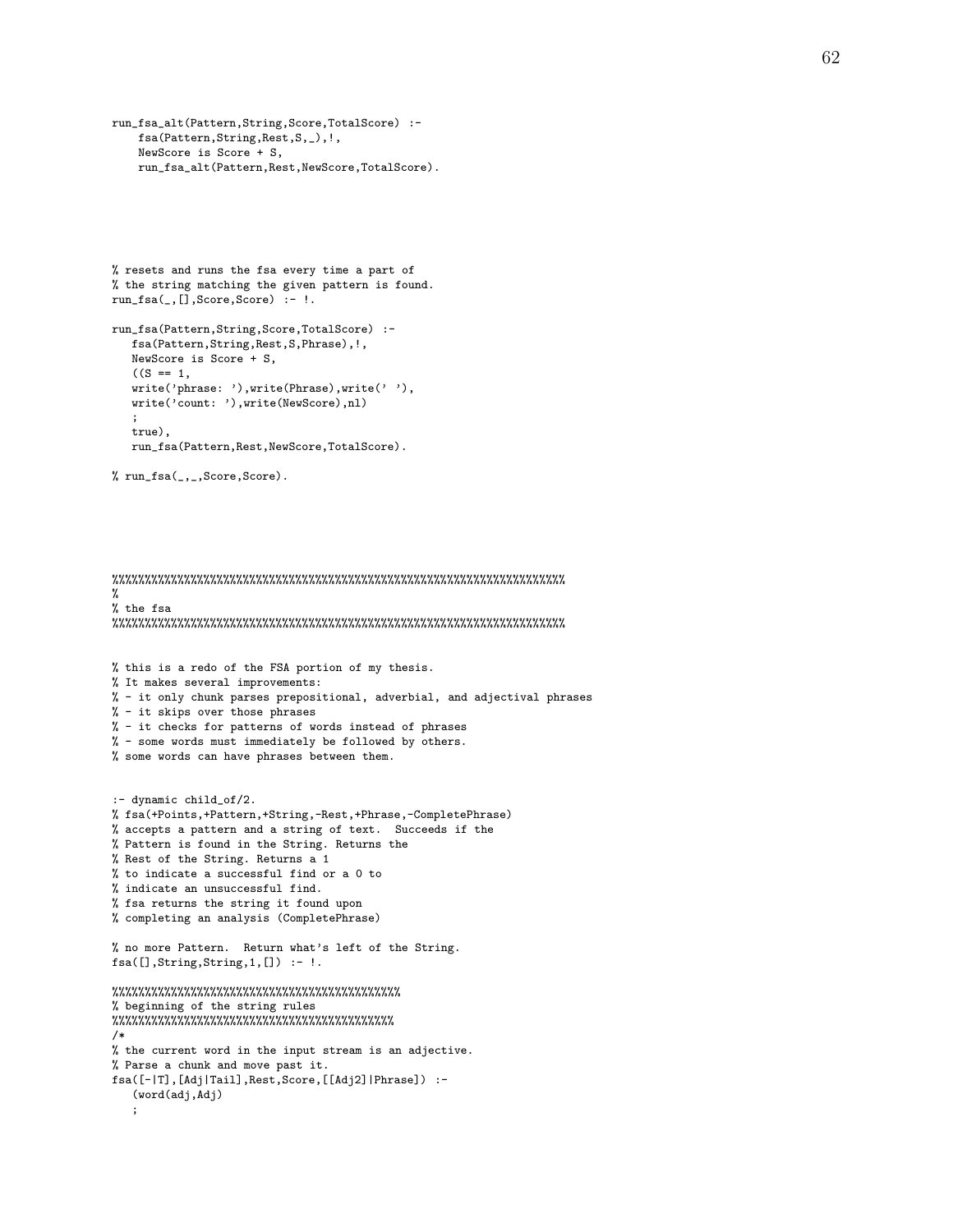```
run_fsa_alt(Pattern,String,Score,TotalScore) :-
    fsa(Pattern,String,Rest,S,_),!,
    NewScore is Score + S,
    run_fsa_alt(Pattern,Rest,NewScore,TotalScore).





% resets and runs the fsa every time a part of
% the string matching the given pattern is found.
run_fsa(_,[],Score,Score) :- !.

run_fsa(Pattern,String,Score,TotalScore) :-
   fsa(Pattern,String,Rest,S,Phrase),!,
   NewScore is Score + S,
   ((S == 1,
   write('phrase: '),write(Phrase),write(' '),
   write('count: '),write(NewScore),nl)
   ;
   true),
   run_fsa(Pattern,Rest,NewScore,TotalScore).

% run_fsa(_,_,Score,Score).





%%%%%%%%%%%%%%%%%%%%%%%%%%%%%%%%%%%%%%%%%%%%%%%%%%%%%%%%%%%%%%%%%%%%%%
%
% the fsa
%%%%%%%%%%%%%%%%%%%%%%%%%%%%%%%%%%%%%%%%%%%%%%%%%%%%%%%%%%%%%%%%%%%%%%


% this is a redo of the FSA portion of my thesis.
% It makes several improvements:
% - it only chunk parses prepositional, adverbial, and adjectival phrases
% - it skips over those phrases
% - it checks for patterns of words instead of phrases
% - some words must immediately be followed by others.
% some words can have phrases between them.


:- dynamic child_of/2.
% fsa(+Points,+Pattern,+String,-Rest,+Phrase,-CompletePhrase)
% accepts a pattern and a string of text.  Succeeds if the
% Pattern is found in the String. Returns the
% Rest of the String. Returns a 1
% to indicate a successful find or a 0 to
% indicate an unsuccessful find.
% fsa returns the string it found upon
% completing an analysis (CompletePhrase)

% no more Pattern.  Return what's left of the String.
fsa([],String,String,1,[]) :- !.

%%%%%%%%%%%%%%%%%%%%%%%%%%%%%%%%%%%%%%%%%%%%%%%%%%%%%%%%%
% beginning of the string rules
%%%%%%%%%%%%%%%%%%%%%%%%%%%%%%%%%%%%%%%%%%%%%%%%%%%%%%%%%
/*
% the current word in the input stream is an adjective.
% Parse a chunk and move past it.
fsa([-|T],[Adj|Tail],Rest,Score,[[Adj2]|Phrase]) :-
   (word(adj,Adj)
   ;
```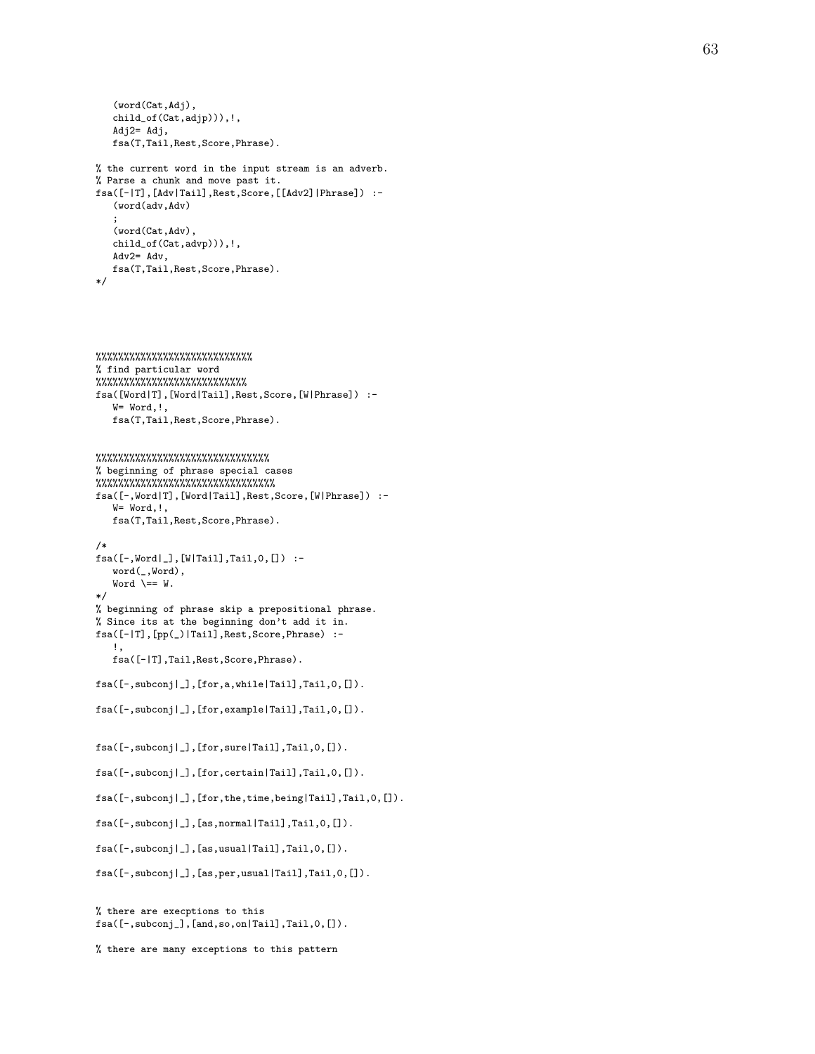```
   (word(Cat,Adj),
   child_of(Cat,adjp))),!,
   Adj2= Adj,
   fsa(T,Tail,Rest,Score,Phrase).

% the current word in the input stream is an adverb.
% Parse a chunk and move past it.
fsa([-|T],[Adv|Tail],Rest,Score,[[Adv2]|Phrase]) :-
   (word(adv,Adv)
   ;
   (word(Cat,Adv),
   child_of(Cat,advp))),!,
   Adv2= Adv,
   fsa(T,Tail,Rest,Score,Phrase).
*/




%%%%%%%%%%%%%%%%%%%%%%%%%%%%%
% find particular word
%%%%%%%%%%%%%%%%%%%%%%%%%%%%
fsa([Word|T],[Word|Tail],Rest,Score,[W|Phrase]) :-
   W= Word,!,
   fsa(T,Tail,Rest,Score,Phrase).


%%%%%%%%%%%%%%%%%%%%%%%%%%%%%%%%
% beginning of phrase special cases
%%%%%%%%%%%%%%%%%%%%%%%%%%%%%%%%%
fsa([-,Word|T],[Word|Tail],Rest,Score,[W|Phrase]) :-
   W= Word,!,
   fsa(T,Tail,Rest,Score,Phrase).

/*
fsa([-,Word|_],[W|Tail],Tail,0,[]) :-
   word(_,Word),
   Word \== W.
*/
% beginning of phrase skip a prepositional phrase.
% Since its at the beginning don't add it in.
fsa([-|T],[pp(_)|Tail],Rest,Score,Phrase) :-
   !,
   fsa([-|T],Tail,Rest,Score,Phrase).

fsa([-,subconj|_],[for,a,while|Tail],Tail,0,[]).

fsa([-,subconj|_],[for,example|Tail],Tail,0,[]).


fsa([-,subconj|_],[for,sure|Tail],Tail,0,[]).

fsa([-,subconj|_],[for,certain|Tail],Tail,0,[]).

fsa([-,subconj|_],[for,the,time,being|Tail],Tail,0,[]).

fsa([-,subconj|_],[as,normal|Tail],Tail,0,[]).

fsa([-,subconj|_],[as,usual|Tail],Tail,0,[]).

fsa([-,subconj|_],[as,per,usual|Tail],Tail,0,[]).


% there are execptions to this
fsa([-,subconj_],[and,so,on|Tail],Tail,0,[]).

% there are many exceptions to this pattern
```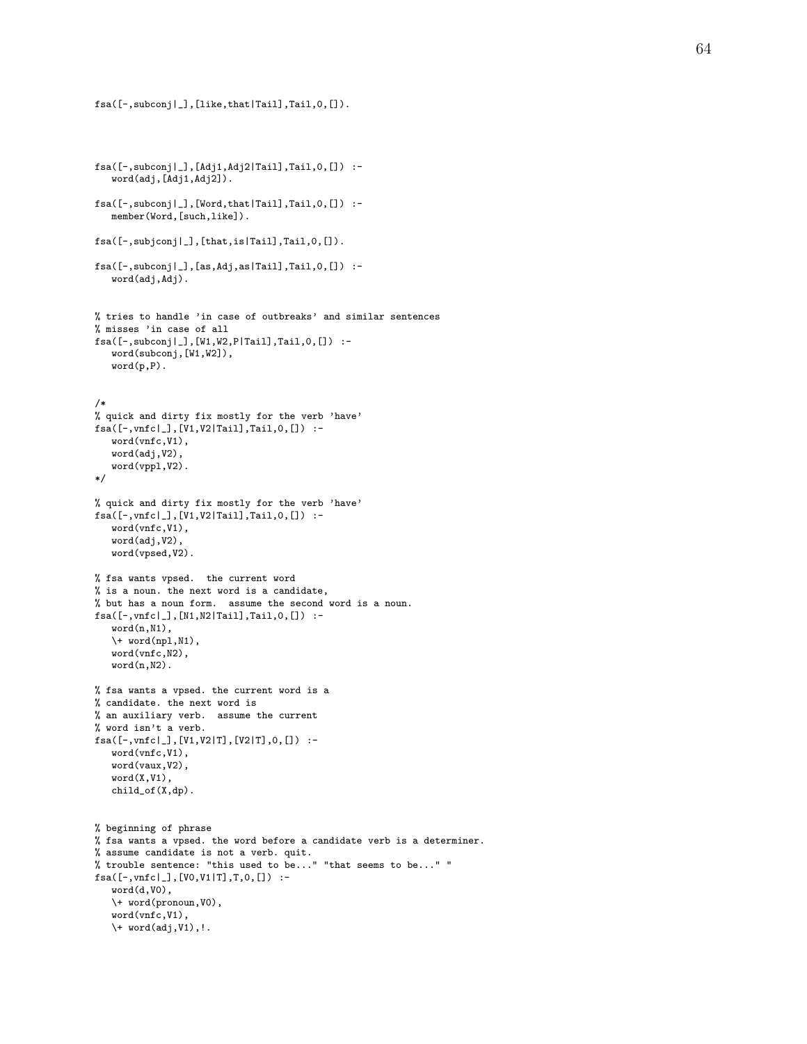```
fsa([-,subconj|_],[like,that|Tail],Tail,0,[]).



fsa([-,subconj|_],[Adj1,Adj2|Tail],Tail,0,[]) :-
   word(adj,[Adj1,Adj2]).

fsa([-,subconj|_],[Word,that|Tail],Tail,0,[]) :-
   member(Word,[such,like]).

fsa([-,subjconj|_],[that,is|Tail],Tail,0,[]).

fsa([-,subconj|_],[as,Adj,as|Tail],Tail,0,[]) :-
   word(adj,Adj).


% tries to handle 'in case of outbreaks' and similar sentences
% misses 'in case of all
fsa([-,subconj|_],[W1,W2,P|Tail],Tail,0,[]) :-
   word(subconj,[W1,W2]),
   word(p,P).


/*
% quick and dirty fix mostly for the verb 'have'
fsa([-,vnfc|_],[V1,V2|Tail],Tail,0,[]) :-
   word(vnfc,V1),
   word(adj,V2),
   word(vppl,V2).
*/

% quick and dirty fix mostly for the verb 'have'
fsa([-,vnfc|_],[V1,V2|Tail],Tail,0,[]) :-
   word(vnfc,V1),
   word(adj,V2),
   word(vpsed,V2).

% fsa wants vpsed.  the current word
% is a noun. the next word is a candidate,
% but has a noun form.  assume the second word is a noun.
fsa([-,vnfc|_],[N1,N2|Tail],Tail,0,[]) :-
   word(n,N1),
   \+ word(npl,N1),
   word(vnfc,N2),
   word(n,N2).

% fsa wants a vpsed. the current word is a
% candidate. the next word is
% an auxiliary verb.  assume the current
% word isn't a verb.
fsa([-,vnfc|_],[V1,V2|T],[V2|T],0,[]) :-
   word(vnfc,V1),
   word(vaux,V2),
   word(X,V1),
   child_of(X,dp).


% beginning of phrase
% fsa wants a vpsed. the word before a candidate verb is a determiner.
% assume candidate is not a verb. quit.
% trouble sentence: "this used to be..." "that seems to be..." "
fsa([-,vnfc|_],[V0,V1|T],T,0,[]) :-
   word(d,V0),
   \+ word(pronoun,V0),
   word(vnfc,V1),
   \+ word(adj,V1),!.
```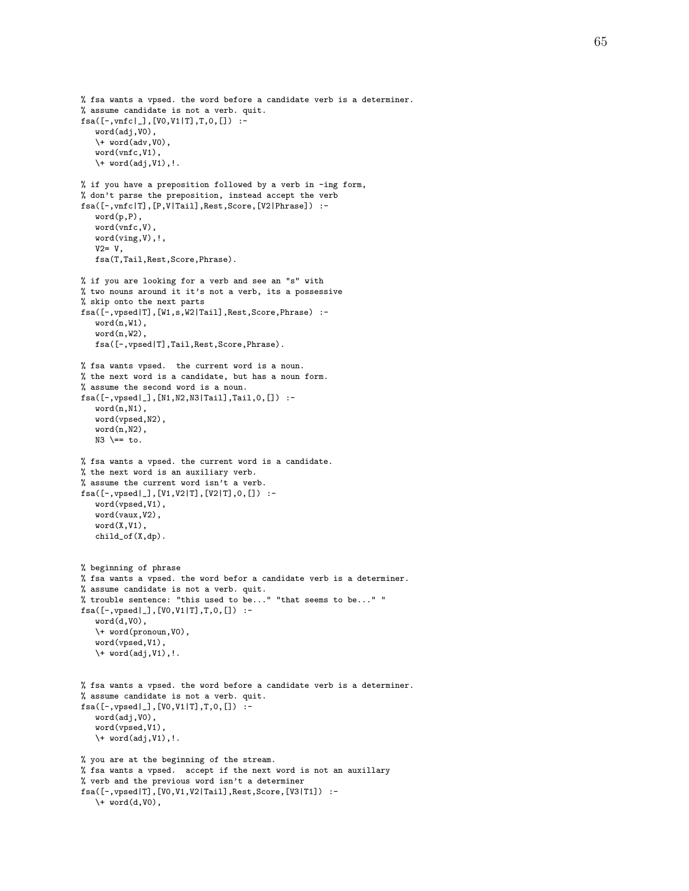```
% fsa wants a vpsed. the word before a candidate verb is a determiner.
% assume candidate is not a verb. quit.
fsa([-,vnfc|_],[V0,V1|T],T,0,[]) :-
   word(adj,V0),
   \+ word(adv,V0),
   word(vnfc,V1),
   \+ word(adj,V1),!.

% if you have a preposition followed by a verb in -ing form,
% don't parse the preposition, instead accept the verb
fsa([-,vnfc|T],[P,V|Tail],Rest,Score,[V2|Phrase]) :-
   word(p,P),
   word(vnfc,V),
   word(ving,V),!,
   V2= V,
   fsa(T,Tail,Rest,Score,Phrase).

% if you are looking for a verb and see an "s" with
% two nouns around it it's not a verb, its a possessive
% skip onto the next parts
fsa([-,vpsed|T],[W1,s,W2|Tail],Rest,Score,Phrase) :-
   word(n,W1),
   word(n,W2),
   fsa([-,vpsed|T],Tail,Rest,Score,Phrase).

% fsa wants vpsed.  the current word is a noun.
% the next word is a candidate, but has a noun form.
% assume the second word is a noun.
fsa([-,vpsed|_],[N1,N2,N3|Tail],Tail,0,[]) :-
   word(n,N1),
   word(vpsed,N2),
   word(n,N2),
   N3 \== to.

% fsa wants a vpsed. the current word is a candidate.
% the next word is an auxiliary verb.
% assume the current word isn't a verb.
fsa([-,vpsed|_],[V1,V2|T],[V2|T],0,[]) :-
   word(vpsed,V1),
   word(vaux,V2),
   word(X,V1),
   child_of(X,dp).


% beginning of phrase
% fsa wants a vpsed. the word befor a candidate verb is a determiner.
% assume candidate is not a verb. quit.
% trouble sentence: "this used to be..." "that seems to be..." "
fsa([-,vpsed|_],[V0,V1|T],T,0,[]) :-
   word(d,V0),
   \+ word(pronoun,V0),
   word(vpsed,V1),
   \+ word(adj,V1),!.


% fsa wants a vpsed. the word before a candidate verb is a determiner.
% assume candidate is not a verb. quit.
fsa([-,vpsed|_],[V0,V1|T],T,0,[]) :-
   word(adj,V0),
   word(vpsed,V1),
   \+ word(adj,V1),!.

% you are at the beginning of the stream.
% fsa wants a vpsed.  accept if the next word is not an auxillary
% verb and the previous word isn't a determiner
fsa([-,vpsed|T],[V0,V1,V2|Tail],Rest,Score,[V3|T1]) :-
   \+ word(d,V0),
```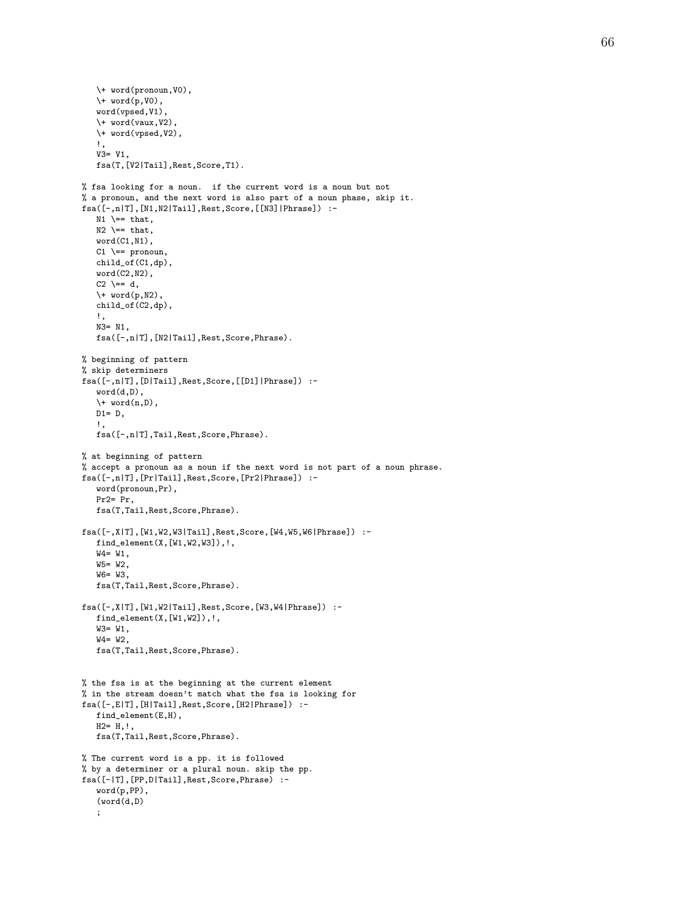```
   \+ word(pronoun,V0),
   \+ word(p,V0),
   word(vpsed,V1),
   \+ word(vaux,V2),
   \+ word(vpsed,V2),
   !,
   V3= V1,
   fsa(T,[V2|Tail],Rest,Score,T1).

% fsa looking for a noun.  if the current word is a noun but not
% a pronoun, and the next word is also part of a noun phase, skip it.
fsa([-,n|T],[N1,N2|Tail],Rest,Score,[[N3]|Phrase]) :-
   N1 \== that,
   N2 \== that,
   word(C1,N1),
   C1 \== pronoun,
   child_of(C1,dp),
   word(C2,N2),
   C2 \== d,
   \+ word(p,N2),
   child_of(C2,dp),
   !,
   N3= N1,
   fsa([-,n|T],[N2|Tail],Rest,Score,Phrase).

% beginning of pattern
% skip determiners
fsa([-,n|T],[D|Tail],Rest,Score,[[D1]|Phrase]) :-
   word(d,D),
   \+ word(n,D),
   D1= D,
   !,
   fsa([-,n|T],Tail,Rest,Score,Phrase).

% at beginning of pattern
% accept a pronoun as a noun if the next word is not part of a noun phrase.
fsa([-,n|T],[Pr|Tail],Rest,Score,[Pr2|Phrase]) :-
   word(pronoun,Pr),
   Pr2= Pr,
   fsa(T,Tail,Rest,Score,Phrase).

fsa([-,X|T],[W1,W2,W3|Tail],Rest,Score,[W4,W5,W6|Phrase]) :-
   find_element(X,[W1,W2,W3]),!,
   W4= W1,
   W5= W2,
   W6= W3,
   fsa(T,Tail,Rest,Score,Phrase).

fsa([-,X|T],[W1,W2|Tail],Rest,Score,[W3,W4|Phrase]) :-
   find_element(X,[W1,W2]),!,
   W3= W1,
   W4= W2,
   fsa(T,Tail,Rest,Score,Phrase).


% the fsa is at the beginning at the current element
% in the stream doesn't match what the fsa is looking for
fsa([-,E|T],[H|Tail],Rest,Score,[H2|Phrase]) :-
   find_element(E,H),
   H2= H,!,
   fsa(T,Tail,Rest,Score,Phrase).

% The current word is a pp. it is followed
% by a determiner or a plural noun. skip the pp.
fsa([-|T],[PP,D|Tail],Rest,Score,Phrase) :-
   word(p,PP),
   (word(d,D)
   ;
```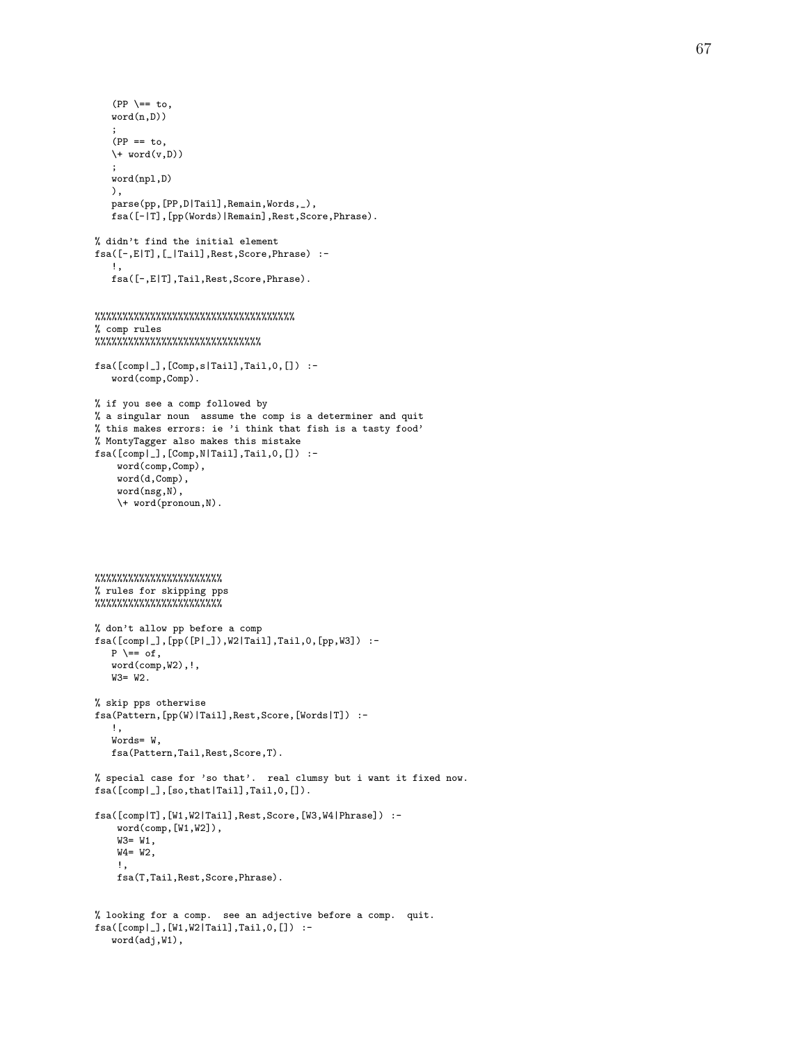```
   (PP \== to,
   word(n,D))
   ;
   (PP == to,
   \+ word(v,D))
   ;
   word(npl,D)
   ),
   parse(pp,[PP,D|Tail],Remain,Words,_),
   fsa([-|T],[pp(Words)|Remain],Rest,Score,Phrase).

% didn't find the initial element
fsa([-,E|T],[_|Tail],Rest,Score,Phrase) :-
   !,
   fsa([-,E|T],Tail,Rest,Score,Phrase).


%%%%%%%%%%%%%%%%%%%%%%%%%%%%%%%%%%%%
% comp rules
%%%%%%%%%%%%%%%%%%%%%%%%%%%%%%

fsa([comp|_],[Comp,s|Tail],Tail,0,[]) :-
   word(comp,Comp).

% if you see a comp followed by
% a singular noun  assume the comp is a determiner and quit
% this makes errors: ie 'i think that fish is a tasty food'
% MontyTagger also makes this mistake
fsa([comp|_],[Comp,N|Tail],Tail,0,[]) :-
    word(comp,Comp),
    word(d,Comp),
    word(nsg,N),
    \+ word(pronoun,N).




%%%%%%%%%%%%%%%%%%%%%%%%
% rules for skipping pps
%%%%%%%%%%%%%%%%%%%%%%%%

% don't allow pp before a comp
fsa([comp|_],[pp([P|_]),W2|Tail],Tail,0,[pp,W3]) :-
   P \== of,
   word(comp,W2),!,
   W3= W2.

% skip pps otherwise
fsa(Pattern,[pp(W)|Tail],Rest,Score,[Words|T]) :-
   !,
   Words= W,
   fsa(Pattern,Tail,Rest,Score,T).

% special case for 'so that'.  real clumsy but i want it fixed now.
fsa([comp|_],[so,that|Tail],Tail,0,[]).

fsa([comp|T],[W1,W2|Tail],Rest,Score,[W3,W4|Phrase]) :-
    word(comp,[W1,W2]),
    W3= W1,
    W4= W2,
    !,
    fsa(T,Tail,Rest,Score,Phrase).


% looking for a comp.  see an adjective before a comp.  quit.
fsa([comp|_],[W1,W2|Tail],Tail,0,[]) :-
   word(adj,W1),
```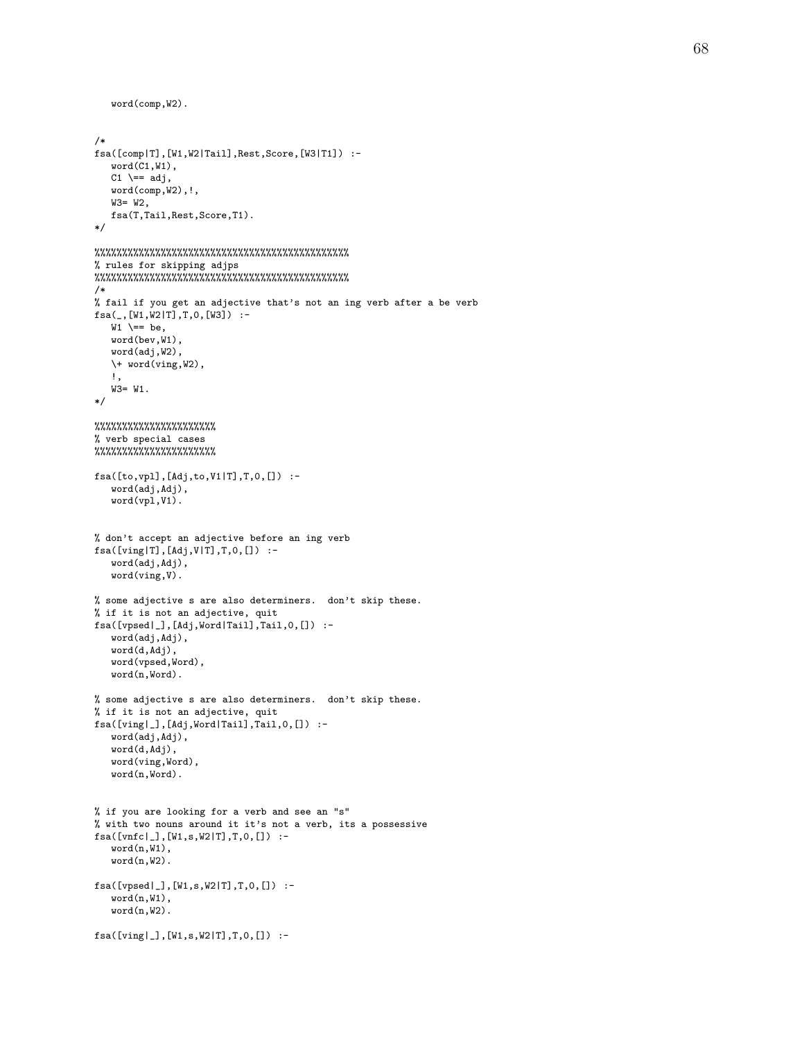```
   word(comp,W2).


/*
fsa([comp|T],[W1,W2|Tail],Rest,Score,[W3|T1]) :-
   word(C1,W1),
   C1 \== adj,
   word(comp,W2),!,
   W3= W2,
   fsa(T,Tail,Rest,Score,T1).
*/

%%%%%%%%%%%%%%%%%%%%%%%%%%%%%%%%%%%%%%%%%%%%%%%%
% rules for skipping adjps
%%%%%%%%%%%%%%%%%%%%%%%%%%%%%%%%%%%%%%%%%%%%%%%%
/*
% fail if you get an adjective that's not an ing verb after a be verb
fsa(_,[W1,W2|T],T,0,[W3]) :-
   W1 \== be,
   word(bev,W1),
   word(adj,W2),
   \+ word(ving,W2),
   !,
   W3= W1.
*/

%%%%%%%%%%%%%%%%%%%%%%
% verb special cases
%%%%%%%%%%%%%%%%%%%%%%

fsa([to,vpl],[Adj,to,V1|T],T,0,[]) :-
   word(adj,Adj),
   word(vpl,V1).


% don't accept an adjective before an ing verb
fsa([ving|T],[Adj,V|T],T,0,[]) :-
   word(adj,Adj),
   word(ving,V).

% some adjective s are also determiners.  don't skip these.
% if it is not an adjective, quit
fsa([vpsed|_],[Adj,Word|Tail],Tail,0,[]) :-
   word(adj,Adj),
   word(d,Adj),
   word(vpsed,Word),
   word(n,Word).

% some adjective s are also determiners.  don't skip these.
% if it is not an adjective, quit
fsa([ving|_],[Adj,Word|Tail],Tail,0,[]) :-
   word(adj,Adj),
   word(d,Adj),
   word(ving,Word),
   word(n,Word).


% if you are looking for a verb and see an "s"
% with two nouns around it it's not a verb, its a possessive
fsa([vnfc|_],[W1,s,W2|T],T,0,[]) :-
   word(n,W1),
   word(n,W2).

fsa([vpsed|_],[W1,s,W2|T],T,0,[]) :-
   word(n,W1),
   word(n,W2).

fsa([ving|_],[W1,s,W2|T],T,0,[]) :-
```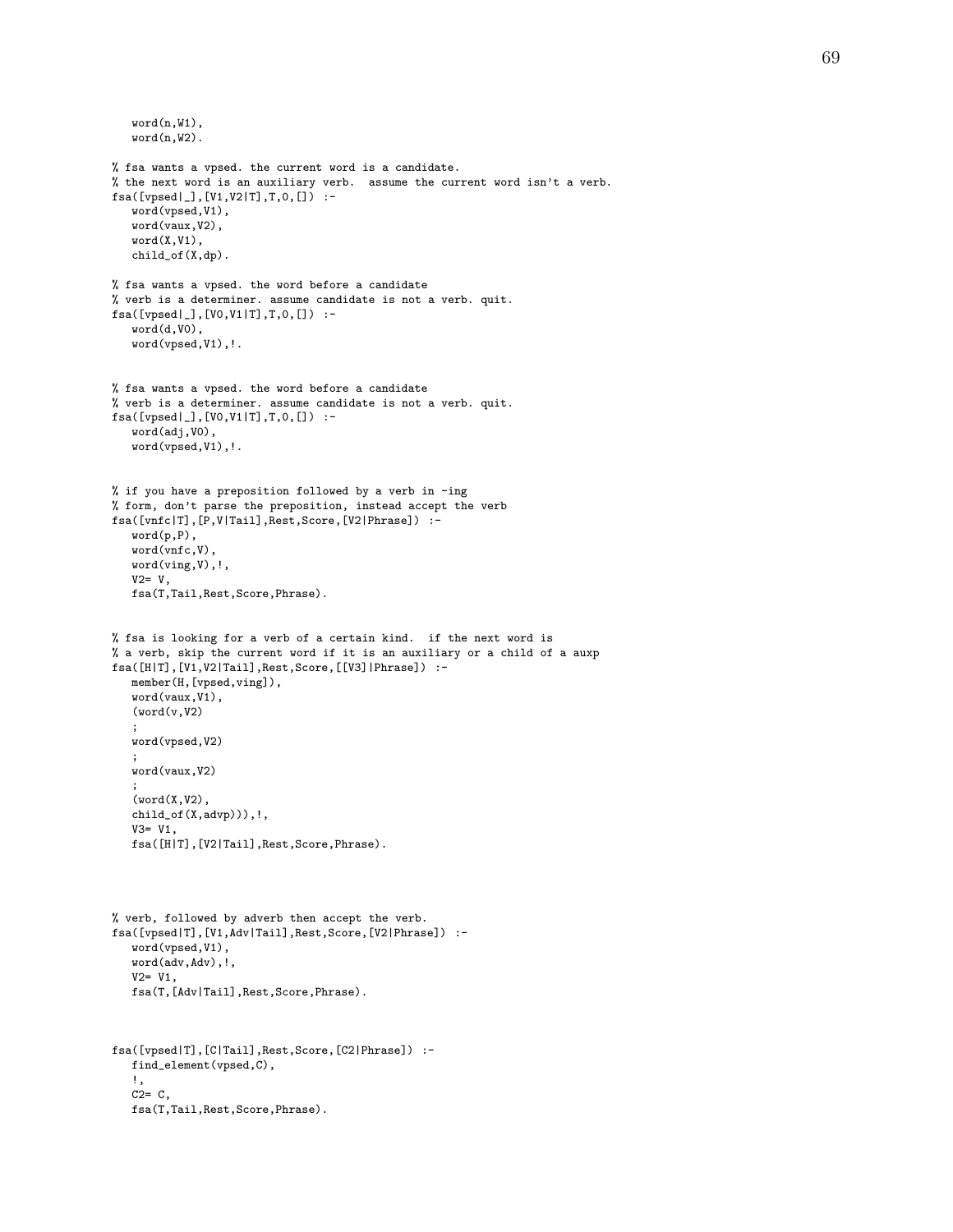```
   word(n,W1),
   word(n,W2).

% fsa wants a vpsed. the current word is a candidate.
% the next word is an auxiliary verb.  assume the current word isn't a verb.
fsa([vpsed|_],[V1,V2|T],T,0,[]) :-
   word(vpsed,V1),
   word(vaux,V2),
   word(X,V1),
   child_of(X,dp).

% fsa wants a vpsed. the word before a candidate
% verb is a determiner. assume candidate is not a verb. quit.
fsa([vpsed|_],[V0,V1|T],T,0,[]) :-
   word(d,V0),
   word(vpsed,V1),!.


% fsa wants a vpsed. the word before a candidate
% verb is a determiner. assume candidate is not a verb. quit.
fsa([vpsed|_],[V0,V1|T],T,0,[]) :-
   word(adj,V0),
   word(vpsed,V1),!.


% if you have a preposition followed by a verb in -ing
% form, don't parse the preposition, instead accept the verb
fsa([vnfc|T],[P,V|Tail],Rest,Score,[V2|Phrase]) :-
   word(p,P),
   word(vnfc,V),
   word(ving,V),!,
   V2= V,
   fsa(T,Tail,Rest,Score,Phrase).


% fsa is looking for a verb of a certain kind.  if the next word is
% a verb, skip the current word if it is an auxiliary or a child of a auxp
fsa([H|T],[V1,V2|Tail],Rest,Score,[[V3]|Phrase]) :-
   member(H,[vpsed,ving]),
   word(vaux,V1),
   (word(v,V2)
   ;
   word(vpsed,V2)
   ;
   word(vaux,V2)
   ;
   (word(X,V2),
   child_of(X,advp))),!,
   V3= V1,
   fsa([H|T],[V2|Tail],Rest,Score,Phrase).




% verb, followed by adverb then accept the verb.
fsa([vpsed|T],[V1,Adv|Tail],Rest,Score,[V2|Phrase]) :-
   word(vpsed,V1),
   word(adv,Adv),!,
   V2= V1,
   fsa(T,[Adv|Tail],Rest,Score,Phrase).



fsa([vpsed|T],[C|Tail],Rest,Score,[C2|Phrase]) :-
   find_element(vpsed,C),
   !,
   C2= C,
   fsa(T,Tail,Rest,Score,Phrase).
```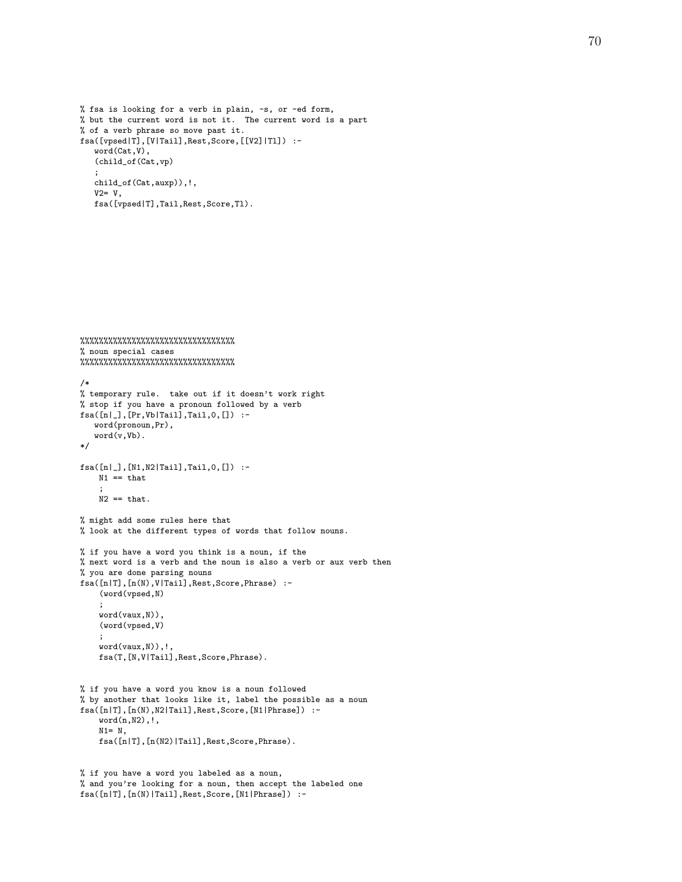```
% fsa is looking for a verb in plain, -s, or -ed form,
% but the current word is not it.  The current word is a part
% of a verb phrase so move past it.
fsa([vpsed|T],[V|Tail],Rest,Score,[[V2]|T1]) :-
   word(Cat,V),
   (child_of(Cat,vp)
   ;
   child_of(Cat,auxp)),!,
   V2= V,
   fsa([vpsed|T],Tail,Rest,Score,T1).
```

```
%%%%%%%%%%%%%%%%%%%%%%%%%%%%%%%%%%%
% noun special cases
%%%%%%%%%%%%%%%%%%%%%%%%%%%%%%%%%%%

/*
% temporary rule.  take out if it doesn't work right
% stop if you have a pronoun followed by a verb
fsa([n|_],[Pr,Vb|Tail],Tail,0,[]) :-
   word(pronoun,Pr),
   word(v,Vb).
*/

fsa([n|_],[N1,N2|Tail],Tail,0,[]) :-
    N1 == that
    ;
    N2 == that.

% might add some rules here that
% look at the different types of words that follow nouns.

% if you have a word you think is a noun, if the
% next word is a verb and the noun is also a verb or aux verb then
% you are done parsing nouns
fsa([n|T],[n(N),V|Tail],Rest,Score,Phrase) :-
    (word(vpsed,N)
    ;
    word(vaux,N)),
    (word(vpsed,V)
    ;
    word(vaux,N)),!,
    fsa(T,[N,V|Tail],Rest,Score,Phrase).


% if you have a word you know is a noun followed
% by another that looks like it, label the possible as a noun
fsa([n|T],[n(N),N2|Tail],Rest,Score,[N1|Phrase]) :-
    word(n,N2),!,
    N1= N,
    fsa([n|T],[n(N2)|Tail],Rest,Score,Phrase).


% if you have a word you labeled as a noun,
% and you're looking for a noun, then accept the labeled one
fsa([n|T],[n(N)|Tail],Rest,Score,[N1|Phrase]) :-
```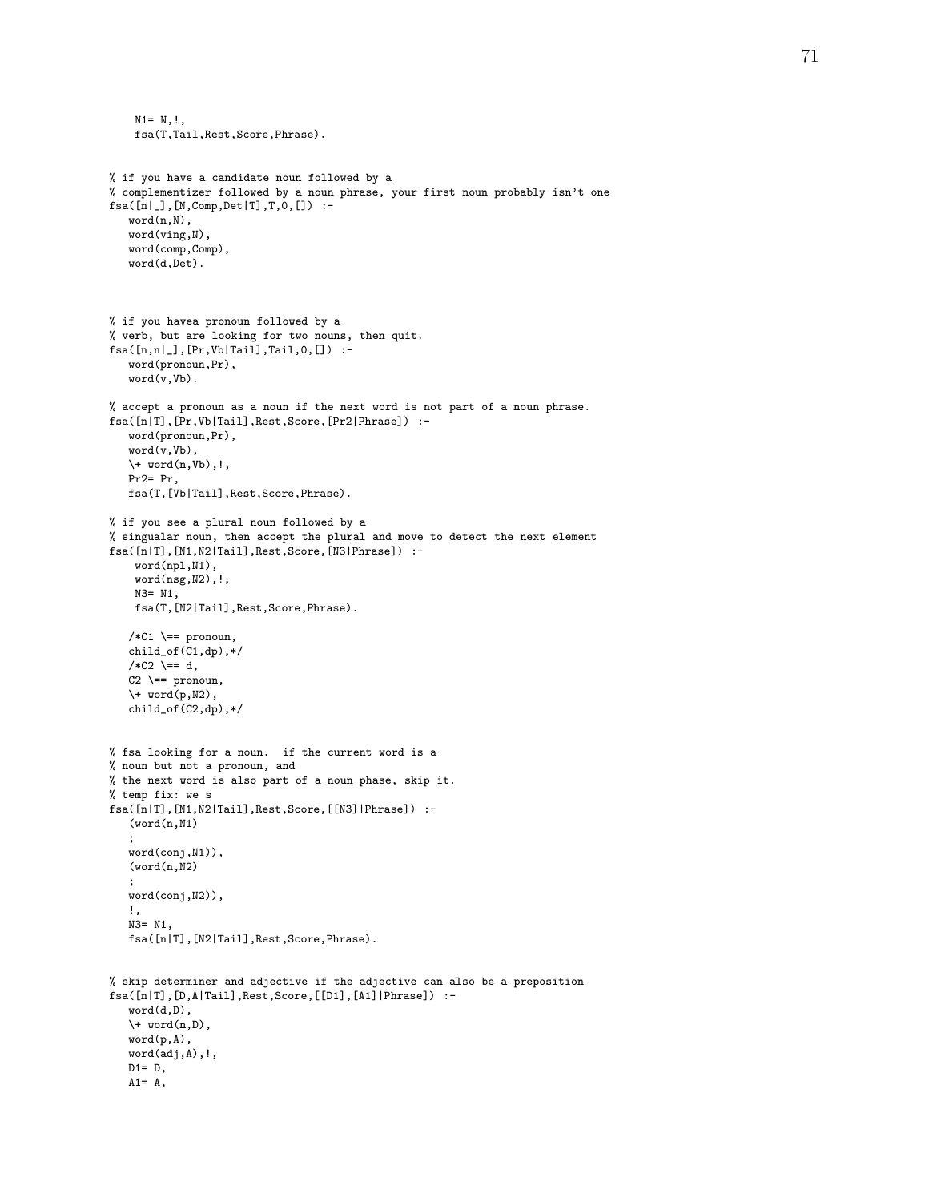```
    N1= N,!,
    fsa(T,Tail,Rest,Score,Phrase).


% if you have a candidate noun followed by a
% complementizer followed by a noun phrase, your first noun probably isn't one
fsa([n|_],[N,Comp,Det|T],T,0,[]) :-
   word(n,N),
   word(ving,N),
   word(comp,Comp),
   word(d,Det).



% if you havea pronoun followed by a
% verb, but are looking for two nouns, then quit.
fsa([n,n|_],[Pr,Vb|Tail],Tail,0,[]) :-
   word(pronoun,Pr),
   word(v,Vb).

% accept a pronoun as a noun if the next word is not part of a noun phrase.
fsa([n|T],[Pr,Vb|Tail],Rest,Score,[Pr2|Phrase]) :-
   word(pronoun,Pr),
   word(v,Vb),
   \+ word(n,Vb),!,
   Pr2= Pr,
   fsa(T,[Vb|Tail],Rest,Score,Phrase).

% if you see a plural noun followed by a
% singualar noun, then accept the plural and move to detect the next element
fsa([n|T],[N1,N2|Tail],Rest,Score,[N3|Phrase]) :-
    word(npl,N1),
    word(nsg,N2),!,
    N3= N1,
    fsa(T,[N2|Tail],Rest,Score,Phrase).

   /*C1 \== pronoun,
   child_of(C1,dp),*/
   /*C2 \== d,
   C2 \== pronoun,
   \+ word(p,N2),
   child_of(C2,dp),*/


% fsa looking for a noun.  if the current word is a
% noun but not a pronoun, and
% the next word is also part of a noun phase, skip it.
% temp fix: we s
fsa([n|T],[N1,N2|Tail],Rest,Score,[[N3]|Phrase]) :-
   (word(n,N1)
   ;
   word(conj,N1)),
   (word(n,N2)
   ;
   word(conj,N2)),
   !,
   N3= N1,
   fsa([n|T],[N2|Tail],Rest,Score,Phrase).


% skip determiner and adjective if the adjective can also be a preposition
fsa([n|T],[D,A|Tail],Rest,Score,[[D1],[A1]|Phrase]) :-
   word(d,D),
   \+ word(n,D),
   word(p,A),
   word(adj,A),!,
   D1= D,
   A1= A,
```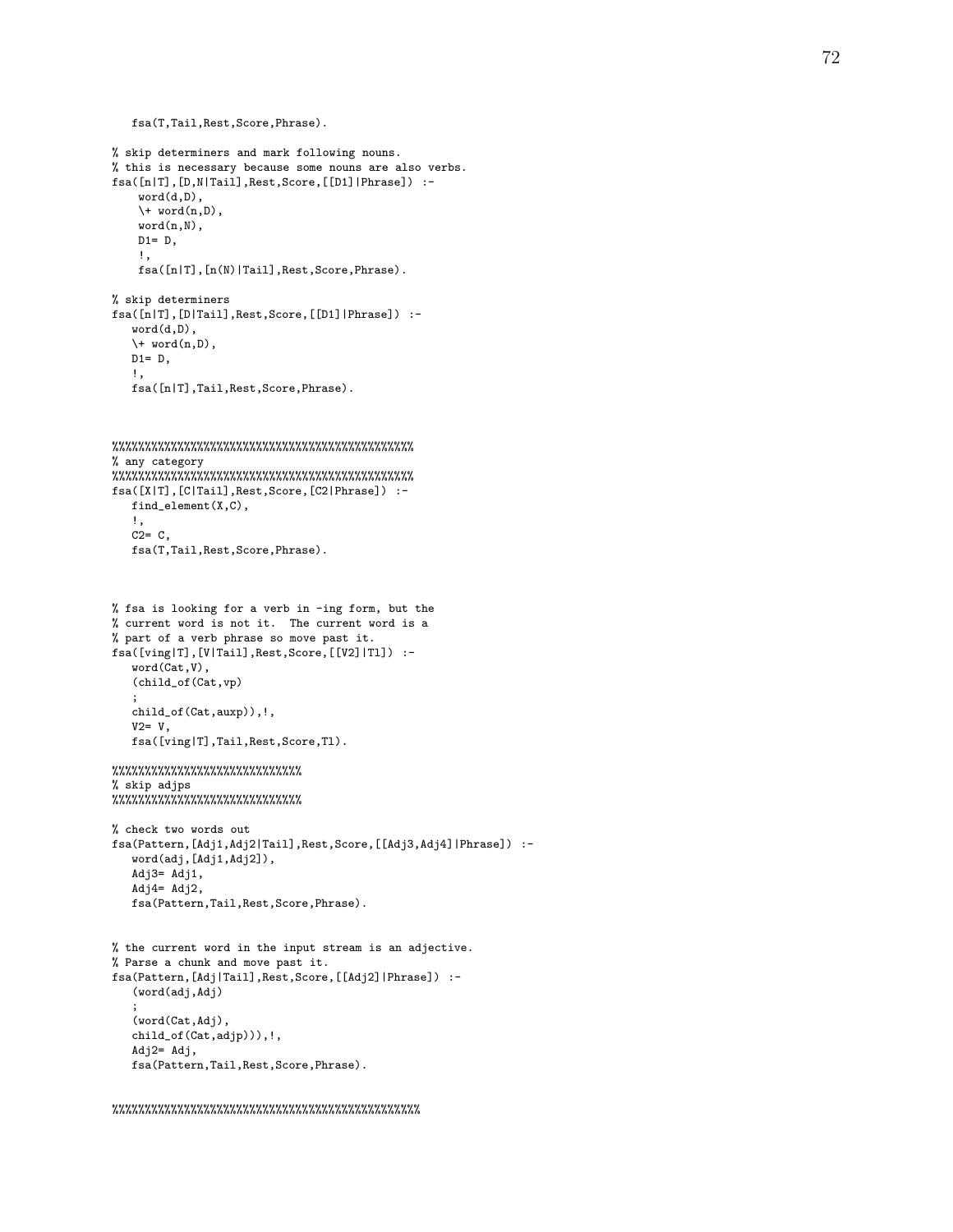```
   fsa(T,Tail,Rest,Score,Phrase).

% skip determiners and mark following nouns.
% this is necessary because some nouns are also verbs.
fsa([n|T],[D,N|Tail],Rest,Score,[[D1]|Phrase]) :-
    word(d,D),
    \+ word(n,D),
    word(n,N),
    D1= D,
    !,
    fsa([n|T],[n(N)|Tail],Rest,Score,Phrase).

% skip determiners
fsa([n|T],[D|Tail],Rest,Score,[[D1]|Phrase]) :-
   word(d,D),
   \+ word(n,D),
   D1= D,
   !,
   fsa([n|T],Tail,Rest,Score,Phrase).



%%%%%%%%%%%%%%%%%%%%%%%%%%%%%%%%%%%%%%%%%%%%%%%%
% any category
%%%%%%%%%%%%%%%%%%%%%%%%%%%%%%%%%%%%%%%%%%%%%%%%
fsa([X|T],[C|Tail],Rest,Score,[C2|Phrase]) :-
   find_element(X,C),
   !,
   C2= C,
   fsa(T,Tail,Rest,Score,Phrase).



% fsa is looking for a verb in -ing form, but the
% current word is not it.  The current word is a
% part of a verb phrase so move past it.
fsa([ving|T],[V|Tail],Rest,Score,[[V2]|T1]) :-
   word(Cat,V),
   (child_of(Cat,vp)
   ;
   child_of(Cat,auxp)),!,
   V2= V,
   fsa([ving|T],Tail,Rest,Score,T1).

%%%%%%%%%%%%%%%%%%%%%%%%%%%%%
% skip adjps
%%%%%%%%%%%%%%%%%%%%%%%%%%%%%

% check two words out
fsa(Pattern,[Adj1,Adj2|Tail],Rest,Score,[[Adj3,Adj4]|Phrase]) :-
   word(adj,[Adj1,Adj2]),
   Adj3= Adj1,
   Adj4= Adj2,
   fsa(Pattern,Tail,Rest,Score,Phrase).


% the current word in the input stream is an adjective.
% Parse a chunk and move past it.
fsa(Pattern,[Adj|Tail],Rest,Score,[[Adj2]|Phrase]) :-
   (word(adj,Adj)
   ;
   (word(Cat,Adj),
   child_of(Cat,adjp))),!,
   Adj2= Adj,
   fsa(Pattern,Tail,Rest,Score,Phrase).


%%%%%%%%%%%%%%%%%%%%%%%%%%%%%%%%%%%%%%%%%%%%%%%%
```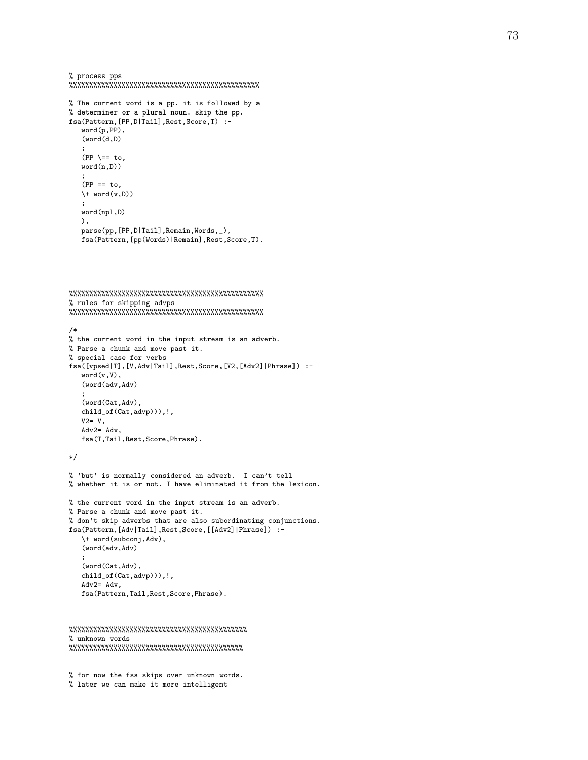```
% process pps
%%%%%%%%%%%%%%%%%%%%%%%%%%%%%%%%%%%%%%%%%%%%%%%%%

% The current word is a pp. it is followed by a
% determiner or a plural noun. skip the pp.
fsa(Pattern,[PP,D|Tail],Rest,Score,T) :-
   word(p,PP),
   (word(d,D)
   ;
   (PP \== to,
   word(n,D))
   ;
   (PP == to,
   \+ word(v,D))
   ;
   word(npl,D)
   ),
   parse(pp,[PP,D|Tail],Remain,Words,_),
   fsa(Pattern,[pp(Words)|Remain],Rest,Score,T).




%%%%%%%%%%%%%%%%%%%%%%%%%%%%%%%%%%%%%%%%%%%%%%%%%
% rules for skipping advps
%%%%%%%%%%%%%%%%%%%%%%%%%%%%%%%%%%%%%%%%%%%%%%%%%

/*
% the current word in the input stream is an adverb.
% Parse a chunk and move past it.
% special case for verbs
fsa([vpsed|T],[V,Adv|Tail],Rest,Score,[V2,[Adv2]|Phrase]) :-
   word(v,V),
   (word(adv,Adv)
   ;
   (word(Cat,Adv),
   child_of(Cat,advp))),!,
   V2= V,
   Adv2= Adv,
   fsa(T,Tail,Rest,Score,Phrase).

*/

% 'but' is normally considered an adverb.  I can't tell
% whether it is or not. I have eliminated it from the lexicon.

% the current word in the input stream is an adverb.
% Parse a chunk and move past it.
% don't skip adverbs that are also subordinating conjunctions.
fsa(Pattern,[Adv|Tail],Rest,Score,[[Adv2]|Phrase]) :-
   \+ word(subconj,Adv),
   (word(adv,Adv)
   ;
   (word(Cat,Adv),
   child_of(Cat,advp))),!,
   Adv2= Adv,
   fsa(Pattern,Tail,Rest,Score,Phrase).



%%%%%%%%%%%%%%%%%%%%%%%%%%%%%%%%%%%%%%%%%%%%%%
% unknown words
%%%%%%%%%%%%%%%%%%%%%%%%%%%%%%%%%%%%%%%%%%%%%


% for now the fsa skips over unknown words.
% later we can make it more intelligent
```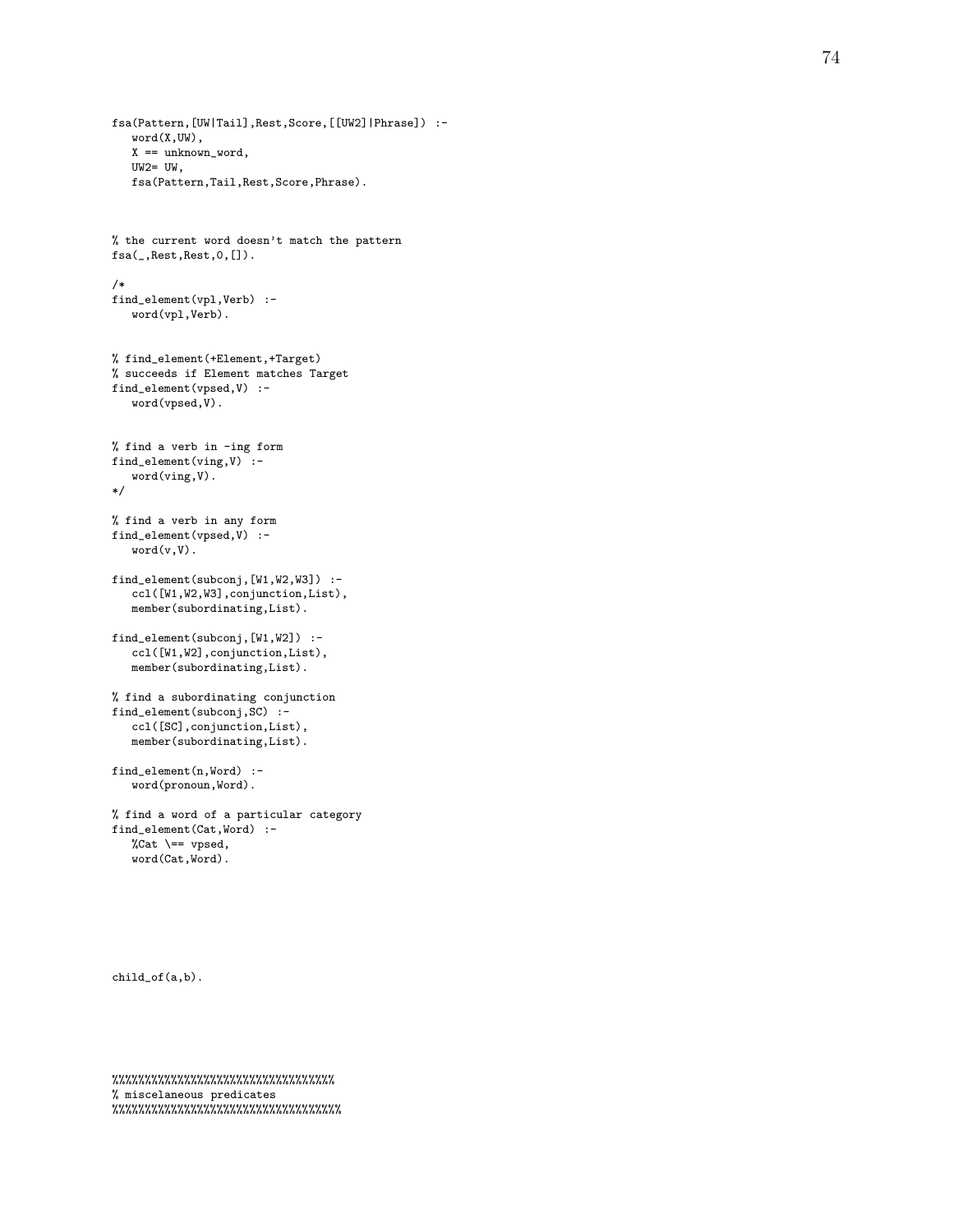```
fsa(Pattern,[UW|Tail],Rest,Score,[[UW2]|Phrase]) :-
   word(X,UW),
   X == unknown_word,
   UW2= UW,
   fsa(Pattern,Tail,Rest,Score,Phrase).



% the current word doesn't match the pattern
fsa(_,Rest,Rest,0,[]).

/*
find_element(vpl,Verb) :-
   word(vpl,Verb).


% find_element(+Element,+Target)
% succeeds if Element matches Target
find_element(vpsed,V) :-
   word(vpsed,V).


% find a verb in -ing form
find_element(ving,V) :-
   word(ving,V).
*/

% find a verb in any form
find_element(vpsed,V) :-
   word(v,V).

find_element(subconj,[W1,W2,W3]) :-
   ccl([W1,W2,W3],conjunction,List),
   member(subordinating,List).

find_element(subconj,[W1,W2]) :-
   ccl([W1,W2],conjunction,List),
   member(subordinating,List).

% find a subordinating conjunction
find_element(subconj,SC) :-
   ccl([SC],conjunction,List),
   member(subordinating,List).

find_element(n,Word) :-
   word(pronoun,Word).

% find a word of a particular category
find_element(Cat,Word) :-
   %Cat \== vpsed,
   word(Cat,Word).






child_of(a,b).





%%%%%%%%%%%%%%%%%%%%%%%%%%%%%%%%%%
% miscelaneous predicates
%%%%%%%%%%%%%%%%%%%%%%%%%%%%%%%%%%%
```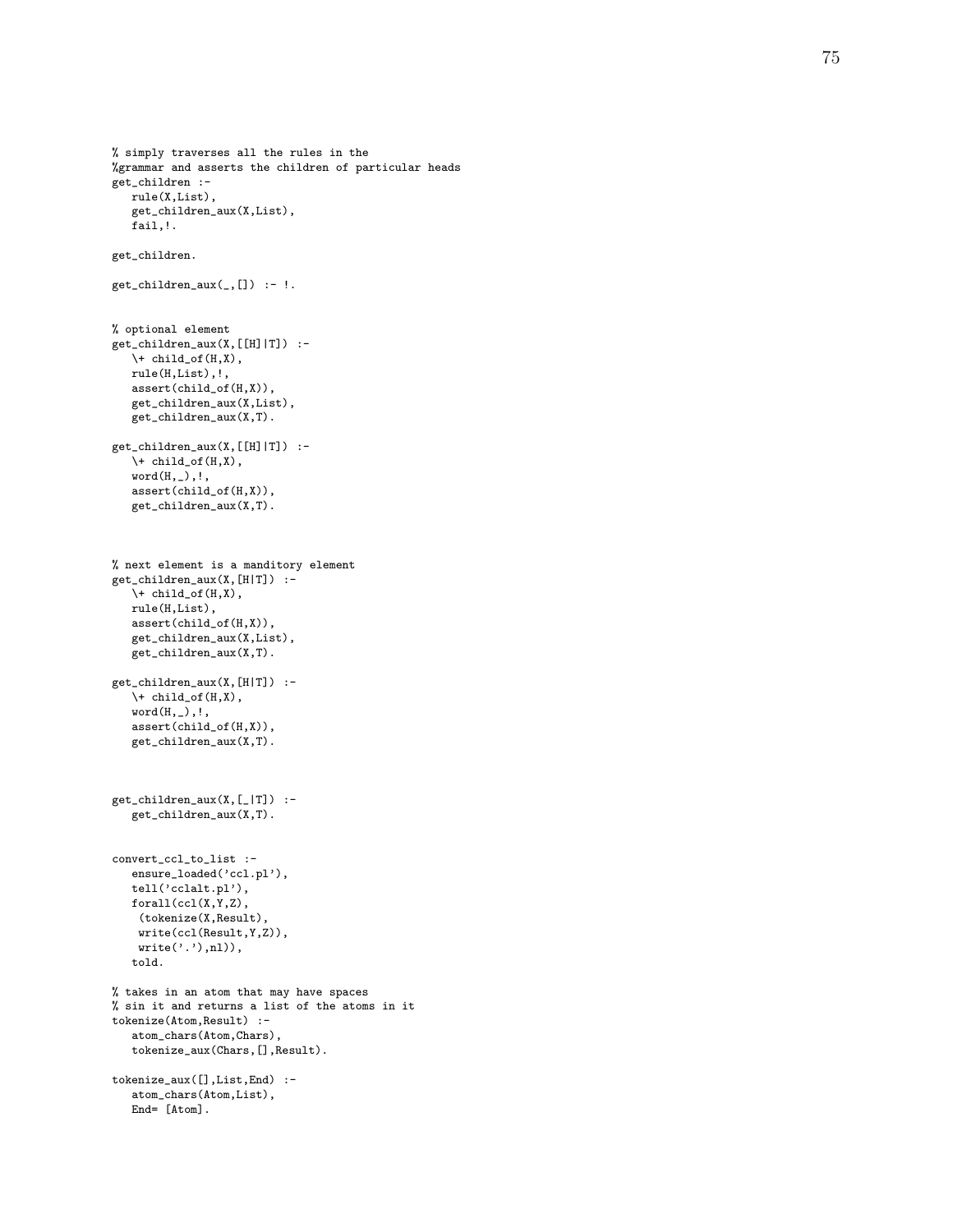```prolog
% simply traverses all the rules in the
%grammar and asserts the children of particular heads
get_children :-
   rule(X,List),
   get_children_aux(X,List),
   fail,!.

get_children.

get_children_aux(_,[]) :- !.


% optional element
get_children_aux(X,[[H]|T]) :-
   \+ child_of(H,X),
   rule(H,List),!,
   assert(child_of(H,X)),
   get_children_aux(X,List),
   get_children_aux(X,T).

get_children_aux(X,[[H]|T]) :-
   \+ child_of(H,X),
   word(H,_),!,
   assert(child_of(H,X)),
   get_children_aux(X,T).



% next element is a manditory element
get_children_aux(X,[H|T]) :-
   \+ child_of(H,X),
   rule(H,List),
   assert(child_of(H,X)),
   get_children_aux(X,List),
   get_children_aux(X,T).

get_children_aux(X,[H|T]) :-
   \+ child_of(H,X),
   word(H,_),!,
   assert(child_of(H,X)),
   get_children_aux(X,T).



get_children_aux(X,[_|T]) :-
   get_children_aux(X,T).


convert_ccl_to_list :-
   ensure_loaded('ccl.pl'),
   tell('cclalt.pl'),
   forall(ccl(X,Y,Z),
    (tokenize(X,Result),
    write(ccl(Result,Y,Z)),
    write('.'),nl)),
   told.

% takes in an atom that may have spaces
% sin it and returns a list of the atoms in it
tokenize(Atom,Result) :-
   atom_chars(Atom,Chars),
   tokenize_aux(Chars,[],Result).

tokenize_aux([],List,End) :-
   atom_chars(Atom,List),
   End= [Atom].
```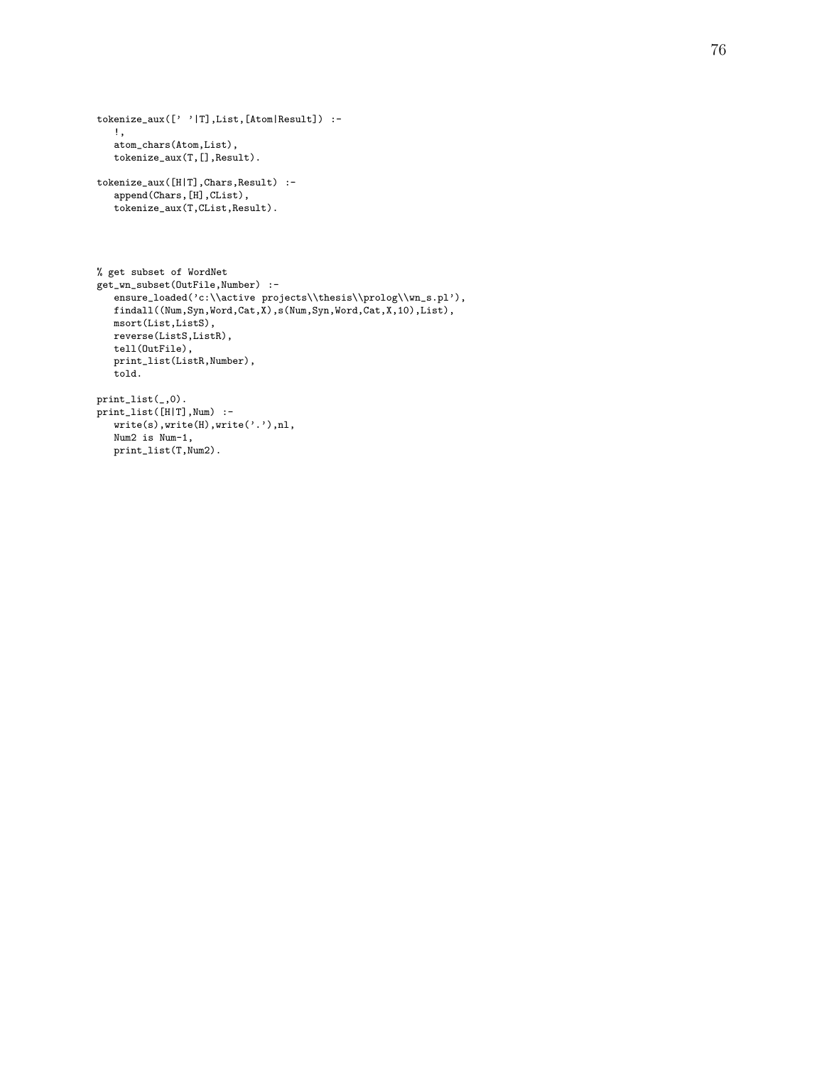```
tokenize_aux([' '|T],List,[Atom|Result]) :-
   !,
   atom_chars(Atom,List),
   tokenize_aux(T,[],Result).

tokenize_aux([H|T],Chars,Result) :-
   append(Chars,[H],CList),
   tokenize_aux(T,CList,Result).



% get subset of WordNet
get_wn_subset(OutFile,Number) :-
   ensure_loaded('c:\\active projects\\thesis\\prolog\\wn_s.pl'),
   findall((Num,Syn,Word,Cat,X),s(Num,Syn,Word,Cat,X,10),List),
   msort(List,ListS),
   reverse(ListS,ListR),
   tell(OutFile),
   print_list(ListR,Number),
   told.

print_list(_,0).
print_list([H|T],Num) :-
   write(s),write(H),write('.'),nl,
   Num2 is Num-1,
   print_list(T,Num2).
```